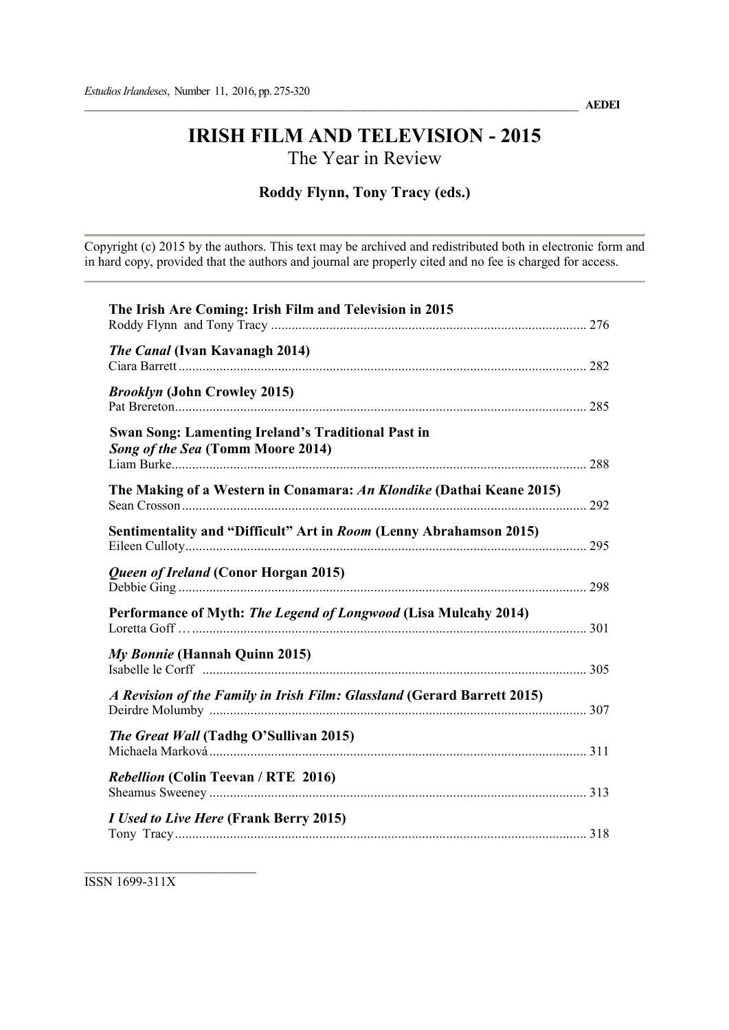# IRISH FILM AND TELEVISION - 2015

## The Year in Review

**Roddy Flynn, Tony Tracy (eds.)**

Copyright (c) 2015 by the authors. This text may be archived and redistributed both in electronic form and in hard copy, provided that the authors and journal are properly cited and no fee is charged for access.

**The Irish Are Coming: Irish Film and Television in 2015**
Roddy Flynn and Tony Tracy ........................................................................................... 276

***The Canal* (Ivan Kavanagh 2014)**
Ciara Barrett ....................................................................................................................... 282

***Brooklyn* (John Crowley 2015)**
Pat Brereton ........................................................................................................................ 285

**Swan Song: Lamenting Ireland's Traditional Past in *Song of the Sea* (Tomm Moore 2014)**
Liam Burke ......................................................................................................................... 288

**The Making of a Western in Conamara: *An Klondike* (Dathai Keane 2015)**
Sean Crosson ...................................................................................................................... 292

**Sentimentality and "Difficult" Art in *Room* (Lenny Abrahamson 2015)**
Eileen Culloty ..................................................................................................................... 295

***Queen of Ireland* (Conor Horgan 2015)**
Debbie Ging ....................................................................................................................... 298

**Performance of Myth: *The Legend of Longwood* (Lisa Mulcahy 2014)**
Loretta Goff … ................................................................................................................... 301

***My Bonnie* (Hannah Quinn 2015)**
Isabelle le Corff .................................................................................................................. 305

***A Revision of the Family in Irish Film: Glassland* (Gerard Barrett 2015)**
Deirdre Molumby ............................................................................................................... 307

***The Great Wall* (Tadhg O'Sullivan 2015)**
Michaela Marková .............................................................................................................. 311

***Rebellion* (Colin Teevan / RTE 2016)**
Sheamus Sweeney .............................................................................................................. 313

***I Used to Live Here* (Frank Berry 2015)**
Tony Tracy .......................................................................................................................... 318

ISSN 1699-311X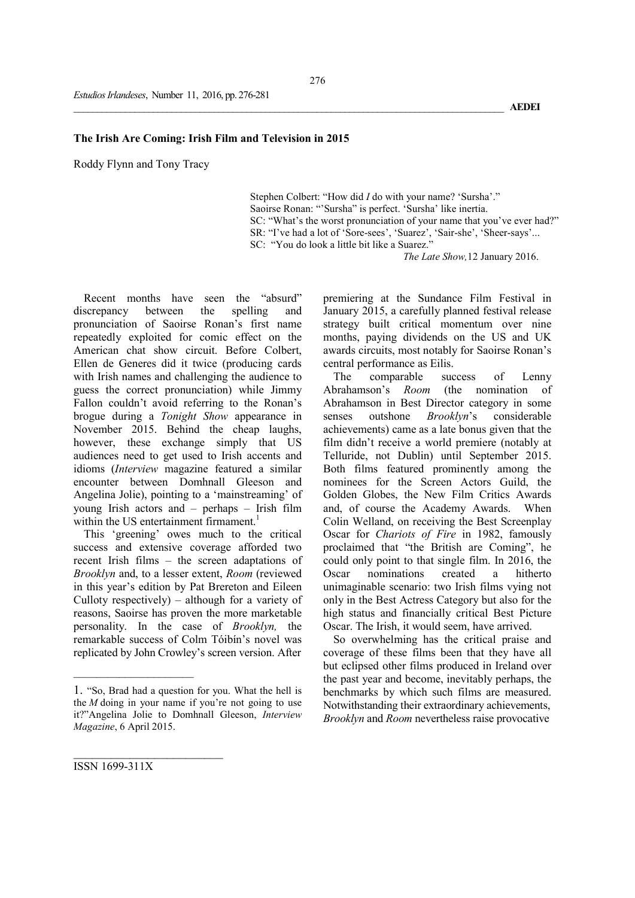## The Irish Are Coming: Irish Film and Television in 2015

Roddy Flynn and Tony Tracy

> Stephen Colbert: "How did *I* do with your name? 'Sursha'."
> Saoirse Ronan: "'Sursha" is perfect. 'Sursha' like inertia.
> SC: "What's the worst pronunciation of your name that you've ever had?"
> SR: "I've had a lot of 'Sore-sees', 'Suarez', 'Sair-she', 'Sheer-says'...
> SC: "You do look a little bit like a Suarez."
>
> *The Late Show,* 12 January 2016.

Recent months have seen the "absurd" discrepancy between the spelling and pronunciation of Saoirse Ronan's first name repeatedly exploited for comic effect on the American chat show circuit. Before Colbert, Ellen de Generes did it twice (producing cards with Irish names and challenging the audience to guess the correct pronunciation) while Jimmy Fallon couldn't avoid referring to the Ronan's brogue during a *Tonight Show* appearance in November 2015. Behind the cheap laughs, however, these exchange simply that US audiences need to get used to Irish accents and idioms (*Interview* magazine featured a similar encounter between Domhnall Gleeson and Angelina Jolie), pointing to a 'mainstreaming' of young Irish actors and – perhaps – Irish film within the US entertainment firmament.[1]

This 'greening' owes much to the critical success and extensive coverage afforded two recent Irish films – the screen adaptations of *Brooklyn* and, to a lesser extent, *Room* (reviewed in this year's edition by Pat Brereton and Eileen Culloty respectively) – although for a variety of reasons, Saoirse has proven the more marketable personality. In the case of *Brooklyn,* the remarkable success of Colm Tóibín's novel was replicated by John Crowley's screen version. After premiering at the Sundance Film Festival in January 2015, a carefully planned festival release strategy built critical momentum over nine months, paying dividends on the US and UK awards circuits, most notably for Saoirse Ronan's central performance as Eilis.

The comparable success of Lenny Abrahamson's *Room* (the nomination of Abrahamson in Best Director category in some senses outshone *Brooklyn*'s considerable achievements) came as a late bonus given that the film didn't receive a world premiere (notably at Telluride, not Dublin) until September 2015. Both films featured prominently among the nominees for the Screen Actors Guild, the Golden Globes, the New Film Critics Awards and, of course the Academy Awards. When Colin Welland, on receiving the Best Screenplay Oscar for *Chariots of Fire* in 1982, famously proclaimed that "the British are Coming", he could only point to that single film. In 2016, the Oscar nominations created a hitherto unimaginable scenario: two Irish films vying not only in the Best Actress Category but also for the high status and financially critical Best Picture Oscar. The Irish, it would seem, have arrived.

So overwhelming has the critical praise and coverage of these films been that they have all but eclipsed other films produced in Ireland over the past year and become, inevitably perhaps, the benchmarks by which such films are measured. Notwithstanding their extraordinary achievements, *Brooklyn* and *Room* nevertheless raise provocative

1. "So, Brad had a question for you. What the hell is the *M* doing in your name if you're not going to use it?"Angelina Jolie to Domhnall Gleeson, *Interview Magazine*, 6 April 2015.

ISSN 1699-311X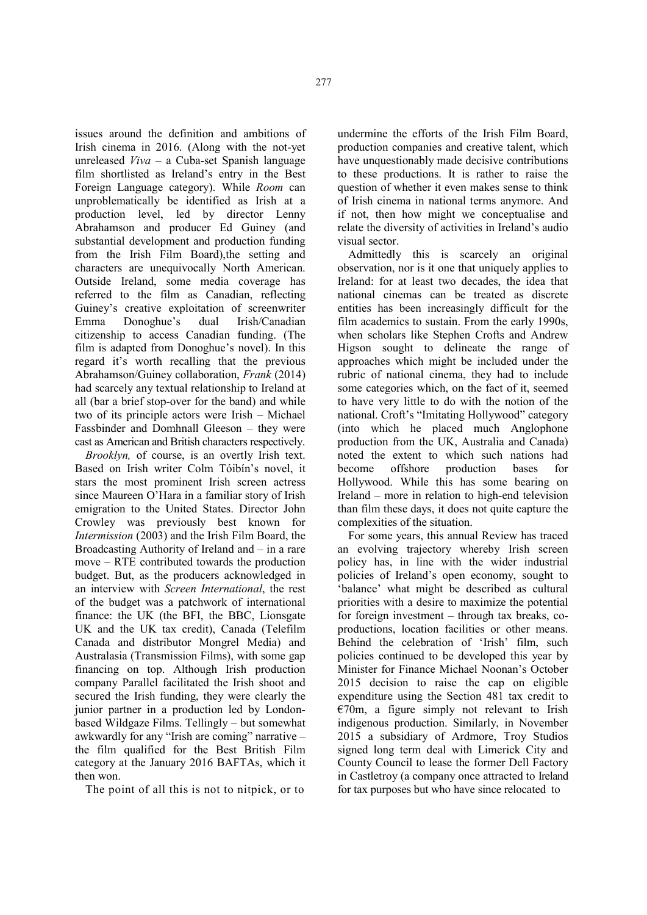issues around the definition and ambitions of Irish cinema in 2016. (Along with the not-yet unreleased *Viva* – a Cuba-set Spanish language film shortlisted as Ireland's entry in the Best Foreign Language category). While *Room* can unproblematically be identified as Irish at a production level, led by director Lenny Abrahamson and producer Ed Guiney (and substantial development and production funding from the Irish Film Board),the setting and characters are unequivocally North American. Outside Ireland, some media coverage has referred to the film as Canadian, reflecting Guiney's creative exploitation of screenwriter Emma Donoghue's dual Irish/Canadian citizenship to access Canadian funding. (The film is adapted from Donoghue's novel). In this regard it's worth recalling that the previous Abrahamson/Guiney collaboration, *Frank* (2014) had scarcely any textual relationship to Ireland at all (bar a brief stop-over for the band) and while two of its principle actors were Irish – Michael Fassbinder and Domhnall Gleeson – they were cast as American and British characters respectively.

*Brooklyn,* of course, is an overtly Irish text. Based on Irish writer Colm Tóibín's novel, it stars the most prominent Irish screen actress since Maureen O'Hara in a familiar story of Irish emigration to the United States. Director John Crowley was previously best known for *Intermission* (2003) and the Irish Film Board, the Broadcasting Authority of Ireland and – in a rare move – RTE contributed towards the production budget. But, as the producers acknowledged in an interview with *Screen International*, the rest of the budget was a patchwork of international finance: the UK (the BFI, the BBC, Lionsgate UK and the UK tax credit), Canada (Telefilm Canada and distributor Mongrel Media) and Australasia (Transmission Films), with some gap financing on top. Although Irish production company Parallel facilitated the Irish shoot and secured the Irish funding, they were clearly the junior partner in a production led by London-based Wildgaze Films. Tellingly – but somewhat awkwardly for any "Irish are coming" narrative – the film qualified for the Best British Film category at the January 2016 BAFTAs, which it then won.

The point of all this is not to nitpick, or to undermine the efforts of the Irish Film Board, production companies and creative talent, which have unquestionably made decisive contributions to these productions. It is rather to raise the question of whether it even makes sense to think of Irish cinema in national terms anymore. And if not, then how might we conceptualise and relate the diversity of activities in Ireland's audio visual sector.

Admittedly this is scarcely an original observation, nor is it one that uniquely applies to Ireland: for at least two decades, the idea that national cinemas can be treated as discrete entities has been increasingly difficult for the film academics to sustain. From the early 1990s, when scholars like Stephen Crofts and Andrew Higson sought to delineate the range of approaches which might be included under the rubric of national cinema, they had to include some categories which, on the fact of it, seemed to have very little to do with the notion of the national. Croft's "Imitating Hollywood" category (into which he placed much Anglophone production from the UK, Australia and Canada) noted the extent to which such nations had become offshore production bases for Hollywood. While this has some bearing on Ireland – more in relation to high-end television than film these days, it does not quite capture the complexities of the situation.

For some years, this annual Review has traced an evolving trajectory whereby Irish screen policy has, in line with the wider industrial policies of Ireland's open economy, sought to 'balance' what might be described as cultural priorities with a desire to maximize the potential for foreign investment – through tax breaks, co-productions, location facilities or other means. Behind the celebration of 'Irish' film, such policies continued to be developed this year by Minister for Finance Michael Noonan's October 2015 decision to raise the cap on eligible expenditure using the Section 481 tax credit to €70m, a figure simply not relevant to Irish indigenous production. Similarly, in November 2015 a subsidiary of Ardmore, Troy Studios signed long term deal with Limerick City and County Council to lease the former Dell Factory in Castletroy (a company once attracted to Ireland for tax purposes but who have since relocated to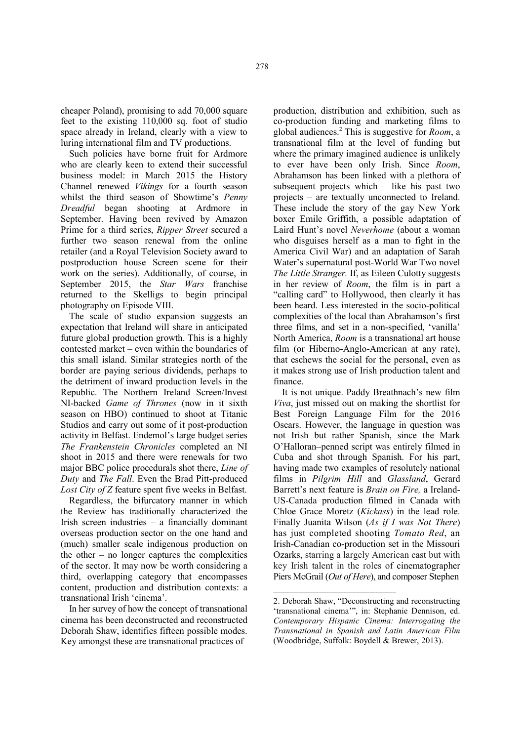cheaper Poland), promising to add 70,000 square feet to the existing 110,000 sq. foot of studio space already in Ireland, clearly with a view to luring international film and TV productions.

Such policies have borne fruit for Ardmore who are clearly keen to extend their successful business model: in March 2015 the History Channel renewed *Vikings* for a fourth season whilst the third season of Showtime's *Penny Dreadful* began shooting at Ardmore in September. Having been revived by Amazon Prime for a third series, *Ripper Street* secured a further two season renewal from the online retailer (and a Royal Television Society award to postproduction house Screen scene for their work on the series). Additionally, of course, in September 2015, the *Star Wars* franchise returned to the Skelligs to begin principal photography on Episode VIII.

The scale of studio expansion suggests an expectation that Ireland will share in anticipated future global production growth. This is a highly contested market – even within the boundaries of this small island. Similar strategies north of the border are paying serious dividends, perhaps to the detriment of inward production levels in the Republic. The Northern Ireland Screen/Invest NI-backed *Game of Thrones* (now in it sixth season on HBO) continued to shoot at Titanic Studios and carry out some of it post-production activity in Belfast. Endemol's large budget series *The Frankenstein Chronicles* completed an NI shoot in 2015 and there were renewals for two major BBC police procedurals shot there, *Line of Duty* and *The Fall*. Even the Brad Pitt-produced *Lost City of Z* feature spent five weeks in Belfast.

Regardless, the bifurcatory manner in which the Review has traditionally characterized the Irish screen industries – a financially dominant overseas production sector on the one hand and (much) smaller scale indigenous production on the other – no longer captures the complexities of the sector. It may now be worth considering a third, overlapping category that encompasses content, production and distribution contexts: a transnational Irish 'cinema'.

In her survey of how the concept of transnational cinema has been deconstructed and reconstructed Deborah Shaw, identifies fifteen possible modes. Key amongst these are transnational practices of production, distribution and exhibition, such as co-production funding and marketing films to global audiences.[2] This is suggestive for *Room*, a transnational film at the level of funding but where the primary imagined audience is unlikely to ever have been only Irish. Since *Room*, Abrahamson has been linked with a plethora of subsequent projects which – like his past two projects – are textually unconnected to Ireland. These include the story of the gay New York boxer Emile Griffith, a possible adaptation of Laird Hunt's novel *Neverhome* (about a woman who disguises herself as a man to fight in the America Civil War) and an adaptation of Sarah Water's supernatural post-World War Two novel *The Little Stranger.* If, as Eileen Culotty suggests in her review of *Room*, the film is in part a "calling card" to Hollywood, then clearly it has been heard. Less interested in the socio-political complexities of the local than Abrahamson's first three films, and set in a non-specified, 'vanilla' North America, *Room* is a transnational art house film (or Hiberno-Anglo-American at any rate), that eschews the social for the personal, even as it makes strong use of Irish production talent and finance.

It is not unique. Paddy Breathnach's new film *Viva*, just missed out on making the shortlist for Best Foreign Language Film for the 2016 Oscars. However, the language in question was not Irish but rather Spanish, since the Mark O'Halloran–penned script was entirely filmed in Cuba and shot through Spanish. For his part, having made two examples of resolutely national films in *Pilgrim Hill* and *Glassland*, Gerard Barrett's next feature is *Brain on Fire,* a Ireland-US-Canada production filmed in Canada with Chloe Grace Moretz (*Kickass*) in the lead role. Finally Juanita Wilson (*As if I was Not There*) has just completed shooting *Tomato Red*, an Irish-Canadian co-production set in the Missouri Ozarks, starring a largely American cast but with key Irish talent in the roles of cinematographer Piers McGrail (*Out of Here*), and composer Stephen

---

2. Deborah Shaw, "Deconstructing and reconstructing 'transnational cinema'", in: Stephanie Dennison, ed. *Contemporary Hispanic Cinema: Interrogating the Transnational in Spanish and Latin American Film* (Woodbridge, Suffolk: Boydell & Brewer, 2013).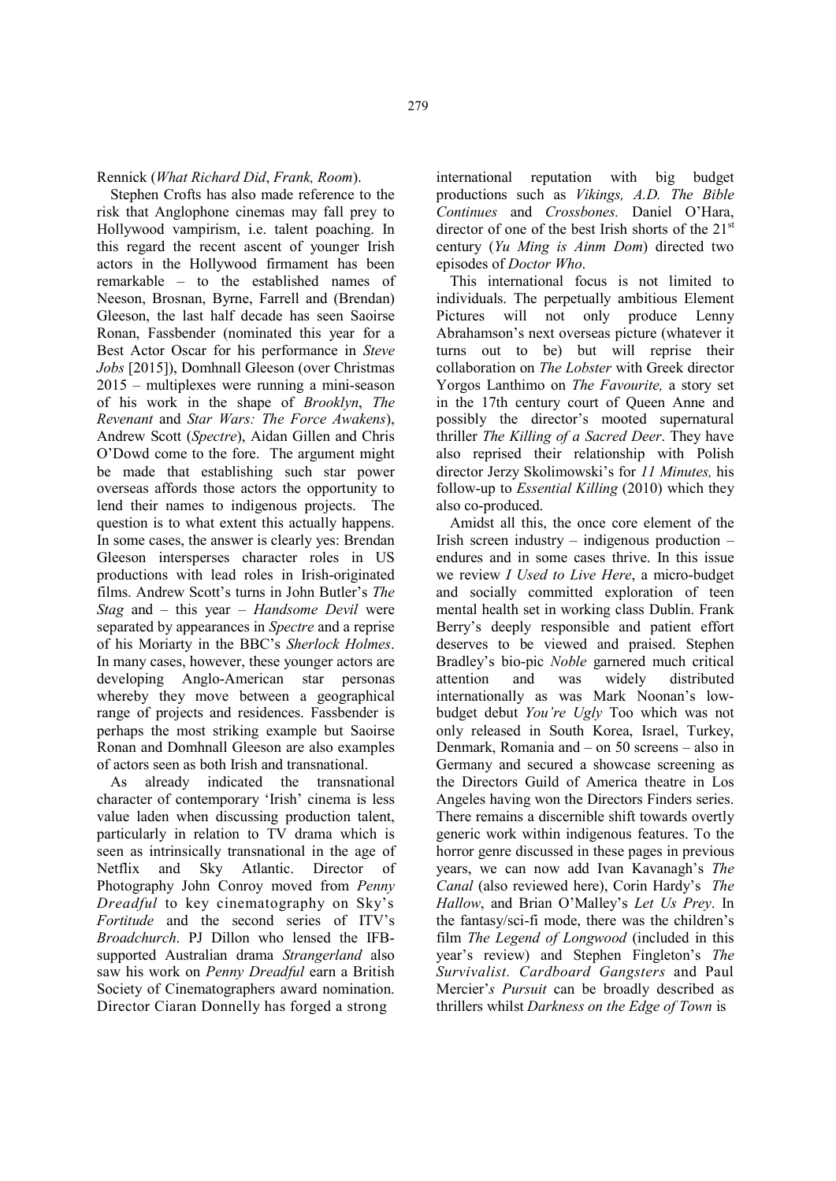Rennick (*What Richard Did*, *Frank, Room*).

Stephen Crofts has also made reference to the risk that Anglophone cinemas may fall prey to Hollywood vampirism, i.e. talent poaching. In this regard the recent ascent of younger Irish actors in the Hollywood firmament has been remarkable – to the established names of Neeson, Brosnan, Byrne, Farrell and (Brendan) Gleeson, the last half decade has seen Saoirse Ronan, Fassbender (nominated this year for a Best Actor Oscar for his performance in *Steve Jobs* [2015]), Domhnall Gleeson (over Christmas 2015 – multiplexes were running a mini-season of his work in the shape of *Brooklyn*, *The Revenant* and *Star Wars: The Force Awakens*), Andrew Scott (*Spectre*), Aidan Gillen and Chris O'Dowd come to the fore. The argument might be made that establishing such star power overseas affords those actors the opportunity to lend their names to indigenous projects. The question is to what extent this actually happens. In some cases, the answer is clearly yes: Brendan Gleeson intersperses character roles in US productions with lead roles in Irish-originated films. Andrew Scott's turns in John Butler's *The Stag* and – this year – *Handsome Devil* were separated by appearances in *Spectre* and a reprise of his Moriarty in the BBC's *Sherlock Holmes*. In many cases, however, these younger actors are developing Anglo-American star personas whereby they move between a geographical range of projects and residences. Fassbender is perhaps the most striking example but Saoirse Ronan and Domhnall Gleeson are also examples of actors seen as both Irish and transnational.

As already indicated the transnational character of contemporary 'Irish' cinema is less value laden when discussing production talent, particularly in relation to TV drama which is seen as intrinsically transnational in the age of Netflix and Sky Atlantic. Director of Photography John Conroy moved from *Penny Dreadful* to key cinematography on Sky's *Fortitude* and the second series of ITV's *Broadchurch*. PJ Dillon who lensed the IFB-supported Australian drama *Strangerland* also saw his work on *Penny Dreadful* earn a British Society of Cinematographers award nomination. Director Ciaran Donnelly has forged a strong international reputation with big budget productions such as *Vikings, A.D. The Bible Continues* and *Crossbones.* Daniel O'Hara, director of one of the best Irish shorts of the 21st century (*Yu Ming is Ainm Dom*) directed two episodes of *Doctor Who*.

This international focus is not limited to individuals. The perpetually ambitious Element Pictures will not only produce Lenny Abrahamson's next overseas picture (whatever it turns out to be) but will reprise their collaboration on *The Lobster* with Greek director Yorgos Lanthimo on *The Favourite,* a story set in the 17th century court of Queen Anne and possibly the director's mooted supernatural thriller *The Killing of a Sacred Deer*. They have also reprised their relationship with Polish director Jerzy Skolimowski's for *11 Minutes,* his follow-up to *Essential Killing* (2010) which they also co-produced.

Amidst all this, the once core element of the Irish screen industry – indigenous production – endures and in some cases thrive. In this issue we review *I Used to Live Here*, a micro-budget and socially committed exploration of teen mental health set in working class Dublin. Frank Berry's deeply responsible and patient effort deserves to be viewed and praised. Stephen Bradley's bio-pic *Noble* garnered much critical attention and was widely distributed internationally as was Mark Noonan's low-budget debut *You're Ugly* Too which was not only released in South Korea, Israel, Turkey, Denmark, Romania and – on 50 screens – also in Germany and secured a showcase screening as the Directors Guild of America theatre in Los Angeles having won the Directors Finders series. There remains a discernible shift towards overtly generic work within indigenous features. To the horror genre discussed in these pages in previous years, we can now add Ivan Kavanagh's *The Canal* (also reviewed here), Corin Hardy's *The Hallow*, and Brian O'Malley's *Let Us Prey*. In the fantasy/sci-fi mode, there was the children's film *The Legend of Longwood* (included in this year's review) and Stephen Fingleton's *The Survivalist. Cardboard Gangsters* and Paul Mercier'*s Pursuit* can be broadly described as thrillers whilst *Darkness on the Edge of Town* is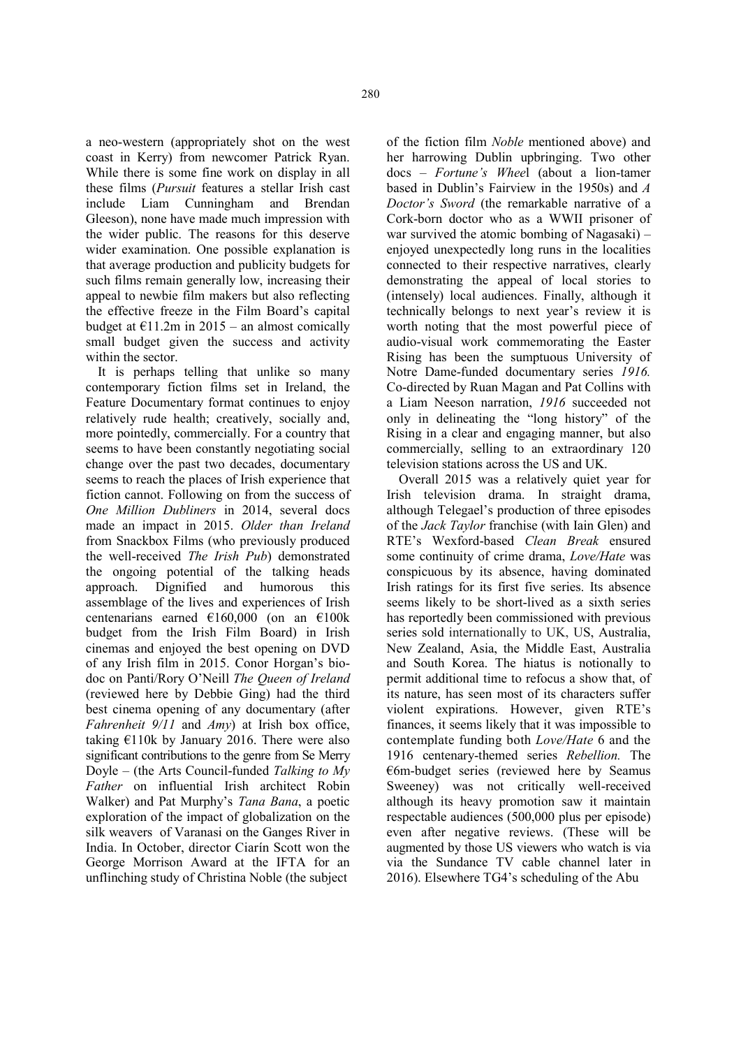a neo-western (appropriately shot on the west coast in Kerry) from newcomer Patrick Ryan. While there is some fine work on display in all these films (*Pursuit* features a stellar Irish cast include Liam Cunningham and Brendan Gleeson), none have made much impression with the wider public. The reasons for this deserve wider examination. One possible explanation is that average production and publicity budgets for such films remain generally low, increasing their appeal to newbie film makers but also reflecting the effective freeze in the Film Board's capital budget at €11.2m in 2015 – an almost comically small budget given the success and activity within the sector.

It is perhaps telling that unlike so many contemporary fiction films set in Ireland, the Feature Documentary format continues to enjoy relatively rude health; creatively, socially and, more pointedly, commercially. For a country that seems to have been constantly negotiating social change over the past two decades, documentary seems to reach the places of Irish experience that fiction cannot. Following on from the success of *One Million Dubliners* in 2014, several docs made an impact in 2015. *Older than Ireland* from Snackbox Films (who previously produced the well-received *The Irish Pub*) demonstrated the ongoing potential of the talking heads approach. Dignified and humorous this assemblage of the lives and experiences of Irish centenarians earned €160,000 (on an €100k budget from the Irish Film Board) in Irish cinemas and enjoyed the best opening on DVD of any Irish film in 2015. Conor Horgan's bio-doc on Panti/Rory O'Neill *The Queen of Ireland* (reviewed here by Debbie Ging) had the third best cinema opening of any documentary (after *Fahrenheit 9/11* and *Amy*) at Irish box office, taking €110k by January 2016. There were also significant contributions to the genre from Se Merry Doyle – (the Arts Council-funded *Talking to My Father* on influential Irish architect Robin Walker) and Pat Murphy's *Tana Bana*, a poetic exploration of the impact of globalization on the silk weavers of Varanasi on the Ganges River in India. In October, director Ciarín Scott won the George Morrison Award at the IFTA for an unflinching study of Christina Noble (the subject of the fiction film *Noble* mentioned above) and her harrowing Dublin upbringing. Two other docs – *Fortune's Wheel* (about a lion-tamer based in Dublin's Fairview in the 1950s) and *A Doctor's Sword* (the remarkable narrative of a Cork-born doctor who as a WWII prisoner of war survived the atomic bombing of Nagasaki) – enjoyed unexpectedly long runs in the localities connected to their respective narratives, clearly demonstrating the appeal of local stories to (intensely) local audiences. Finally, although it technically belongs to next year's review it is worth noting that the most powerful piece of audio-visual work commemorating the Easter Rising has been the sumptuous University of Notre Dame-funded documentary series *1916.* Co-directed by Ruan Magan and Pat Collins with a Liam Neeson narration, *1916* succeeded not only in delineating the "long history" of the Rising in a clear and engaging manner, but also commercially, selling to an extraordinary 120 television stations across the US and UK.

Overall 2015 was a relatively quiet year for Irish television drama. In straight drama, although Telegael's production of three episodes of the *Jack Taylor* franchise (with Iain Glen) and RTE's Wexford-based *Clean Break* ensured some continuity of crime drama, *Love/Hate* was conspicuous by its absence, having dominated Irish ratings for its first five series. Its absence seems likely to be short-lived as a sixth series has reportedly been commissioned with previous series sold internationally to UK, US, Australia, New Zealand, Asia, the Middle East, Australia and South Korea. The hiatus is notionally to permit additional time to refocus a show that, of its nature, has seen most of its characters suffer violent expirations. However, given RTE's finances, it seems likely that it was impossible to contemplate funding both *Love/Hate* 6 and the 1916 centenary-themed series *Rebellion.* The €6m-budget series (reviewed here by Seamus Sweeney) was not critically well-received although its heavy promotion saw it maintain respectable audiences (500,000 plus per episode) even after negative reviews. (These will be augmented by those US viewers who watch is via via the Sundance TV cable channel later in 2016). Elsewhere TG4's scheduling of the Abu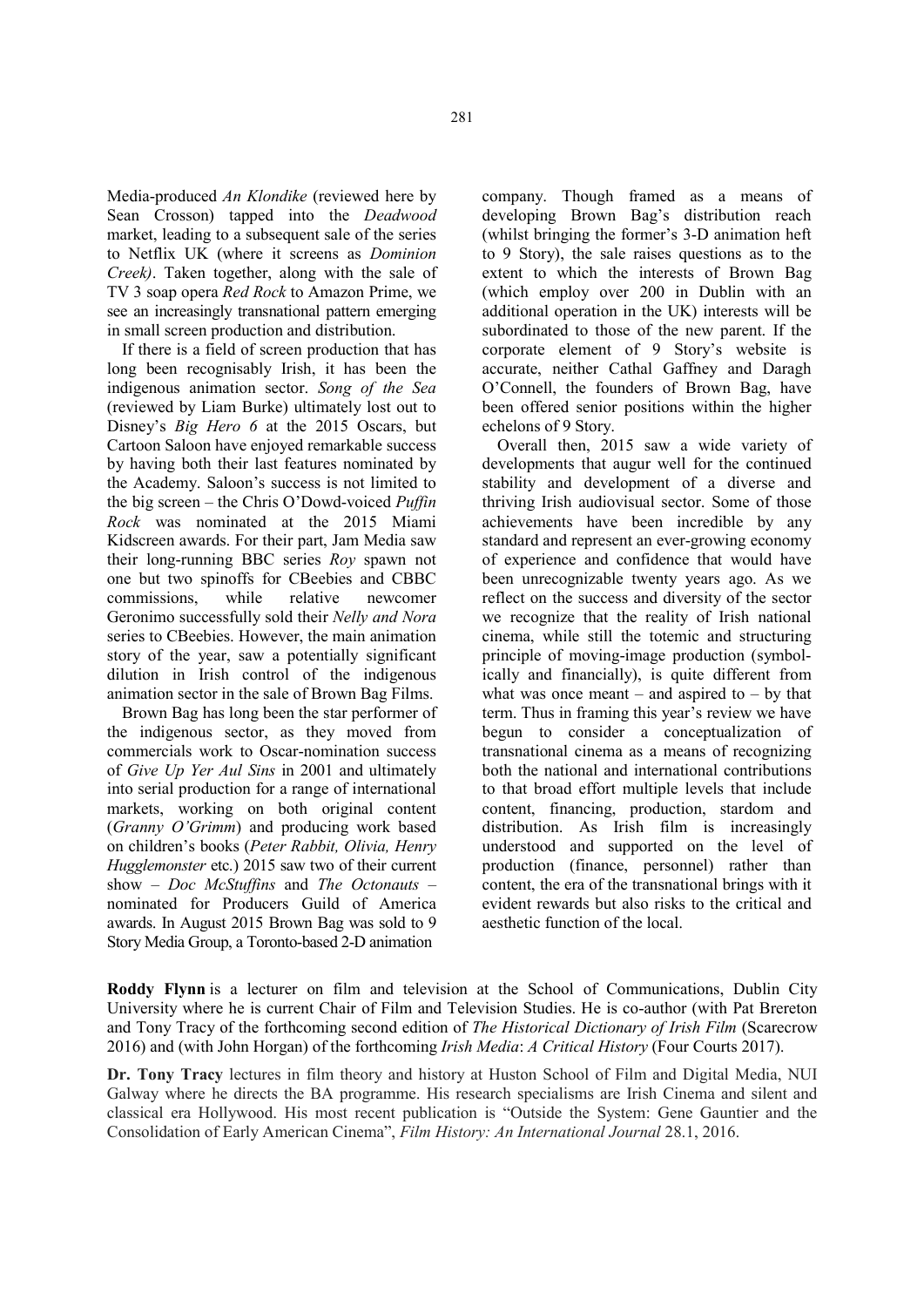Media-produced *An Klondike* (reviewed here by Sean Crosson) tapped into the *Deadwood* market, leading to a subsequent sale of the series to Netflix UK (where it screens as *Dominion Creek)*. Taken together, along with the sale of TV 3 soap opera *Red Rock* to Amazon Prime, we see an increasingly transnational pattern emerging in small screen production and distribution.

If there is a field of screen production that has long been recognisably Irish, it has been the indigenous animation sector. *Song of the Sea* (reviewed by Liam Burke) ultimately lost out to Disney's *Big Hero 6* at the 2015 Oscars, but Cartoon Saloon have enjoyed remarkable success by having both their last features nominated by the Academy. Saloon's success is not limited to the big screen – the Chris O'Dowd-voiced *Puffin Rock* was nominated at the 2015 Miami Kidscreen awards. For their part, Jam Media saw their long-running BBC series *Roy* spawn not one but two spinoffs for CBeebies and CBBC commissions, while relative newcomer Geronimo successfully sold their *Nelly and Nora* series to CBeebies. However, the main animation story of the year, saw a potentially significant dilution in Irish control of the indigenous animation sector in the sale of Brown Bag Films.

Brown Bag has long been the star performer of the indigenous sector, as they moved from commercials work to Oscar-nomination success of *Give Up Yer Aul Sins* in 2001 and ultimately into serial production for a range of international markets, working on both original content (*Granny O'Grimm*) and producing work based on children's books (*Peter Rabbit, Olivia, Henry Hugglemonster* etc.) 2015 saw two of their current show – *Doc McStuffins* and *The Octonauts* – nominated for Producers Guild of America awards. In August 2015 Brown Bag was sold to 9 Story Media Group, a Toronto-based 2-D animation company. Though framed as a means of developing Brown Bag's distribution reach (whilst bringing the former's 3-D animation heft to 9 Story), the sale raises questions as to the extent to which the interests of Brown Bag (which employ over 200 in Dublin with an additional operation in the UK) interests will be subordinated to those of the new parent. If the corporate element of 9 Story's website is accurate, neither Cathal Gaffney and Daragh O'Connell, the founders of Brown Bag, have been offered senior positions within the higher echelons of 9 Story.

Overall then, 2015 saw a wide variety of developments that augur well for the continued stability and development of a diverse and thriving Irish audiovisual sector. Some of those achievements have been incredible by any standard and represent an ever-growing economy of experience and confidence that would have been unrecognizable twenty years ago. As we reflect on the success and diversity of the sector we recognize that the reality of Irish national cinema, while still the totemic and structuring principle of moving-image production (symbolically and financially), is quite different from what was once meant – and aspired to – by that term. Thus in framing this year's review we have begun to consider a conceptualization of transnational cinema as a means of recognizing both the national and international contributions to that broad effort multiple levels that include content, financing, production, stardom and distribution. As Irish film is increasingly understood and supported on the level of production (finance, personnel) rather than content, the era of the transnational brings with it evident rewards but also risks to the critical and aesthetic function of the local.

**Roddy Flynn** is a lecturer on film and television at the School of Communications, Dublin City University where he is current Chair of Film and Television Studies. He is co-author (with Pat Brereton and Tony Tracy of the forthcoming second edition of *The Historical Dictionary of Irish Film* (Scarecrow 2016) and (with John Horgan) of the forthcoming *Irish Media*: *A Critical History* (Four Courts 2017).

**Dr. Tony Tracy** lectures in film theory and history at Huston School of Film and Digital Media, NUI Galway where he directs the BA programme. His research specialisms are Irish Cinema and silent and classical era Hollywood. His most recent publication is "Outside the System: Gene Gauntier and the Consolidation of Early American Cinema", *Film History: An International Journal* 28.1, 2016.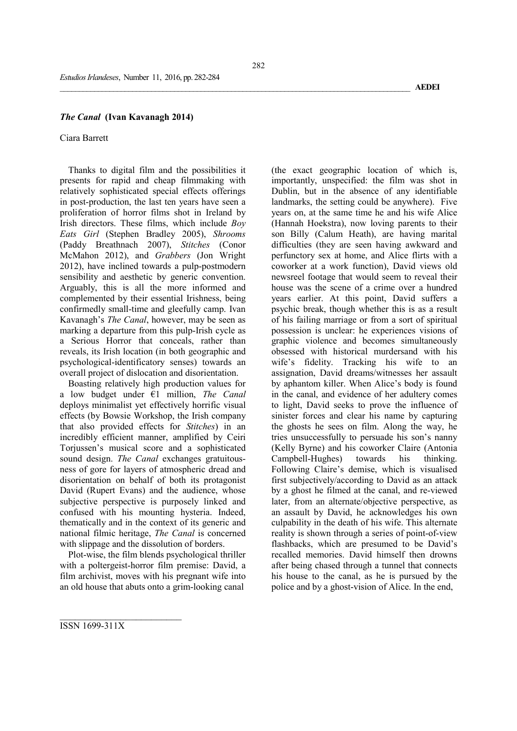## *The Canal* (Ivan Kavanagh 2014)

Ciara Barrett

Thanks to digital film and the possibilities it presents for rapid and cheap filmmaking with relatively sophisticated special effects offerings in post-production, the last ten years have seen a proliferation of horror films shot in Ireland by Irish directors. These films, which include *Boy Eats Girl* (Stephen Bradley 2005), *Shrooms* (Paddy Breathnach 2007), *Stitches* (Conor McMahon 2012), and *Grabbers* (Jon Wright 2012), have inclined towards a pulp-postmodern sensibility and aesthetic by generic convention. Arguably, this is all the more informed and complemented by their essential Irishness, being confirmedly small-time and gleefully camp. Ivan Kavanagh's *The Canal*, however, may be seen as marking a departure from this pulp-Irish cycle as a Serious Horror that conceals, rather than reveals, its Irish location (in both geographic and psychological-identificatory senses) towards an overall project of dislocation and disorientation.

Boasting relatively high production values for a low budget under €1 million, *The Canal* deploys minimalist yet effectively horrific visual effects (by Bowsie Workshop, the Irish company that also provided effects for *Stitches*) in an incredibly efficient manner, amplified by Ceiri Torjussen's musical score and a sophisticated sound design. *The Canal* exchanges gratuitousness of gore for layers of atmospheric dread and disorientation on behalf of both its protagonist David (Rupert Evans) and the audience, whose subjective perspective is purposely linked and confused with his mounting hysteria. Indeed, thematically and in the context of its generic and national filmic heritage, *The Canal* is concerned with slippage and the dissolution of borders.

Plot-wise, the film blends psychological thriller with a poltergeist-horror film premise: David, a film archivist, moves with his pregnant wife into an old house that abuts onto a grim-looking canal (the exact geographic location of which is, importantly, unspecified: the film was shot in Dublin, but in the absence of any identifiable landmarks, the setting could be anywhere). Five years on, at the same time he and his wife Alice (Hannah Hoekstra), now loving parents to their son Billy (Calum Heath), are having marital difficulties (they are seen having awkward and perfunctory sex at home, and Alice flirts with a coworker at a work function), David views old newsreel footage that would seem to reveal their house was the scene of a crime over a hundred years earlier. At this point, David suffers a psychic break, though whether this is as a result of his failing marriage or from a sort of spiritual possession is unclear: he experiences visions of graphic violence and becomes simultaneously obsessed with historical murdersand with his wife's fidelity. Tracking his wife to an assignation, David dreams/witnesses her assault by aphantom killer. When Alice's body is found in the canal, and evidence of her adultery comes to light, David seeks to prove the influence of sinister forces and clear his name by capturing the ghosts he sees on film. Along the way, he tries unsuccessfully to persuade his son's nanny (Kelly Byrne) and his coworker Claire (Antonia Campbell-Hughes) towards his thinking. Following Claire's demise, which is visualised first subjectively/according to David as an attack by a ghost he filmed at the canal, and re-viewed later, from an alternate/objective perspective, as an assault by David, he acknowledges his own culpability in the death of his wife. This alternate reality is shown through a series of point-of-view flashbacks, which are presumed to be David's recalled memories. David himself then drowns after being chased through a tunnel that connects his house to the canal, as he is pursued by the police and by a ghost-vision of Alice. In the end,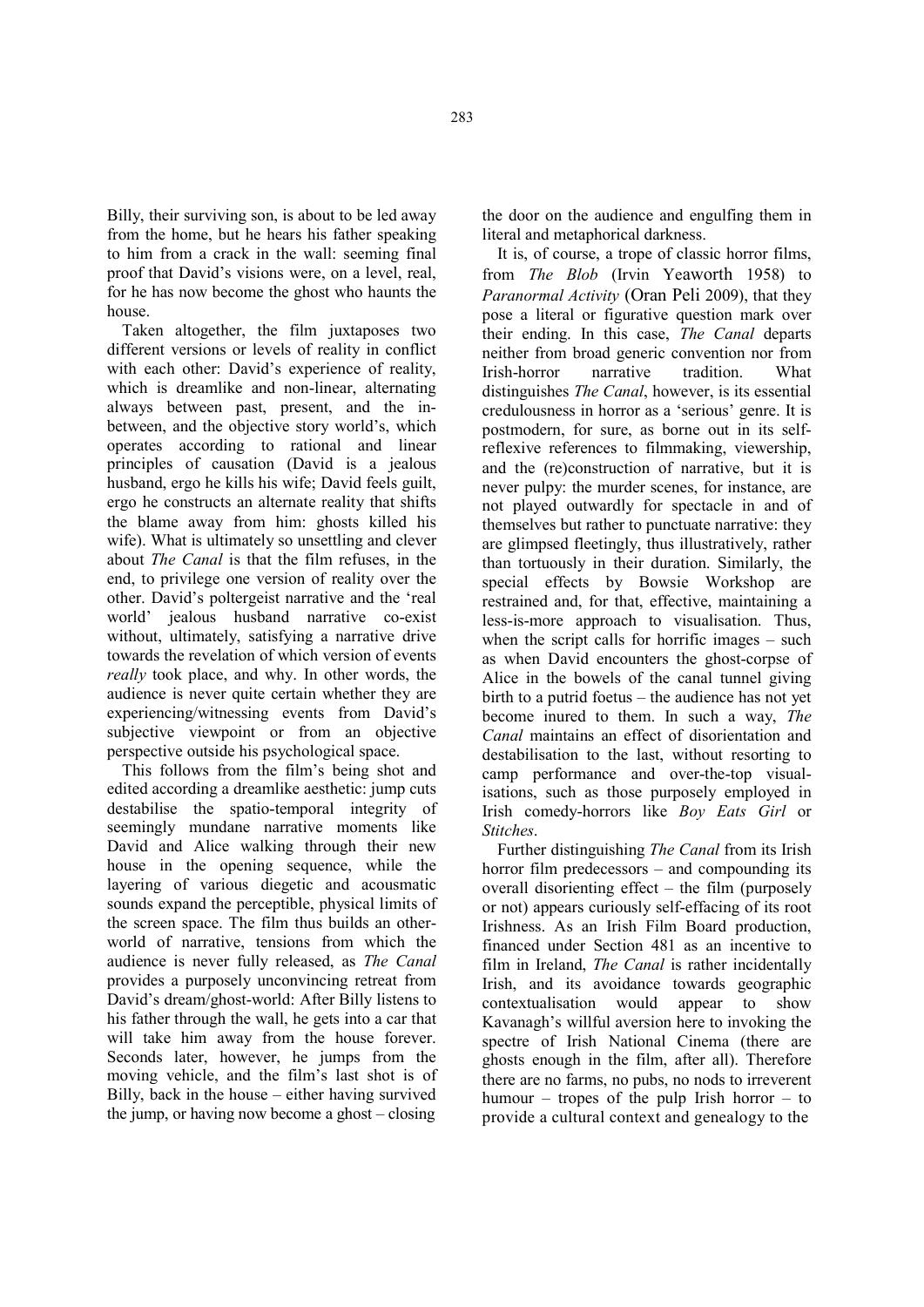Billy, their surviving son, is about to be led away from the home, but he hears his father speaking to him from a crack in the wall: seeming final proof that David's visions were, on a level, real, for he has now become the ghost who haunts the house.

Taken altogether, the film juxtaposes two different versions or levels of reality in conflict with each other: David's experience of reality, which is dreamlike and non-linear, alternating always between past, present, and the in-between, and the objective story world's, which operates according to rational and linear principles of causation (David is a jealous husband, ergo he kills his wife; David feels guilt, ergo he constructs an alternate reality that shifts the blame away from him: ghosts killed his wife). What is ultimately so unsettling and clever about *The Canal* is that the film refuses, in the end, to privilege one version of reality over the other. David's poltergeist narrative and the 'real world' jealous husband narrative co-exist without, ultimately, satisfying a narrative drive towards the revelation of which version of events *really* took place, and why. In other words, the audience is never quite certain whether they are experiencing/witnessing events from David's subjective viewpoint or from an objective perspective outside his psychological space.

This follows from the film's being shot and edited according a dreamlike aesthetic: jump cuts destabilise the spatio-temporal integrity of seemingly mundane narrative moments like David and Alice walking through their new house in the opening sequence, while the layering of various diegetic and acousmatic sounds expand the perceptible, physical limits of the screen space. The film thus builds an other-world of narrative, tensions from which the audience is never fully released, as *The Canal* provides a purposely unconvincing retreat from David's dream/ghost-world: After Billy listens to his father through the wall, he gets into a car that will take him away from the house forever. Seconds later, however, he jumps from the moving vehicle, and the film's last shot is of Billy, back in the house – either having survived the jump, or having now become a ghost – closing the door on the audience and engulfing them in literal and metaphorical darkness.

It is, of course, a trope of classic horror films, from *The Blob* (Irvin Yeaworth 1958) to *Paranormal Activity* (Oran Peli 2009), that they pose a literal or figurative question mark over their ending. In this case, *The Canal* departs neither from broad generic convention nor from Irish-horror narrative tradition. What distinguishes *The Canal*, however, is its essential credulousness in horror as a 'serious' genre. It is postmodern, for sure, as borne out in its self-reflexive references to filmmaking, viewership, and the (re)construction of narrative, but it is never pulpy: the murder scenes, for instance, are not played outwardly for spectacle in and of themselves but rather to punctuate narrative: they are glimpsed fleetingly, thus illustratively, rather than tortuously in their duration. Similarly, the special effects by Bowsie Workshop are restrained and, for that, effective, maintaining a less-is-more approach to visualisation. Thus, when the script calls for horrific images – such as when David encounters the ghost-corpse of Alice in the bowels of the canal tunnel giving birth to a putrid foetus – the audience has not yet become inured to them. In such a way, *The Canal* maintains an effect of disorientation and destabilisation to the last, without resorting to camp performance and over-the-top visualisations, such as those purposely employed in Irish comedy-horrors like *Boy Eats Girl* or *Stitches*.

Further distinguishing *The Canal* from its Irish horror film predecessors – and compounding its overall disorienting effect – the film (purposely or not) appears curiously self-effacing of its root Irishness. As an Irish Film Board production, financed under Section 481 as an incentive to film in Ireland, *The Canal* is rather incidentally Irish, and its avoidance towards geographic contextualisation would appear to show Kavanagh's willful aversion here to invoking the spectre of Irish National Cinema (there are ghosts enough in the film, after all). Therefore there are no farms, no pubs, no nods to irreverent humour – tropes of the pulp Irish horror – to provide a cultural context and genealogy to the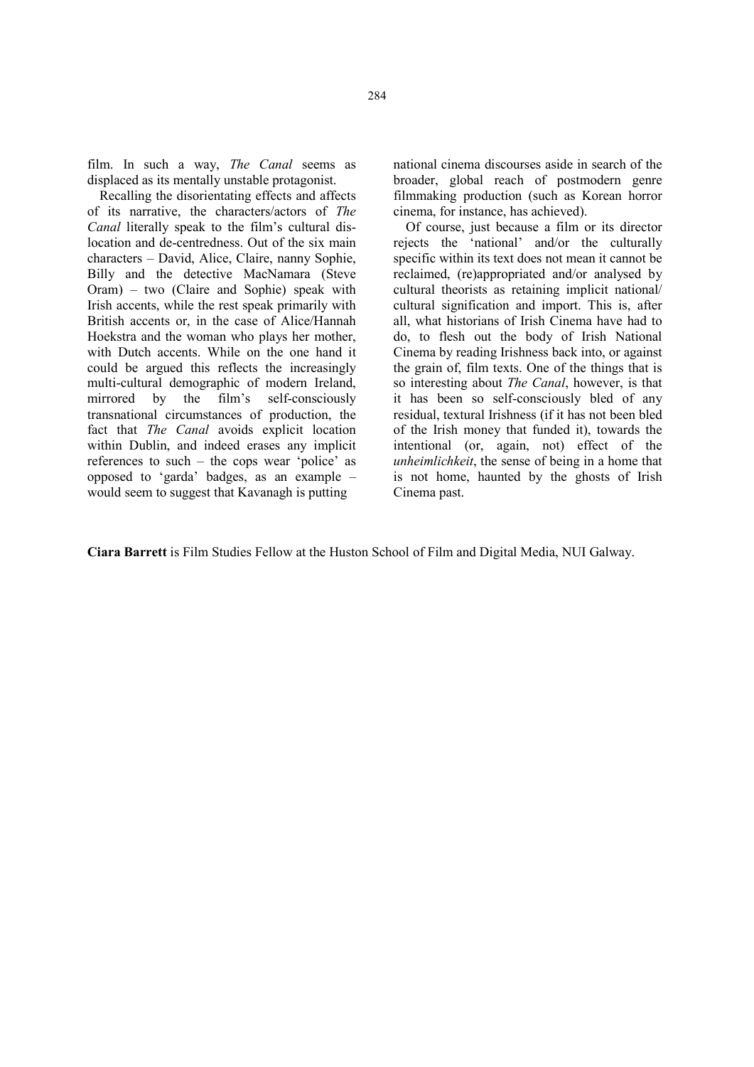film. In such a way, *The Canal* seems as displaced as its mentally unstable protagonist.

Recalling the disorientating effects and affects of its narrative, the characters/actors of *The Canal* literally speak to the film's cultural dislocation and de-centredness. Out of the six main characters – David, Alice, Claire, nanny Sophie, Billy and the detective MacNamara (Steve Oram) – two (Claire and Sophie) speak with Irish accents, while the rest speak primarily with British accents or, in the case of Alice/Hannah Hoekstra and the woman who plays her mother, with Dutch accents. While on the one hand it could be argued this reflects the increasingly multi-cultural demographic of modern Ireland, mirrored by the film's self-consciously transnational circumstances of production, the fact that *The Canal* avoids explicit location within Dublin, and indeed erases any implicit references to such – the cops wear 'police' as opposed to 'garda' badges, as an example – would seem to suggest that Kavanagh is putting national cinema discourses aside in search of the broader, global reach of postmodern genre filmmaking production (such as Korean horror cinema, for instance, has achieved).

Of course, just because a film or its director rejects the 'national' and/or the culturally specific within its text does not mean it cannot be reclaimed, (re)appropriated and/or analysed by cultural theorists as retaining implicit national/cultural signification and import. This is, after all, what historians of Irish Cinema have had to do, to flesh out the body of Irish National Cinema by reading Irishness back into, or against the grain of, film texts. One of the things that is so interesting about *The Canal*, however, is that it has been so self-consciously bled of any residual, textural Irishness (if it has not been bled of the Irish money that funded it), towards the intentional (or, again, not) effect of the *unheimlichkeit*, the sense of being in a home that is not home, haunted by the ghosts of Irish Cinema past.

**Ciara Barrett** is Film Studies Fellow at the Huston School of Film and Digital Media, NUI Galway.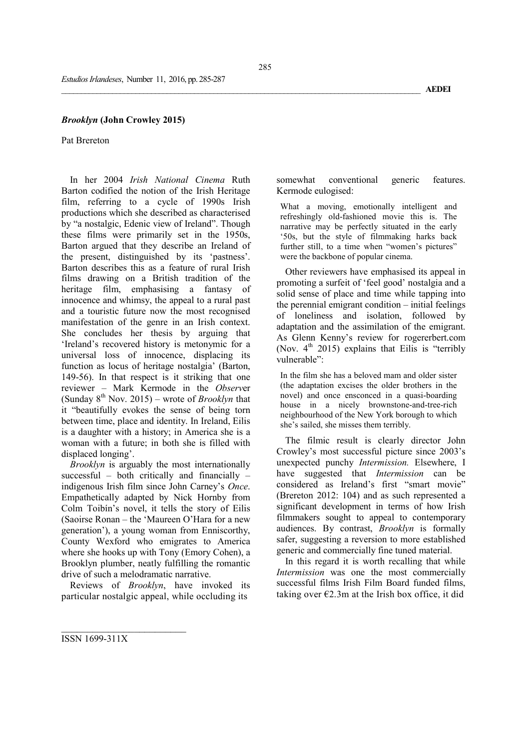## *Brooklyn* (John Crowley 2015)

Pat Brereton

In her 2004 *Irish National Cinema* Ruth Barton codified the notion of the Irish Heritage film, referring to a cycle of 1990s Irish productions which she described as characterised by "a nostalgic, Edenic view of Ireland". Though these films were primarily set in the 1950s, Barton argued that they describe an Ireland of the present, distinguished by its 'pastness'. Barton describes this as a feature of rural Irish films drawing on a British tradition of the heritage film, emphasising a fantasy of innocence and whimsy, the appeal to a rural past and a touristic future now the most recognised manifestation of the genre in an Irish context. She concludes her thesis by arguing that 'Ireland's recovered history is metonymic for a universal loss of innocence, displacing its function as locus of heritage nostalgia' (Barton, 149-56). In that respect is it striking that one reviewer – Mark Kermode in the *Observ*er (Sunday 8th Nov. 2015) – wrote of *Brooklyn* that it "beautifully evokes the sense of being torn between time, place and identity. In Ireland, Eilis is a daughter with a history; in America she is a woman with a future; in both she is filled with displaced longing'.

*Brooklyn* is arguably the most internationally successful – both critically and financially – indigenous Irish film since John Carney's *Once*. Empathetically adapted by Nick Hornby from Colm Toibín's novel, it tells the story of Eilis (Saoirse Ronan – the 'Maureen O'Hara for a new generation'), a young woman from Enniscorthy, County Wexford who emigrates to America where she hooks up with Tony (Emory Cohen), a Brooklyn plumber, neatly fulfilling the romantic drive of such a melodramatic narrative.

Reviews of *Brooklyn*, have invoked its particular nostalgic appeal, while occluding its somewhat conventional generic features. Kermode eulogised:

> What a moving, emotionally intelligent and refreshingly old-fashioned movie this is. The narrative may be perfectly situated in the early '50s, but the style of filmmaking harks back further still, to a time when "women's pictures" were the backbone of popular cinema.

Other reviewers have emphasised its appeal in promoting a surfeit of 'feel good' nostalgia and a solid sense of place and time while tapping into the perennial emigrant condition – initial feelings of loneliness and isolation, followed by adaptation and the assimilation of the emigrant. As Glenn Kenny's review for rogererbert.com (Nov. 4th 2015) explains that Eilis is "terribly vulnerable":

> In the film she has a beloved mam and older sister (the adaptation excises the older brothers in the novel) and once ensconced in a quasi-boarding house in a nicely brownstone-and-tree-rich neighbourhood of the New York borough to which she's sailed, she misses them terribly.

The filmic result is clearly director John Crowley's most successful picture since 2003's unexpected punchy *Intermission.* Elsewhere, I have suggested that *Intermission* can be considered as Ireland's first "smart movie" (Brereton 2012: 104) and as such represented a significant development in terms of how Irish filmmakers sought to appeal to contemporary audiences. By contrast, *Brooklyn* is formally safer, suggesting a reversion to more established generic and commercially fine tuned material.

In this regard it is worth recalling that while *Intermission* was one the most commercially successful films Irish Film Board funded films, taking over €2.3m at the Irish box office, it did

ISSN 1699-311X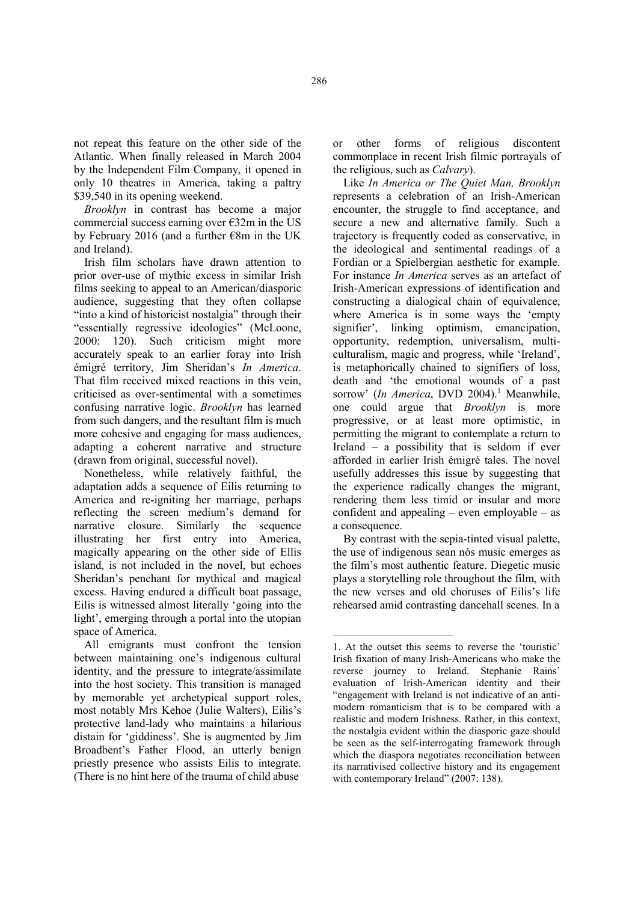not repeat this feature on the other side of the Atlantic. When finally released in March 2004 by the Independent Film Company, it opened in only 10 theatres in America, taking a paltry $39,540 in its opening weekend.

*Brooklyn* in contrast has become a major commercial success earning over €32m in the US by February 2016 (and a further €8m in the UK and Ireland).

Irish film scholars have drawn attention to prior over-use of mythic excess in similar Irish films seeking to appeal to an American/diasporic audience, suggesting that they often collapse "into a kind of historicist nostalgia" through their "essentially regressive ideologies" (McLoone, 2000: 120). Such criticism might more accurately speak to an earlier foray into Irish émigré territory, Jim Sheridan's *In America*. That film received mixed reactions in this vein, criticised as over-sentimental with a sometimes confusing narrative logic. *Brooklyn* has learned from such dangers, and the resultant film is much more cohesive and engaging for mass audiences, adapting a coherent narrative and structure (drawn from original, successful novel).

Nonetheless, while relatively faithful, the adaptation adds a sequence of Eilis returning to America and re-igniting her marriage, perhaps reflecting the screen medium's demand for narrative closure. Similarly the sequence illustrating her first entry into America, magically appearing on the other side of Ellis island, is not included in the novel, but echoes Sheridan's penchant for mythical and magical excess. Having endured a difficult boat passage, Eilis is witnessed almost literally 'going into the light', emerging through a portal into the utopian space of America.

All emigrants must confront the tension between maintaining one's indigenous cultural identity, and the pressure to integrate/assimilate into the host society. This transition is managed by memorable yet archetypical support roles, most notably Mrs Kehoe (Julie Walters), Eilis's protective land-lady who maintains a hilarious distain for 'giddiness'. She is augmented by Jim Broadbent's Father Flood, an utterly benign priestly presence who assists Eilis to integrate. (There is no hint here of the trauma of child abuse or other forms of religious discontent commonplace in recent Irish filmic portrayals of the religious, such as *Calvary*).

Like *In America or The Quiet Man, Brooklyn* represents a celebration of an Irish-American encounter, the struggle to find acceptance, and secure a new and alternative family. Such a trajectory is frequently coded as conservative, in the ideological and sentimental readings of a Fordian or a Spielbergian aesthetic for example. For instance *In America* serves as an artefact of Irish-American expressions of identification and constructing a dialogical chain of equivalence, where America is in some ways the 'empty signifier', linking optimism, emancipation, opportunity, redemption, universalism, multi-culturalism, magic and progress, while 'Ireland', is metaphorically chained to signifiers of loss, death and 'the emotional wounds of a past sorrow' (*In America*, DVD 2004).[1] Meanwhile, one could argue that *Brooklyn* is more progressive, or at least more optimistic, in permitting the migrant to contemplate a return to Ireland – a possibility that is seldom if ever afforded in earlier Irish émigré tales. The novel usefully addresses this issue by suggesting that the experience radically changes the migrant, rendering them less timid or insular and more confident and appealing – even employable – as a consequence.

By contrast with the sepia-tinted visual palette, the use of indigenous sean nós music emerges as the film's most authentic feature. Diegetic music plays a storytelling role throughout the film, with the new verses and old choruses of Eilis's life rehearsed amid contrasting dancehall scenes. In a

1. At the outset this seems to reverse the 'touristic' Irish fixation of many Irish-Americans who make the reverse journey to Ireland. Stephanie Rains' evaluation of Irish-American identity and their "engagement with Ireland is not indicative of an anti-modern romanticism that is to be compared with a realistic and modern Irishness. Rather, in this context, the nostalgia evident within the diasporic gaze should be seen as the self-interrogating framework through which the diaspora negotiates reconciliation between its narrativised collective history and its engagement with contemporary Ireland" (2007: 138).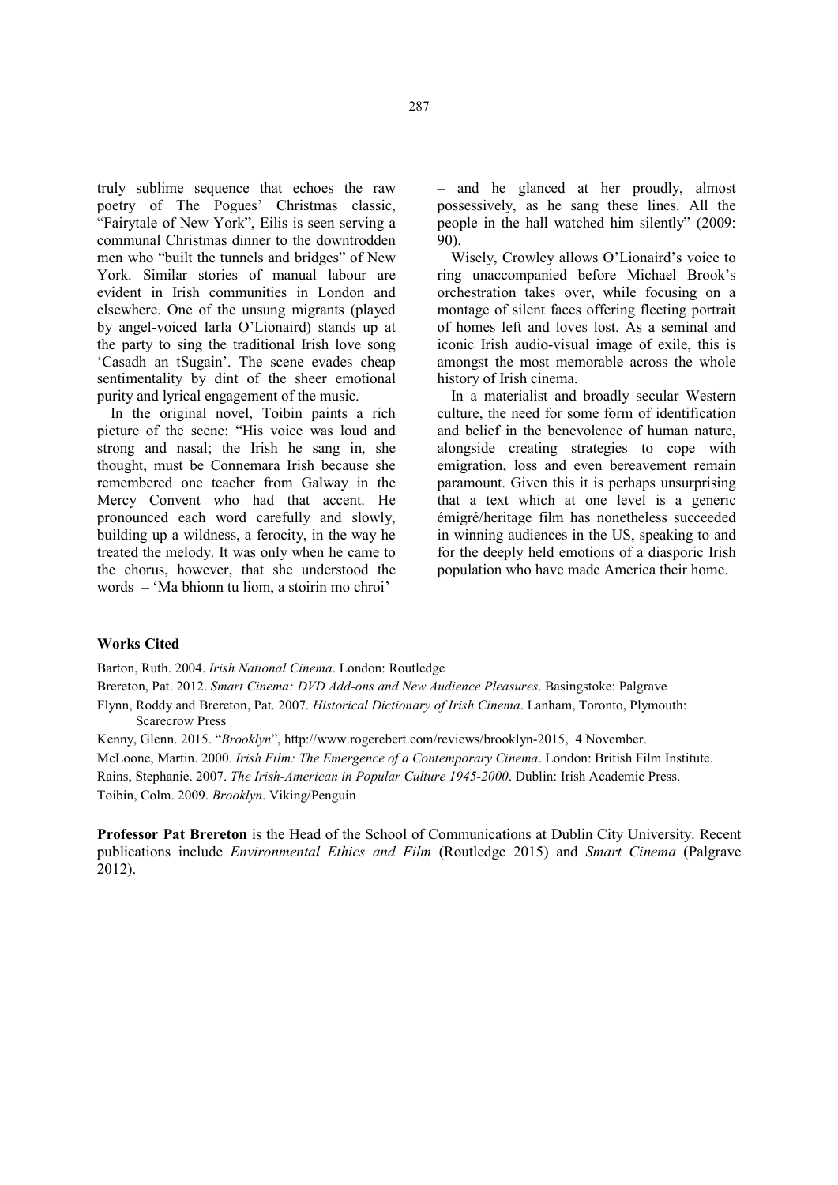truly sublime sequence that echoes the raw poetry of The Pogues' Christmas classic, "Fairytale of New York", Eilis is seen serving a communal Christmas dinner to the downtrodden men who "built the tunnels and bridges" of New York. Similar stories of manual labour are evident in Irish communities in London and elsewhere. One of the unsung migrants (played by angel-voiced Iarla O'Lionaird) stands up at the party to sing the traditional Irish love song 'Casadh an tSugain'. The scene evades cheap sentimentality by dint of the sheer emotional purity and lyrical engagement of the music.

In the original novel, Toibin paints a rich picture of the scene: "His voice was loud and strong and nasal; the Irish he sang in, she thought, must be Connemara Irish because she remembered one teacher from Galway in the Mercy Convent who had that accent. He pronounced each word carefully and slowly, building up a wildness, a ferocity, in the way he treated the melody. It was only when he came to the chorus, however, that she understood the words – 'Ma bhionn tu liom, a stoirin mo chroi' – and he glanced at her proudly, almost possessively, as he sang these lines. All the people in the hall watched him silently" (2009: 90).

Wisely, Crowley allows O'Lionaird's voice to ring unaccompanied before Michael Brook's orchestration takes over, while focusing on a montage of silent faces offering fleeting portrait of homes left and loves lost. As a seminal and iconic Irish audio-visual image of exile, this is amongst the most memorable across the whole history of Irish cinema.

In a materialist and broadly secular Western culture, the need for some form of identification and belief in the benevolence of human nature, alongside creating strategies to cope with emigration, loss and even bereavement remain paramount. Given this it is perhaps unsurprising that a text which at one level is a generic émigré/heritage film has nonetheless succeeded in winning audiences in the US, speaking to and for the deeply held emotions of a diasporic Irish population who have made America their home.

## Works Cited

Barton, Ruth. 2004. *Irish National Cinema*. London: Routledge

Brereton, Pat. 2012. *Smart Cinema: DVD Add-ons and New Audience Pleasures*. Basingstoke: Palgrave

Flynn, Roddy and Brereton, Pat. 2007. *Historical Dictionary of Irish Cinema*. Lanham, Toronto, Plymouth: Scarecrow Press

Kenny, Glenn. 2015. "*Brooklyn*", http://www.rogerebert.com/reviews/brooklyn-2015, 4 November.

McLoone, Martin. 2000. *Irish Film: The Emergence of a Contemporary Cinema*. London: British Film Institute.

Rains, Stephanie. 2007. *The Irish-American in Popular Culture 1945-2000*. Dublin: Irish Academic Press.

Toibin, Colm. 2009. *Brooklyn*. Viking/Penguin

**Professor Pat Brereton** is the Head of the School of Communications at Dublin City University. Recent publications include *Environmental Ethics and Film* (Routledge 2015) and *Smart Cinema* (Palgrave 2012).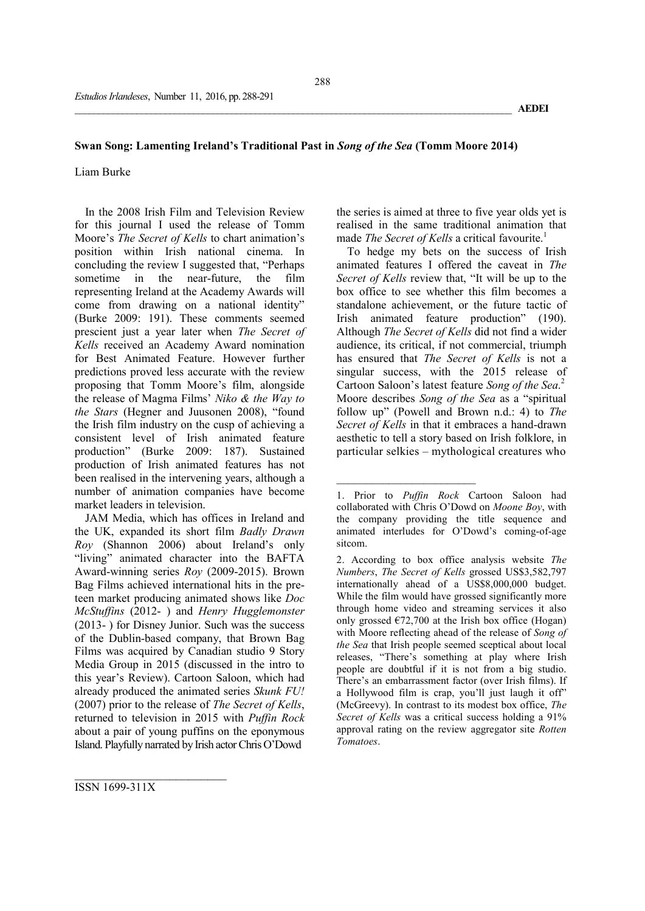## Swan Song: Lamenting Ireland's Traditional Past in *Song of the Sea* (Tomm Moore 2014)

Liam Burke

In the 2008 Irish Film and Television Review for this journal I used the release of Tomm Moore's *The Secret of Kells* to chart animation's position within Irish national cinema. In concluding the review I suggested that, "Perhaps sometime in the near-future, the film representing Ireland at the Academy Awards will come from drawing on a national identity" (Burke 2009: 191). These comments seemed prescient just a year later when *The Secret of Kells* received an Academy Award nomination for Best Animated Feature. However further predictions proved less accurate with the review proposing that Tomm Moore's film, alongside the release of Magma Films' *Niko & the Way to the Stars* (Hegner and Juusonen 2008), "found the Irish film industry on the cusp of achieving a consistent level of Irish animated feature production" (Burke 2009: 187). Sustained production of Irish animated features has not been realised in the intervening years, although a number of animation companies have become market leaders in television.

JAM Media, which has offices in Ireland and the UK, expanded its short film *Badly Drawn Roy* (Shannon 2006) about Ireland's only "living" animated character into the BAFTA Award-winning series *Roy* (2009-2015). Brown Bag Films achieved international hits in the pre-teen market producing animated shows like *Doc McStuffins* (2012- ) and *Henry Hugglemonster* (2013- ) for Disney Junior. Such was the success of the Dublin-based company, that Brown Bag Films was acquired by Canadian studio 9 Story Media Group in 2015 (discussed in the intro to this year's Review). Cartoon Saloon, which had already produced the animated series *Skunk FU!* (2007) prior to the release of *The Secret of Kells*, returned to television in 2015 with *Puffin Rock* about a pair of young puffins on the eponymous Island. Playfully narrated by Irish actor Chris O'Dowd the series is aimed at three to five year olds yet is realised in the same traditional animation that made *The Secret of Kells* a critical favourite.[1]

To hedge my bets on the success of Irish animated features I offered the caveat in *The Secret of Kells* review that, "It will be up to the box office to see whether this film becomes a standalone achievement, or the future tactic of Irish animated feature production" (190). Although *The Secret of Kells* did not find a wider audience, its critical, if not commercial, triumph has ensured that *The Secret of Kells* is not a singular success, with the 2015 release of Cartoon Saloon's latest feature *Song of the Sea*.[2] Moore describes *Song of the Sea* as a "spiritual follow up" (Powell and Brown n.d.: 4) to *The Secret of Kells* in that it embraces a hand-drawn aesthetic to tell a story based on Irish folklore, in particular selkies – mythological creatures who

---

1. Prior to *Puffin Rock* Cartoon Saloon had collaborated with Chris O'Dowd on *Moone Boy*, with the company providing the title sequence and animated interludes for O'Dowd's coming-of-age sitcom.

2. According to box office analysis website *The Numbers*, *The Secret of Kells* grossed US$3,582,797 internationally ahead of a US$8,000,000 budget. While the film would have grossed significantly more through home video and streaming services it also only grossed €72,700 at the Irish box office (Hogan) with Moore reflecting ahead of the release of *Song of the Sea* that Irish people seemed sceptical about local releases, "There's something at play where Irish people are doubtful if it is not from a big studio. There's an embarrassment factor (over Irish films). If a Hollywood film is crap, you'll just laugh it off" (McGreevy). In contrast to its modest box office, *The Secret of Kells* was a critical success holding a 91% approval rating on the review aggregator site *Rotten Tomatoes*.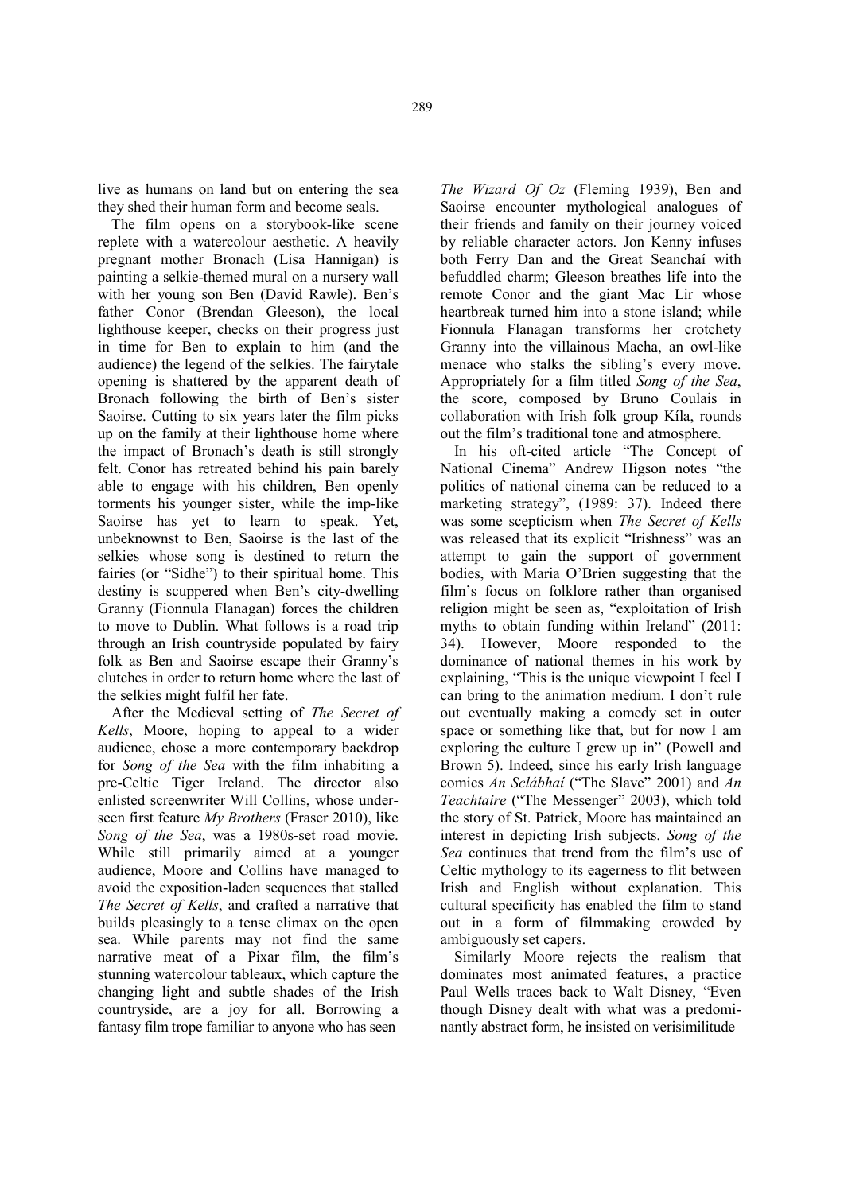live as humans on land but on entering the sea they shed their human form and become seals.

The film opens on a storybook-like scene replete with a watercolour aesthetic. A heavily pregnant mother Bronach (Lisa Hannigan) is painting a selkie-themed mural on a nursery wall with her young son Ben (David Rawle). Ben's father Conor (Brendan Gleeson), the local lighthouse keeper, checks on their progress just in time for Ben to explain to him (and the audience) the legend of the selkies. The fairytale opening is shattered by the apparent death of Bronach following the birth of Ben's sister Saoirse. Cutting to six years later the film picks up on the family at their lighthouse home where the impact of Bronach's death is still strongly felt. Conor has retreated behind his pain barely able to engage with his children, Ben openly torments his younger sister, while the imp-like Saoirse has yet to learn to speak. Yet, unbeknownst to Ben, Saoirse is the last of the selkies whose song is destined to return the fairies (or "Sidhe") to their spiritual home. This destiny is scuppered when Ben's city-dwelling Granny (Fionnula Flanagan) forces the children to move to Dublin. What follows is a road trip through an Irish countryside populated by fairy folk as Ben and Saoirse escape their Granny's clutches in order to return home where the last of the selkies might fulfil her fate.

After the Medieval setting of *The Secret of Kells*, Moore, hoping to appeal to a wider audience, chose a more contemporary backdrop for *Song of the Sea* with the film inhabiting a pre-Celtic Tiger Ireland. The director also enlisted screenwriter Will Collins, whose under-seen first feature *My Brothers* (Fraser 2010), like *Song of the Sea*, was a 1980s-set road movie. While still primarily aimed at a younger audience, Moore and Collins have managed to avoid the exposition-laden sequences that stalled *The Secret of Kells*, and crafted a narrative that builds pleasingly to a tense climax on the open sea. While parents may not find the same narrative meat of a Pixar film, the film's stunning watercolour tableaux, which capture the changing light and subtle shades of the Irish countryside, are a joy for all. Borrowing a fantasy film trope familiar to anyone who has seen *The Wizard Of Oz* (Fleming 1939), Ben and Saoirse encounter mythological analogues of their friends and family on their journey voiced by reliable character actors. Jon Kenny infuses both Ferry Dan and the Great Seanchaí with befuddled charm; Gleeson breathes life into the remote Conor and the giant Mac Lir whose heartbreak turned him into a stone island; while Fionnula Flanagan transforms her crotchety Granny into the villainous Macha, an owl-like menace who stalks the sibling's every move. Appropriately for a film titled *Song of the Sea*, the score, composed by Bruno Coulais in collaboration with Irish folk group Kíla, rounds out the film's traditional tone and atmosphere.

In his oft-cited article "The Concept of National Cinema" Andrew Higson notes "the politics of national cinema can be reduced to a marketing strategy", (1989: 37). Indeed there was some scepticism when *The Secret of Kells* was released that its explicit "Irishness" was an attempt to gain the support of government bodies, with Maria O'Brien suggesting that the film's focus on folklore rather than organised religion might be seen as, "exploitation of Irish myths to obtain funding within Ireland" (2011: 34). However, Moore responded to the dominance of national themes in his work by explaining, "This is the unique viewpoint I feel I can bring to the animation medium. I don't rule out eventually making a comedy set in outer space or something like that, but for now I am exploring the culture I grew up in" (Powell and Brown 5). Indeed, since his early Irish language comics *An Sclábhaí* ("The Slave" 2001) and *An Teachtaire* ("The Messenger" 2003), which told the story of St. Patrick, Moore has maintained an interest in depicting Irish subjects. *Song of the Sea* continues that trend from the film's use of Celtic mythology to its eagerness to flit between Irish and English without explanation. This cultural specificity has enabled the film to stand out in a form of filmmaking crowded by ambiguously set capers.

Similarly Moore rejects the realism that dominates most animated features, a practice Paul Wells traces back to Walt Disney, "Even though Disney dealt with what was a predominantly abstract form, he insisted on verisimilitude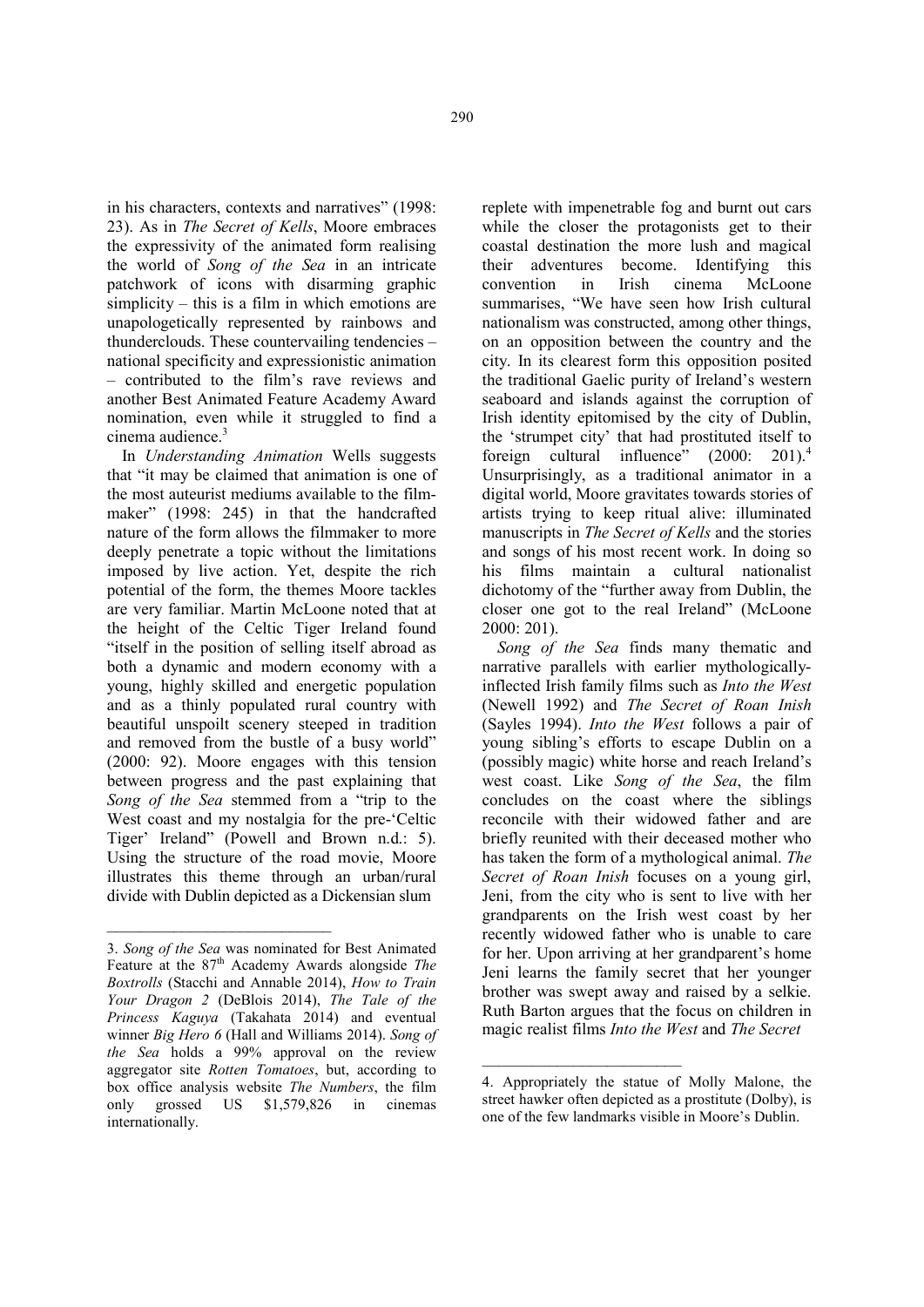in his characters, contexts and narratives" (1998: 23). As in *The Secret of Kells*, Moore embraces the expressivity of the animated form realising the world of *Song of the Sea* in an intricate patchwork of icons with disarming graphic simplicity – this is a film in which emotions are unapologetically represented by rainbows and thunderclouds. These countervailing tendencies – national specificity and expressionistic animation – contributed to the film's rave reviews and another Best Animated Feature Academy Award nomination, even while it struggled to find a cinema audience.[3]

In *Understanding Animation* Wells suggests that "it may be claimed that animation is one of the most auteurist mediums available to the film-maker" (1998: 245) in that the handcrafted nature of the form allows the filmmaker to more deeply penetrate a topic without the limitations imposed by live action. Yet, despite the rich potential of the form, the themes Moore tackles are very familiar. Martin McLoone noted that at the height of the Celtic Tiger Ireland found "itself in the position of selling itself abroad as both a dynamic and modern economy with a young, highly skilled and energetic population and as a thinly populated rural country with beautiful unspoilt scenery steeped in tradition and removed from the bustle of a busy world" (2000: 92). Moore engages with this tension between progress and the past explaining that *Song of the Sea* stemmed from a "trip to the West coast and my nostalgia for the pre-'Celtic Tiger' Ireland" (Powell and Brown n.d.: 5). Using the structure of the road movie, Moore illustrates this theme through an urban/rural divide with Dublin depicted as a Dickensian slum replete with impenetrable fog and burnt out cars while the closer the protagonists get to their coastal destination the more lush and magical their adventures become. Identifying this convention in Irish cinema McLoone summarises, "We have seen how Irish cultural nationalism was constructed, among other things, on an opposition between the country and the city. In its clearest form this opposition posited the traditional Gaelic purity of Ireland's western seaboard and islands against the corruption of Irish identity epitomised by the city of Dublin, the 'strumpet city' that had prostituted itself to foreign cultural influence" (2000: 201).[4] Unsurprisingly, as a traditional animator in a digital world, Moore gravitates towards stories of artists trying to keep ritual alive: illuminated manuscripts in *The Secret of Kells* and the stories and songs of his most recent work. In doing so his films maintain a cultural nationalist dichotomy of the "further away from Dublin, the closer one got to the real Ireland" (McLoone 2000: 201).

*Song of the Sea* finds many thematic and narrative parallels with earlier mythologically-inflected Irish family films such as *Into the West* (Newell 1992) and *The Secret of Roan Inish* (Sayles 1994). *Into the West* follows a pair of young sibling's efforts to escape Dublin on a (possibly magic) white horse and reach Ireland's west coast. Like *Song of the Sea*, the film concludes on the coast where the siblings reconcile with their widowed father and are briefly reunited with their deceased mother who has taken the form of a mythological animal. *The Secret of Roan Inish* focuses on a young girl, Jeni, from the city who is sent to live with her grandparents on the Irish west coast by her recently widowed father who is unable to care for her. Upon arriving at her grandparent's home Jeni learns the family secret that her younger brother was swept away and raised by a selkie. Ruth Barton argues that the focus on children in magic realist films *Into the West* and *The Secret*

---

3. *Song of the Sea* was nominated for Best Animated Feature at the 87th Academy Awards alongside *The Boxtrolls* (Stacchi and Annable 2014), *How to Train Your Dragon 2* (DeBlois 2014), *The Tale of the Princess Kaguya* (Takahata 2014) and eventual winner *Big Hero 6* (Hall and Williams 2014). *Song of the Sea* holds a 99% approval on the review aggregator site *Rotten Tomatoes*, but, according to box office analysis website *The Numbers*, the film only grossed US $1,579,826 in cinemas internationally.

4. Appropriately the statue of Molly Malone, the street hawker often depicted as a prostitute (Dolby), is one of the few landmarks visible in Moore's Dublin.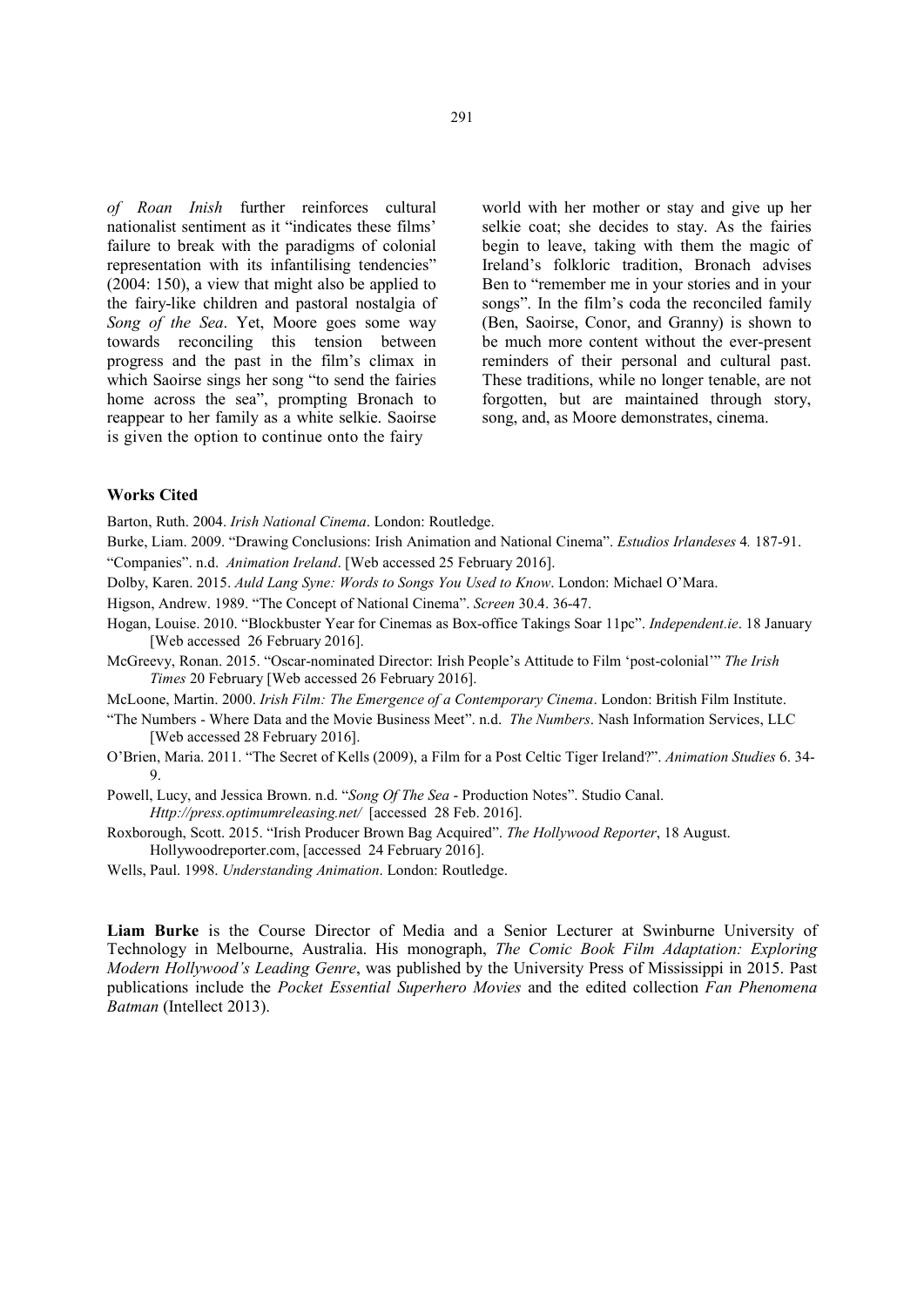*of Roan Inish* further reinforces cultural nationalist sentiment as it "indicates these films' failure to break with the paradigms of colonial representation with its infantilising tendencies" (2004: 150), a view that might also be applied to the fairy-like children and pastoral nostalgia of *Song of the Sea*. Yet, Moore goes some way towards reconciling this tension between progress and the past in the film's climax in which Saoirse sings her song "to send the fairies home across the sea", prompting Bronach to reappear to her family as a white selkie. Saoirse is given the option to continue onto the fairy world with her mother or stay and give up her selkie coat; she decides to stay. As the fairies begin to leave, taking with them the magic of Ireland's folkloric tradition, Bronach advises Ben to "remember me in your stories and in your songs". In the film's coda the reconciled family (Ben, Saoirse, Conor, and Granny) is shown to be much more content without the ever-present reminders of their personal and cultural past. These traditions, while no longer tenable, are not forgotten, but are maintained through story, song, and, as Moore demonstrates, cinema.

### Works Cited

Barton, Ruth. 2004. *Irish National Cinema*. London: Routledge.

Burke, Liam. 2009. "Drawing Conclusions: Irish Animation and National Cinema". *Estudios Irlandeses* 4. 187-91.

"Companies". n.d. *Animation Ireland*. [Web accessed 25 February 2016].

Dolby, Karen. 2015. *Auld Lang Syne: Words to Songs You Used to Know*. London: Michael O'Mara.

Higson, Andrew. 1989. "The Concept of National Cinema". *Screen* 30.4. 36-47.

Hogan, Louise. 2010. "Blockbuster Year for Cinemas as Box-office Takings Soar 11pc". *Independent.ie*. 18 January [Web accessed 26 February 2016].

McGreevy, Ronan. 2015. "Oscar-nominated Director: Irish People's Attitude to Film 'post-colonial'" *The Irish Times* 20 February [Web accessed 26 February 2016].

McLoone, Martin. 2000. *Irish Film: The Emergence of a Contemporary Cinema*. London: British Film Institute.

"The Numbers - Where Data and the Movie Business Meet". n.d. *The Numbers*. Nash Information Services, LLC [Web accessed 28 February 2016].

O'Brien, Maria. 2011. "The Secret of Kells (2009), a Film for a Post Celtic Tiger Ireland?". *Animation Studies* 6. 34-9.

Powell, Lucy, and Jessica Brown. n.d. "*Song Of The Sea* - Production Notes". Studio Canal. *Http://press.optimumreleasing.net/* [accessed 28 Feb. 2016].

Roxborough, Scott. 2015. "Irish Producer Brown Bag Acquired". *The Hollywood Reporter*, 18 August. Hollywoodreporter.com, [accessed 24 February 2016].

Wells, Paul. 1998. *Understanding Animation*. London: Routledge.

**Liam Burke** is the Course Director of Media and a Senior Lecturer at Swinburne University of Technology in Melbourne, Australia. His monograph, *The Comic Book Film Adaptation: Exploring Modern Hollywood's Leading Genre*, was published by the University Press of Mississippi in 2015. Past publications include the *Pocket Essential Superhero Movies* and the edited collection *Fan Phenomena Batman* (Intellect 2013).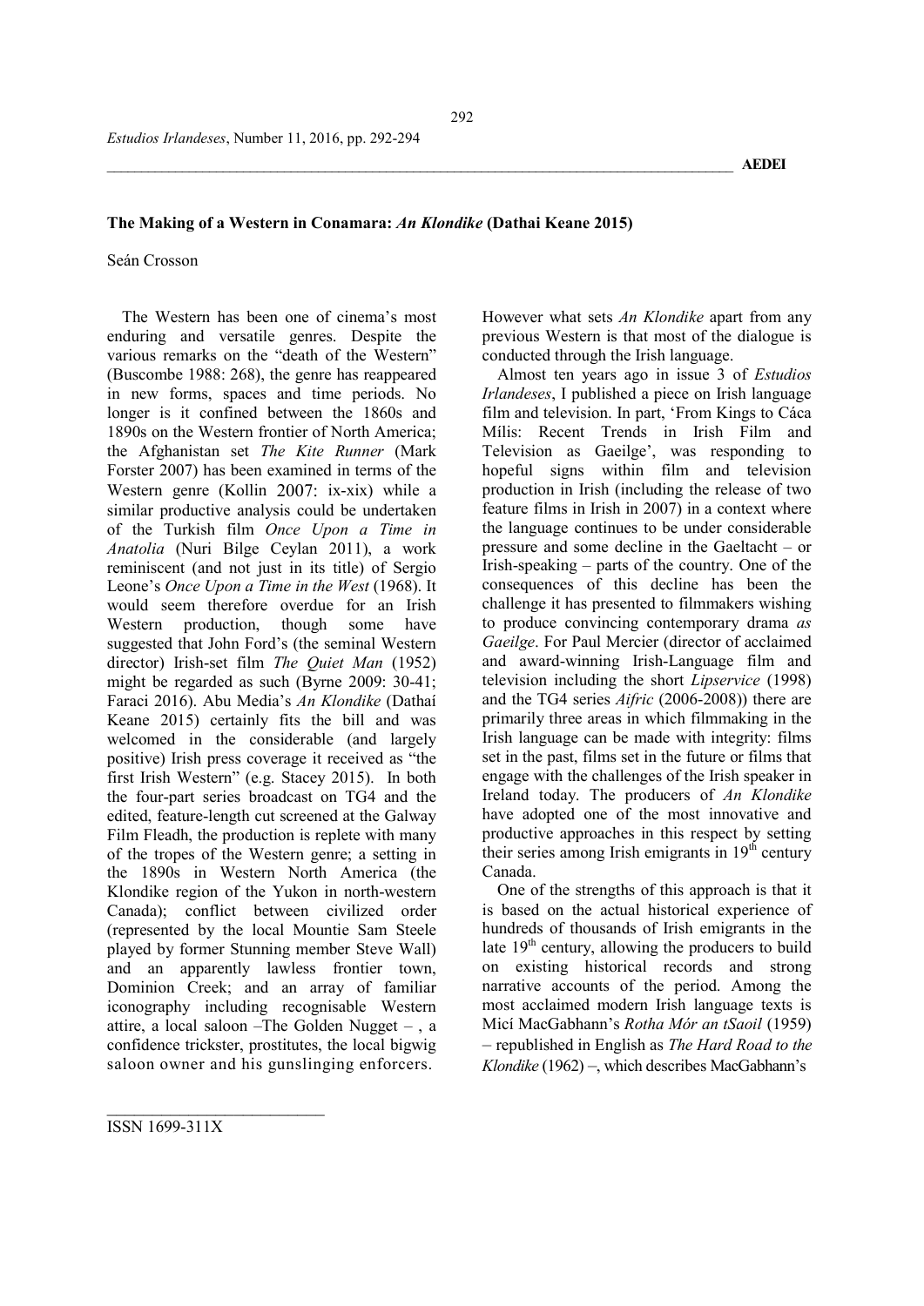# The Making of a Western in Conamara: *An Klondike* (Dathai Keane 2015)

Seán Crosson

The Western has been one of cinema's most enduring and versatile genres. Despite the various remarks on the "death of the Western" (Buscombe 1988: 268), the genre has reappeared in new forms, spaces and time periods. No longer is it confined between the 1860s and 1890s on the Western frontier of North America; the Afghanistan set *The Kite Runner* (Mark Forster 2007) has been examined in terms of the Western genre (Kollin 2007: ix-xix) while a similar productive analysis could be undertaken of the Turkish film *Once Upon a Time in Anatolia* (Nuri Bilge Ceylan 2011), a work reminiscent (and not just in its title) of Sergio Leone's *Once Upon a Time in the West* (1968). It would seem therefore overdue for an Irish Western production, though some have suggested that John Ford's (the seminal Western director) Irish-set film *The Quiet Man* (1952) might be regarded as such (Byrne 2009: 30-41; Faraci 2016). Abu Media's *An Klondike* (Dathaí Keane 2015) certainly fits the bill and was welcomed in the considerable (and largely positive) Irish press coverage it received as "the first Irish Western" (e.g. Stacey 2015). In both the four-part series broadcast on TG4 and the edited, feature-length cut screened at the Galway Film Fleadh, the production is replete with many of the tropes of the Western genre; a setting in the 1890s in Western North America (the Klondike region of the Yukon in north-western Canada); conflict between civilized order (represented by the local Mountie Sam Steele played by former Stunning member Steve Wall) and an apparently lawless frontier town, Dominion Creek; and an array of familiar iconography including recognisable Western attire, a local saloon –The Golden Nugget – , a confidence trickster, prostitutes, the local bigwig saloon owner and his gunslinging enforcers. However what sets *An Klondike* apart from any previous Western is that most of the dialogue is conducted through the Irish language.

Almost ten years ago in issue 3 of *Estudios Irlandeses*, I published a piece on Irish language film and television. In part, 'From Kings to Cáca Mílis: Recent Trends in Irish Film and Television as Gaeilge', was responding to hopeful signs within film and television production in Irish (including the release of two feature films in Irish in 2007) in a context where the language continues to be under considerable pressure and some decline in the Gaeltacht – or Irish-speaking – parts of the country. One of the consequences of this decline has been the challenge it has presented to filmmakers wishing to produce convincing contemporary drama *as Gaeilge*. For Paul Mercier (director of acclaimed and award-winning Irish-Language film and television including the short *Lipservice* (1998) and the TG4 series *Aifric* (2006-2008)) there are primarily three areas in which filmmaking in the Irish language can be made with integrity: films set in the past, films set in the future or films that engage with the challenges of the Irish speaker in Ireland today. The producers of *An Klondike* have adopted one of the most innovative and productive approaches in this respect by setting their series among Irish emigrants in 19th century Canada.

One of the strengths of this approach is that it is based on the actual historical experience of hundreds of thousands of Irish emigrants in the late 19th century, allowing the producers to build on existing historical records and strong narrative accounts of the period. Among the most acclaimed modern Irish language texts is Micí MacGabhann's *Rotha Mór an tSaoil* (1959) – republished in English as *The Hard Road to the Klondike* (1962) –, which describes MacGabhann's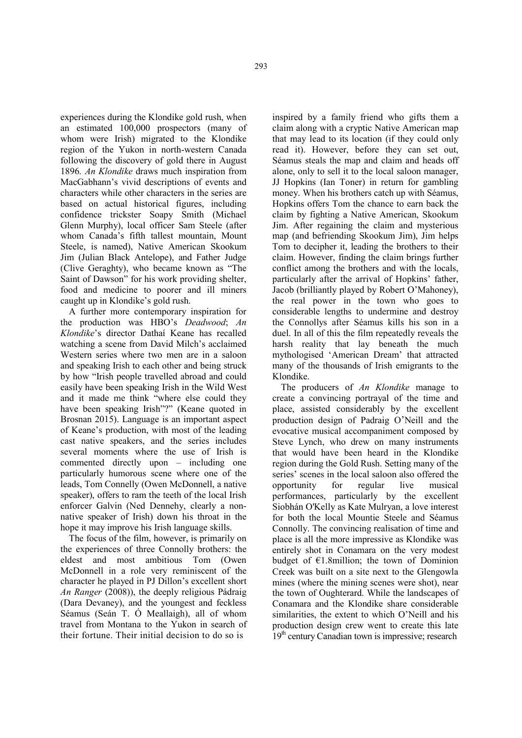experiences during the Klondike gold rush, when an estimated 100,000 prospectors (many of whom were Irish) migrated to the Klondike region of the Yukon in north-western Canada following the discovery of gold there in August 1896. *An Klondike* draws much inspiration from MacGabhann's vivid descriptions of events and characters while other characters in the series are based on actual historical figures, including confidence trickster Soapy Smith (Michael Glenn Murphy), local officer Sam Steele (after whom Canada's fifth tallest mountain, Mount Steele, is named), Native American Skookum Jim (Julian Black Antelope), and Father Judge (Clive Geraghty), who became known as "The Saint of Dawson" for his work providing shelter, food and medicine to poorer and ill miners caught up in Klondike's gold rush.

A further more contemporary inspiration for the production was HBO's *Deadwood*; *An Klondike*'s director Dathaí Keane has recalled watching a scene from David Milch's acclaimed Western series where two men are in a saloon and speaking Irish to each other and being struck by how "Irish people travelled abroad and could easily have been speaking Irish in the Wild West and it made me think "where else could they have been speaking Irish"?" (Keane quoted in Brosnan 2015). Language is an important aspect of Keane's production, with most of the leading cast native speakers, and the series includes several moments where the use of Irish is commented directly upon – including one particularly humorous scene where one of the leads, Tom Connelly (Owen McDonnell, a native speaker), offers to ram the teeth of the local Irish enforcer Galvin (Ned Dennehy, clearly a non-native speaker of Irish) down his throat in the hope it may improve his Irish language skills.

The focus of the film, however, is primarily on the experiences of three Connolly brothers: the eldest and most ambitious Tom (Owen McDonnell in a role very reminiscent of the character he played in PJ Dillon's excellent short *An Ranger* (2008)), the deeply religious Pádraig (Dara Devaney), and the youngest and feckless Séamus (Seán T. Ó Meallaigh), all of whom travel from Montana to the Yukon in search of their fortune. Their initial decision to do so is inspired by a family friend who gifts them a claim along with a cryptic Native American map that may lead to its location (if they could only read it). However, before they can set out, Séamus steals the map and claim and heads off alone, only to sell it to the local saloon manager, JJ Hopkins (Ian Toner) in return for gambling money. When his brothers catch up with Séamus, Hopkins offers Tom the chance to earn back the claim by fighting a Native American, Skookum Jim. After regaining the claim and mysterious map (and befriending Skookum Jim), Jim helps Tom to decipher it, leading the brothers to their claim. However, finding the claim brings further conflict among the brothers and with the locals, particularly after the arrival of Hopkins' father, Jacob (brilliantly played by Robert O'Mahoney), the real power in the town who goes to considerable lengths to undermine and destroy the Connollys after Séamus kills his son in a duel. In all of this the film repeatedly reveals the harsh reality that lay beneath the much mythologised 'American Dream' that attracted many of the thousands of Irish emigrants to the Klondike.

The producers of *An Klondike* manage to create a convincing portrayal of the time and place, assisted considerably by the excellent production design of Padraig O'Neill and the evocative musical accompaniment composed by Steve Lynch, who drew on many instruments that would have been heard in the Klondike region during the Gold Rush. Setting many of the series' scenes in the local saloon also offered the opportunity for regular live musical performances, particularly by the excellent Siobhán O'Kelly as Kate Mulryan, a love interest for both the local Mountie Steele and Séamus Connolly. The convincing realisation of time and place is all the more impressive as Klondike was entirely shot in Conamara on the very modest budget of €1.8million; the town of Dominion Creek was built on a site next to the Glengowla mines (where the mining scenes were shot), near the town of Oughterard. While the landscapes of Conamara and the Klondike share considerable similarities, the extent to which O'Neill and his production design crew went to create this late 19th century Canadian town is impressive; research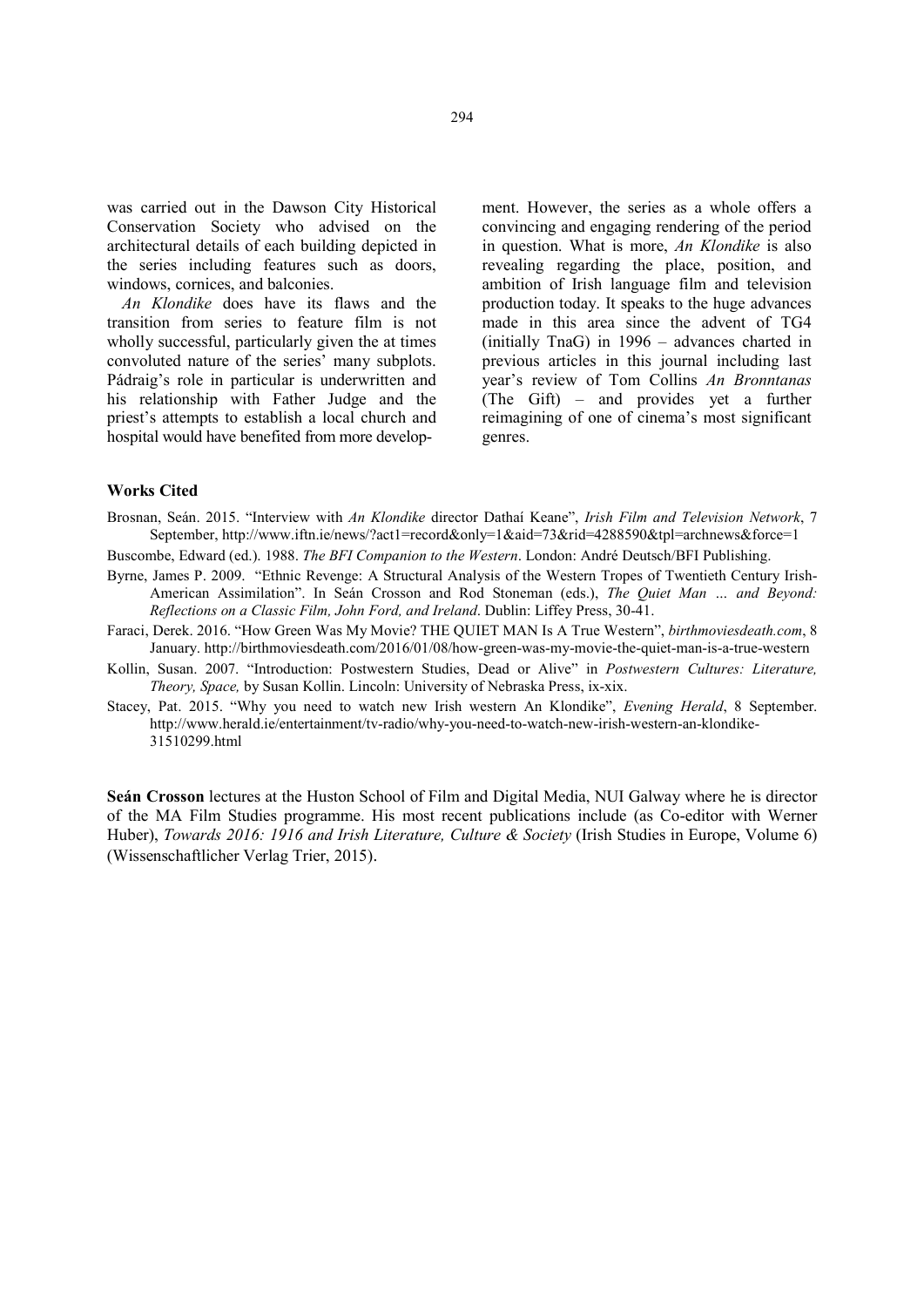was carried out in the Dawson City Historical Conservation Society who advised on the architectural details of each building depicted in the series including features such as doors, windows, cornices, and balconies.

*An Klondike* does have its flaws and the transition from series to feature film is not wholly successful, particularly given the at times convoluted nature of the series' many subplots. Pádraig's role in particular is underwritten and his relationship with Father Judge and the priest's attempts to establish a local church and hospital would have benefited from more development. However, the series as a whole offers a convincing and engaging rendering of the period in question. What is more, *An Klondike* is also revealing regarding the place, position, and ambition of Irish language film and television production today. It speaks to the huge advances made in this area since the advent of TG4 (initially TnaG) in 1996 – advances charted in previous articles in this journal including last year's review of Tom Collins *An Bronntanas* (The Gift) – and provides yet a further reimagining of one of cinema's most significant genres.

### Works Cited

Brosnan, Seán. 2015. "Interview with *An Klondike* director Dathaí Keane", *Irish Film and Television Network*, 7 September, http://www.iftn.ie/news/?act1=record&only=1&aid=73&rid=4288590&tpl=archnews&force=1

Buscombe, Edward (ed.). 1988. *The BFI Companion to the Western*. London: André Deutsch/BFI Publishing.

Byrne, James P. 2009. "Ethnic Revenge: A Structural Analysis of the Western Tropes of Twentieth Century Irish-American Assimilation". In Seán Crosson and Rod Stoneman (eds.), *The Quiet Man … and Beyond: Reflections on a Classic Film, John Ford, and Ireland*. Dublin: Liffey Press, 30-41.

Faraci, Derek. 2016. "How Green Was My Movie? THE QUIET MAN Is A True Western", *birthmoviesdeath.com*, 8 January. http://birthmoviesdeath.com/2016/01/08/how-green-was-my-movie-the-quiet-man-is-a-true-western

Kollin, Susan. 2007. "Introduction: Postwestern Studies, Dead or Alive" in *Postwestern Cultures: Literature, Theory, Space,* by Susan Kollin. Lincoln: University of Nebraska Press, ix-xix.

Stacey, Pat. 2015. "Why you need to watch new Irish western An Klondike", *Evening Herald*, 8 September. http://www.herald.ie/entertainment/tv-radio/why-you-need-to-watch-new-irish-western-an-klondike-31510299.html

**Seán Crosson** lectures at the Huston School of Film and Digital Media, NUI Galway where he is director of the MA Film Studies programme. His most recent publications include (as Co-editor with Werner Huber), *Towards 2016: 1916 and Irish Literature, Culture & Society* (Irish Studies in Europe, Volume 6) (Wissenschaftlicher Verlag Trier, 2015).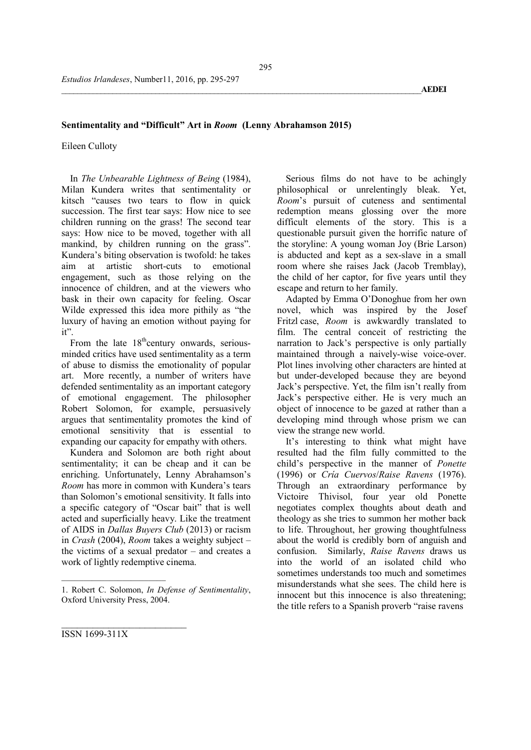## Sentimentality and "Difficult" Art in *Room* (Lenny Abrahamson 2015)

Eileen Culloty

In *The Unbearable Lightness of Being* (1984), Milan Kundera writes that sentimentality or kitsch "causes two tears to flow in quick succession. The first tear says: How nice to see children running on the grass! The second tear says: How nice to be moved, together with all mankind, by children running on the grass". Kundera's biting observation is twofold: he takes aim at artistic short-cuts to emotional engagement, such as those relying on the innocence of children, and at the viewers who bask in their own capacity for feeling. Oscar Wilde expressed this idea more pithily as "the luxury of having an emotion without paying for it".

From the late 18th century onwards, serious-minded critics have used sentimentality as a term of abuse to dismiss the emotionality of popular art. More recently, a number of writers have defended sentimentality as an important category of emotional engagement. The philosopher Robert Solomon, for example, persuasively argues that sentimentality promotes the kind of emotional sensitivity that is essential to expanding our capacity for empathy with others.

Kundera and Solomon are both right about sentimentality; it can be cheap and it can be enriching. Unfortunately, Lenny Abrahamson's *Room* has more in common with Kundera's tears than Solomon's emotional sensitivity. It falls into a specific category of "Oscar bait" that is well acted and superficially heavy. Like the treatment of AIDS in *Dallas Buyers Club* (2013) or racism in *Crash* (2004), *Room* takes a weighty subject – the victims of a sexual predator – and creates a work of lightly redemptive cinema.

Serious films do not have to be achingly philosophical or unrelentingly bleak. Yet, *Room*'s pursuit of cuteness and sentimental redemption means glossing over the more difficult elements of the story. This is a questionable pursuit given the horrific nature of the storyline: A young woman Joy (Brie Larson) is abducted and kept as a sex-slave in a small room where she raises Jack (Jacob Tremblay), the child of her captor, for five years until they escape and return to her family.

Adapted by Emma O'Donoghue from her own novel, which was inspired by the Josef Fritzl case, *Room* is awkwardly translated to film. The central conceit of restricting the narration to Jack's perspective is only partially maintained through a naively-wise voice-over. Plot lines involving other characters are hinted at but under-developed because they are beyond Jack's perspective. Yet, the film isn't really from Jack's perspective either. He is very much an object of innocence to be gazed at rather than a developing mind through whose prism we can view the strange new world.

It's interesting to think what might have resulted had the film fully committed to the child's perspective in the manner of *Ponette* (1996) or *Cría Cuervos*/*Raise Ravens* (1976). Through an extraordinary performance by Victoire Thivisol, four year old Ponette negotiates complex thoughts about death and theology as she tries to summon her mother back to life. Throughout, her growing thoughtfulness about the world is credibly born of anguish and confusion. Similarly, *Raise Ravens* draws us into the world of an isolated child who sometimes understands too much and sometimes misunderstands what she sees. The child here is innocent but this innocence is also threatening; the title refers to a Spanish proverb "raise ravens

---

1. Robert C. Solomon, *In Defense of Sentimentality*, Oxford University Press, 2004.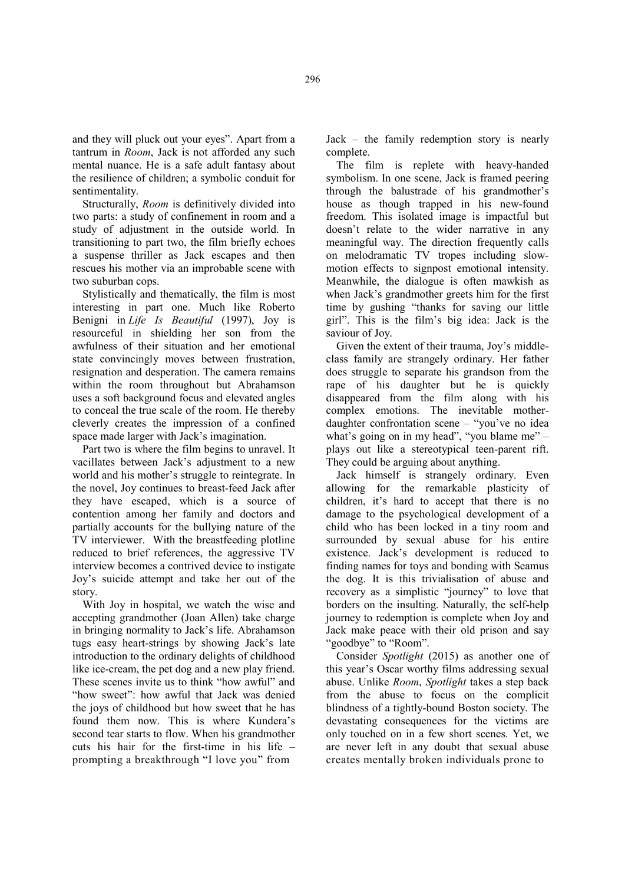and they will pluck out your eyes". Apart from a tantrum in *Room*, Jack is not afforded any such mental nuance. He is a safe adult fantasy about the resilience of children; a symbolic conduit for sentimentality.

Structurally, *Room* is definitively divided into two parts: a study of confinement in room and a study of adjustment in the outside world. In transitioning to part two, the film briefly echoes a suspense thriller as Jack escapes and then rescues his mother via an improbable scene with two suburban cops.

Stylistically and thematically, the film is most interesting in part one. Much like Roberto Benigni in *Life Is Beautiful* (1997), Joy is resourceful in shielding her son from the awfulness of their situation and her emotional state convincingly moves between frustration, resignation and desperation. The camera remains within the room throughout but Abrahamson uses a soft background focus and elevated angles to conceal the true scale of the room. He thereby cleverly creates the impression of a confined space made larger with Jack's imagination.

Part two is where the film begins to unravel. It vacillates between Jack's adjustment to a new world and his mother's struggle to reintegrate. In the novel, Joy continues to breast-feed Jack after they have escaped, which is a source of contention among her family and doctors and partially accounts for the bullying nature of the TV interviewer. With the breastfeeding plotline reduced to brief references, the aggressive TV interview becomes a contrived device to instigate Joy's suicide attempt and take her out of the story.

With Joy in hospital, we watch the wise and accepting grandmother (Joan Allen) take charge in bringing normality to Jack's life. Abrahamson tugs easy heart-strings by showing Jack's late introduction to the ordinary delights of childhood like ice-cream, the pet dog and a new play friend. These scenes invite us to think "how awful" and "how sweet": how awful that Jack was denied the joys of childhood but how sweet that he has found them now. This is where Kundera's second tear starts to flow. When his grandmother cuts his hair for the first-time in his life – prompting a breakthrough "I love you" from Jack – the family redemption story is nearly complete.

The film is replete with heavy-handed symbolism. In one scene, Jack is framed peering through the balustrade of his grandmother's house as though trapped in his new-found freedom. This isolated image is impactful but doesn't relate to the wider narrative in any meaningful way. The direction frequently calls on melodramatic TV tropes including slow-motion effects to signpost emotional intensity. Meanwhile, the dialogue is often mawkish as when Jack's grandmother greets him for the first time by gushing "thanks for saving our little girl". This is the film's big idea: Jack is the saviour of Joy.

Given the extent of their trauma, Joy's middle-class family are strangely ordinary. Her father does struggle to separate his grandson from the rape of his daughter but he is quickly disappeared from the film along with his complex emotions. The inevitable mother-daughter confrontation scene – "you've no idea what's going on in my head", "you blame me" – plays out like a stereotypical teen-parent rift. They could be arguing about anything.

Jack himself is strangely ordinary. Even allowing for the remarkable plasticity of children, it's hard to accept that there is no damage to the psychological development of a child who has been locked in a tiny room and surrounded by sexual abuse for his entire existence. Jack's development is reduced to finding names for toys and bonding with Seamus the dog. It is this trivialisation of abuse and recovery as a simplistic "journey" to love that borders on the insulting. Naturally, the self-help journey to redemption is complete when Joy and Jack make peace with their old prison and say "goodbye" to "Room".

Consider *Spotlight* (2015) as another one of this year's Oscar worthy films addressing sexual abuse. Unlike *Room*, *Spotlight* takes a step back from the abuse to focus on the complicit blindness of a tightly-bound Boston society. The devastating consequences for the victims are only touched on in a few short scenes. Yet, we are never left in any doubt that sexual abuse creates mentally broken individuals prone to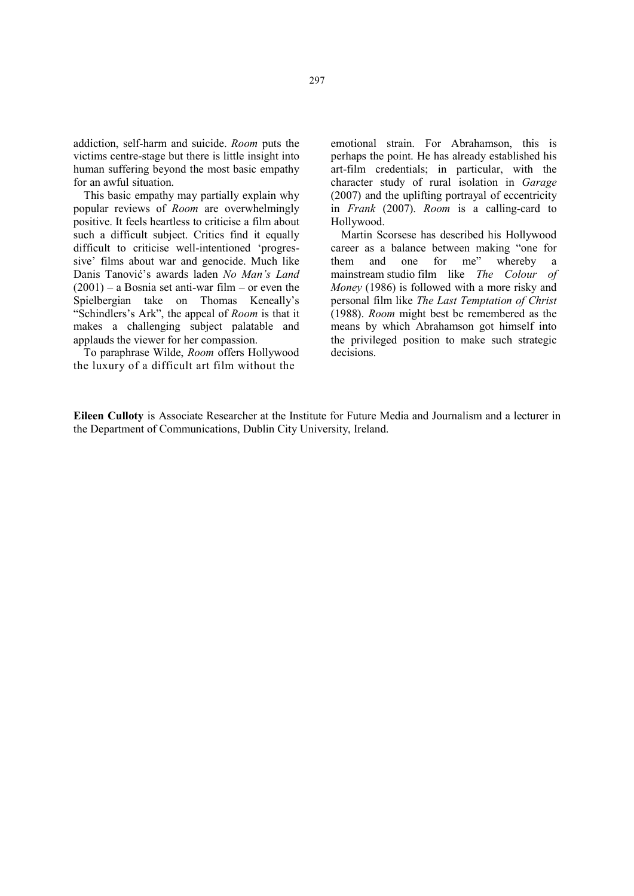addiction, self-harm and suicide. *Room* puts the victims centre-stage but there is little insight into human suffering beyond the most basic empathy for an awful situation.

This basic empathy may partially explain why popular reviews of *Room* are overwhelmingly positive. It feels heartless to criticise a film about such a difficult subject. Critics find it equally difficult to criticise well-intentioned 'progressive' films about war and genocide. Much like Danis Tanović's awards laden *No Man's Land* (2001) – a Bosnia set anti-war film – or even the Spielbergian take on Thomas Keneally's "Schindlers's Ark", the appeal of *Room* is that it makes a challenging subject palatable and applauds the viewer for her compassion.

To paraphrase Wilde, *Room* offers Hollywood the luxury of a difficult art film without the emotional strain. For Abrahamson, this is perhaps the point. He has already established his art-film credentials; in particular, with the character study of rural isolation in *Garage* (2007) and the uplifting portrayal of eccentricity in *Frank* (2007). *Room* is a calling-card to Hollywood.

Martin Scorsese has described his Hollywood career as a balance between making "one for them and one for me" whereby a mainstream studio film like *The Colour of Money* (1986) is followed with a more risky and personal film like *The Last Temptation of Christ* (1988). *Room* might best be remembered as the means by which Abrahamson got himself into the privileged position to make such strategic decisions.

**Eileen Culloty** is Associate Researcher at the Institute for Future Media and Journalism and a lecturer in the Department of Communications, Dublin City University, Ireland.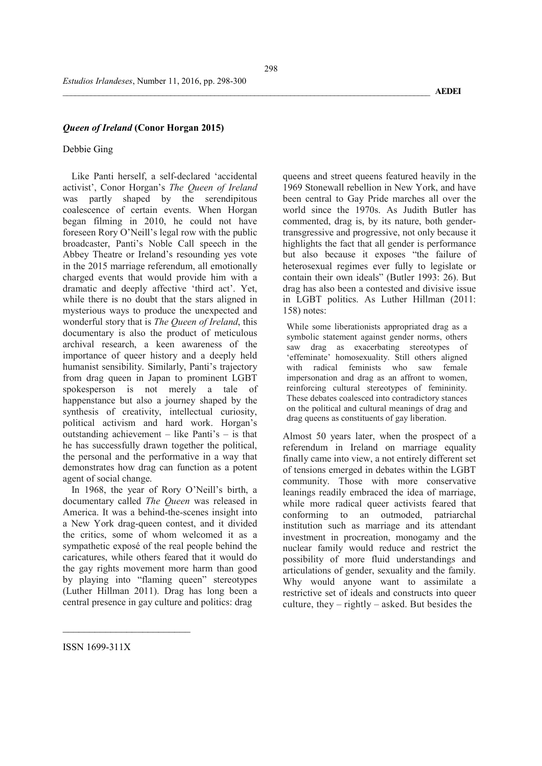## *Queen of Ireland* (Conor Horgan 2015)

Debbie Ging

Like Panti herself, a self-declared 'accidental activist', Conor Horgan's *The Queen of Ireland* was partly shaped by the serendipitous coalescence of certain events. When Horgan began filming in 2010, he could not have foreseen Rory O'Neill's legal row with the public broadcaster, Panti's Noble Call speech in the Abbey Theatre or Ireland's resounding yes vote in the 2015 marriage referendum, all emotionally charged events that would provide him with a dramatic and deeply affective 'third act'. Yet, while there is no doubt that the stars aligned in mysterious ways to produce the unexpected and wonderful story that is *The Queen of Ireland*, this documentary is also the product of meticulous archival research, a keen awareness of the importance of queer history and a deeply held humanist sensibility. Similarly, Panti's trajectory from drag queen in Japan to prominent LGBT spokesperson is not merely a tale of happenstance but also a journey shaped by the synthesis of creativity, intellectual curiosity, political activism and hard work. Horgan's outstanding achievement – like Panti's – is that he has successfully drawn together the political, the personal and the performative in a way that demonstrates how drag can function as a potent agent of social change.

In 1968, the year of Rory O'Neill's birth, a documentary called *The Queen* was released in America. It was a behind-the-scenes insight into a New York drag-queen contest, and it divided the critics, some of whom welcomed it as a sympathetic exposé of the real people behind the caricatures, while others feared that it would do the gay rights movement more harm than good by playing into "flaming queen" stereotypes (Luther Hillman 2011). Drag has long been a central presence in gay culture and politics: drag queens and street queens featured heavily in the 1969 Stonewall rebellion in New York, and have been central to Gay Pride marches all over the world since the 1970s. As Judith Butler has commented, drag is, by its nature, both gender-transgressive and progressive, not only because it highlights the fact that all gender is performance but also because it exposes "the failure of heterosexual regimes ever fully to legislate or contain their own ideals" (Butler 1993: 26). But drag has also been a contested and divisive issue in LGBT politics. As Luther Hillman (2011: 158) notes:

> While some liberationists appropriated drag as a symbolic statement against gender norms, others saw drag as exacerbating stereotypes of 'effeminate' homosexuality. Still others aligned with radical feminists who saw female impersonation and drag as an affront to women, reinforcing cultural stereotypes of femininity. These debates coalesced into contradictory stances on the political and cultural meanings of drag and drag queens as constituents of gay liberation.

Almost 50 years later, when the prospect of a referendum in Ireland on marriage equality finally came into view, a not entirely different set of tensions emerged in debates within the LGBT community. Those with more conservative leanings readily embraced the idea of marriage, while more radical queer activists feared that conforming to an outmoded, patriarchal institution such as marriage and its attendant investment in procreation, monogamy and the nuclear family would reduce and restrict the possibility of more fluid understandings and articulations of gender, sexuality and the family. Why would anyone want to assimilate a restrictive set of ideals and constructs into queer culture, they – rightly – asked. But besides the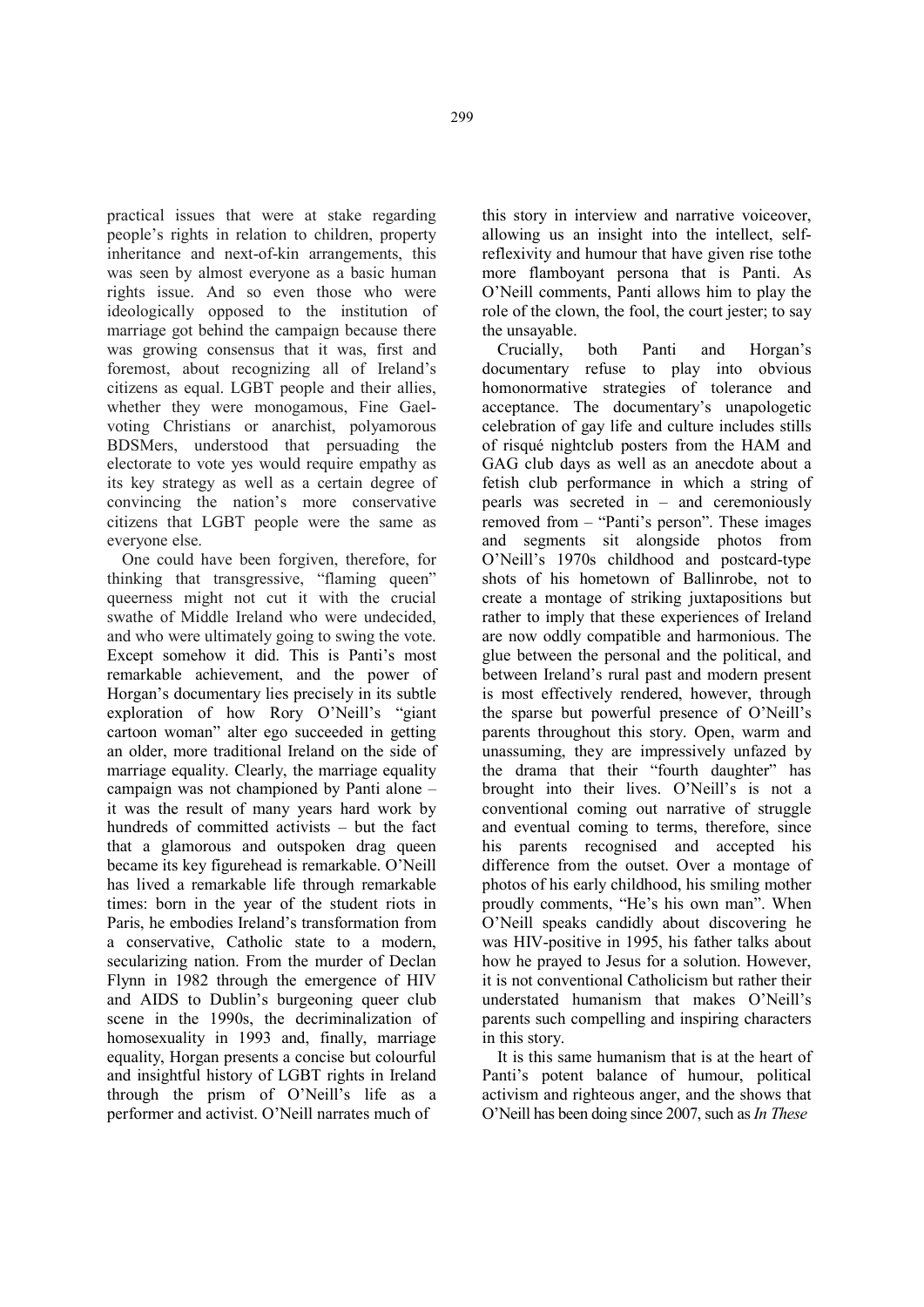practical issues that were at stake regarding people's rights in relation to children, property inheritance and next-of-kin arrangements, this was seen by almost everyone as a basic human rights issue. And so even those who were ideologically opposed to the institution of marriage got behind the campaign because there was growing consensus that it was, first and foremost, about recognizing all of Ireland's citizens as equal. LGBT people and their allies, whether they were monogamous, Fine Gael-voting Christians or anarchist, polyamorous BDSMers, understood that persuading the electorate to vote yes would require empathy as its key strategy as well as a certain degree of convincing the nation's more conservative citizens that LGBT people were the same as everyone else.

One could have been forgiven, therefore, for thinking that transgressive, "flaming queen" queerness might not cut it with the crucial swathe of Middle Ireland who were undecided, and who were ultimately going to swing the vote. Except somehow it did. This is Panti's most remarkable achievement, and the power of Horgan's documentary lies precisely in its subtle exploration of how Rory O'Neill's "giant cartoon woman" alter ego succeeded in getting an older, more traditional Ireland on the side of marriage equality. Clearly, the marriage equality campaign was not championed by Panti alone – it was the result of many years hard work by hundreds of committed activists – but the fact that a glamorous and outspoken drag queen became its key figurehead is remarkable. O'Neill has lived a remarkable life through remarkable times: born in the year of the student riots in Paris, he embodies Ireland's transformation from a conservative, Catholic state to a modern, secularizing nation. From the murder of Declan Flynn in 1982 through the emergence of HIV and AIDS to Dublin's burgeoning queer club scene in the 1990s, the decriminalization of homosexuality in 1993 and, finally, marriage equality, Horgan presents a concise but colourful and insightful history of LGBT rights in Ireland through the prism of O'Neill's life as a performer and activist. O'Neill narrates much of this story in interview and narrative voiceover, allowing us an insight into the intellect, self-reflexivity and humour that have given rise tothe more flamboyant persona that is Panti. As O'Neill comments, Panti allows him to play the role of the clown, the fool, the court jester; to say the unsayable.

Crucially, both Panti and Horgan's documentary refuse to play into obvious homonormative strategies of tolerance and acceptance. The documentary's unapologetic celebration of gay life and culture includes stills of risqué nightclub posters from the HAM and GAG club days as well as an anecdote about a fetish club performance in which a string of pearls was secreted in – and ceremoniously removed from – "Panti's person". These images and segments sit alongside photos from O'Neill's 1970s childhood and postcard-type shots of his hometown of Ballinrobe, not to create a montage of striking juxtapositions but rather to imply that these experiences of Ireland are now oddly compatible and harmonious. The glue between the personal and the political, and between Ireland's rural past and modern present is most effectively rendered, however, through the sparse but powerful presence of O'Neill's parents throughout this story. Open, warm and unassuming, they are impressively unfazed by the drama that their "fourth daughter" has brought into their lives. O'Neill's is not a conventional coming out narrative of struggle and eventual coming to terms, therefore, since his parents recognised and accepted his difference from the outset. Over a montage of photos of his early childhood, his smiling mother proudly comments, "He's his own man". When O'Neill speaks candidly about discovering he was HIV-positive in 1995, his father talks about how he prayed to Jesus for a solution. However, it is not conventional Catholicism but rather their understated humanism that makes O'Neill's parents such compelling and inspiring characters in this story.

It is this same humanism that is at the heart of Panti's potent balance of humour, political activism and righteous anger, and the shows that O'Neill has been doing since 2007, such as *In These*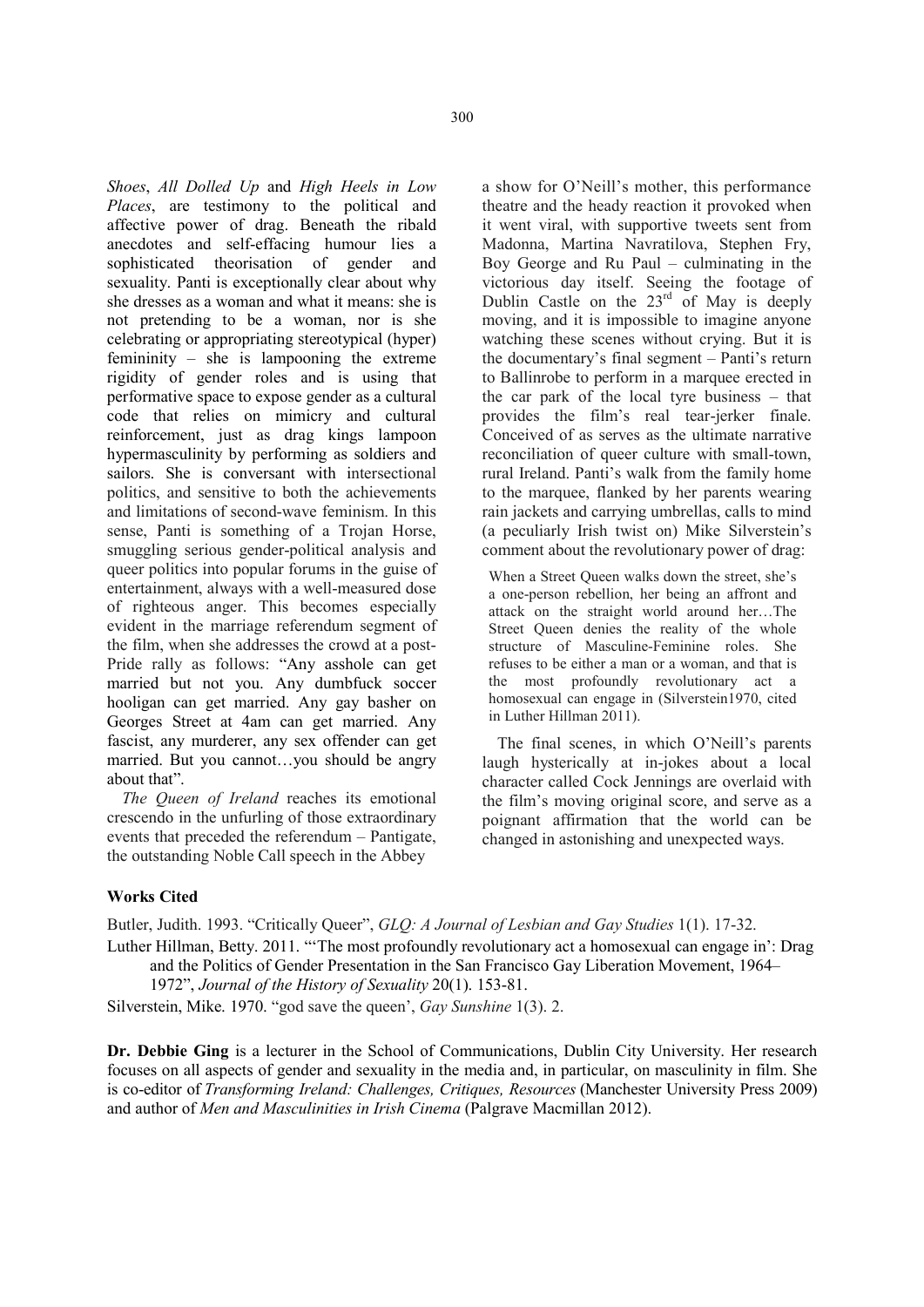*Shoes*, *All Dolled Up* and *High Heels in Low Places*, are testimony to the political and affective power of drag. Beneath the ribald anecdotes and self-effacing humour lies a sophisticated theorisation of gender and sexuality. Panti is exceptionally clear about why she dresses as a woman and what it means: she is not pretending to be a woman, nor is she celebrating or appropriating stereotypical (hyper) femininity – she is lampooning the extreme rigidity of gender roles and is using that performative space to expose gender as a cultural code that relies on mimicry and cultural reinforcement, just as drag kings lampoon hypermasculinity by performing as soldiers and sailors. She is conversant with intersectional politics, and sensitive to both the achievements and limitations of second-wave feminism. In this sense, Panti is something of a Trojan Horse, smuggling serious gender-political analysis and queer politics into popular forums in the guise of entertainment, always with a well-measured dose of righteous anger. This becomes especially evident in the marriage referendum segment of the film, when she addresses the crowd at a post-Pride rally as follows: "Any asshole can get married but not you. Any dumbfuck soccer hooligan can get married. Any gay basher on Georges Street at 4am can get married. Any fascist, any murderer, any sex offender can get married. But you cannot…you should be angry about that".

*The Queen of Ireland* reaches its emotional crescendo in the unfurling of those extraordinary events that preceded the referendum – Pantigate, the outstanding Noble Call speech in the Abbey a show for O'Neill's mother, this performance theatre and the heady reaction it provoked when it went viral, with supportive tweets sent from Madonna, Martina Navratilova, Stephen Fry, Boy George and Ru Paul – culminating in the victorious day itself. Seeing the footage of Dublin Castle on the 23rd of May is deeply moving, and it is impossible to imagine anyone watching these scenes without crying. But it is the documentary's final segment – Panti's return to Ballinrobe to perform in a marquee erected in the car park of the local tyre business – that provides the film's real tear-jerker finale. Conceived of as serves as the ultimate narrative reconciliation of queer culture with small-town, rural Ireland. Panti's walk from the family home to the marquee, flanked by her parents wearing rain jackets and carrying umbrellas, calls to mind (a peculiarly Irish twist on) Mike Silverstein's comment about the revolutionary power of drag:

> When a Street Queen walks down the street, she's a one-person rebellion, her being an affront and attack on the straight world around her…The Street Queen denies the reality of the whole structure of Masculine-Feminine roles. She refuses to be either a man or a woman, and that is the most profoundly revolutionary act a homosexual can engage in (Silverstein1970, cited in Luther Hillman 2011).

The final scenes, in which O'Neill's parents laugh hysterically at in-jokes about a local character called Cock Jennings are overlaid with the film's moving original score, and serve as a poignant affirmation that the world can be changed in astonishing and unexpected ways.

## Works Cited

Butler, Judith. 1993. "Critically Queer", *GLQ: A Journal of Lesbian and Gay Studies* 1(1). 17-32.

Luther Hillman, Betty. 2011. "'The most profoundly revolutionary act a homosexual can engage in': Drag and the Politics of Gender Presentation in the San Francisco Gay Liberation Movement, 1964–1972", *Journal of the History of Sexuality* 20(1). 153-81.

Silverstein, Mike. 1970. "god save the queen', *Gay Sunshine* 1(3). 2.

**Dr. Debbie Ging** is a lecturer in the School of Communications, Dublin City University. Her research focuses on all aspects of gender and sexuality in the media and, in particular, on masculinity in film. She is co-editor of *Transforming Ireland: Challenges, Critiques, Resources* (Manchester University Press 2009) and author of *Men and Masculinities in Irish Cinema* (Palgrave Macmillan 2012).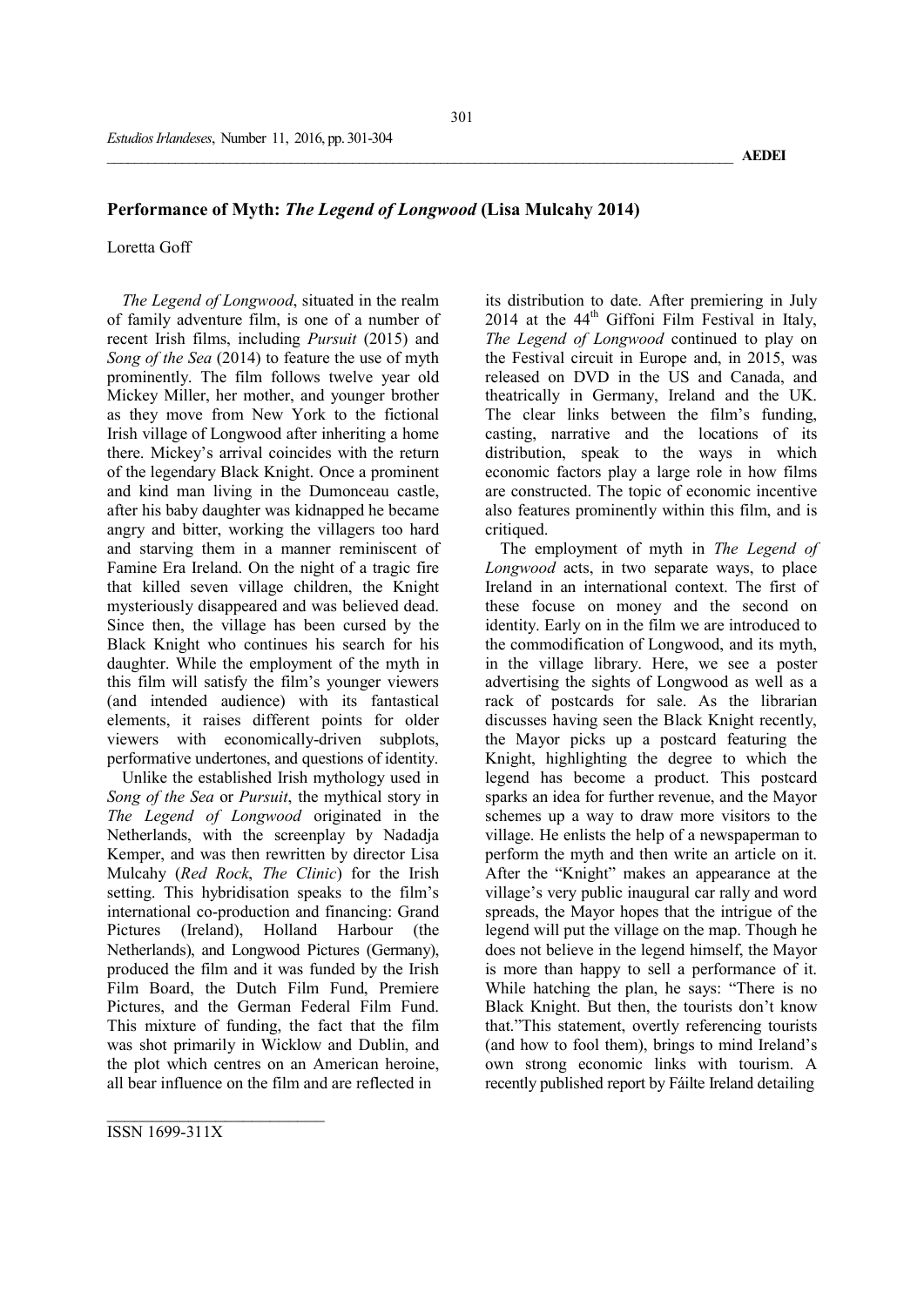## Performance of Myth: *The Legend of Longwood* (Lisa Mulcahy 2014)

Loretta Goff

*The Legend of Longwood*, situated in the realm of family adventure film, is one of a number of recent Irish films, including *Pursuit* (2015) and *Song of the Sea* (2014) to feature the use of myth prominently. The film follows twelve year old Mickey Miller, her mother, and younger brother as they move from New York to the fictional Irish village of Longwood after inheriting a home there. Mickey's arrival coincides with the return of the legendary Black Knight. Once a prominent and kind man living in the Dumonceau castle, after his baby daughter was kidnapped he became angry and bitter, working the villagers too hard and starving them in a manner reminiscent of Famine Era Ireland. On the night of a tragic fire that killed seven village children, the Knight mysteriously disappeared and was believed dead. Since then, the village has been cursed by the Black Knight who continues his search for his daughter. While the employment of the myth in this film will satisfy the film's younger viewers (and intended audience) with its fantastical elements, it raises different points for older viewers with economically-driven subplots, performative undertones, and questions of identity.

Unlike the established Irish mythology used in *Song of the Sea* or *Pursuit*, the mythical story in *The Legend of Longwood* originated in the Netherlands, with the screenplay by Nadadja Kemper, and was then rewritten by director Lisa Mulcahy (*Red Rock*, *The Clinic*) for the Irish setting. This hybridisation speaks to the film's international co-production and financing: Grand Pictures (Ireland), Holland Harbour (the Netherlands), and Longwood Pictures (Germany), produced the film and it was funded by the Irish Film Board, the Dutch Film Fund, Premiere Pictures, and the German Federal Film Fund. This mixture of funding, the fact that the film was shot primarily in Wicklow and Dublin, and the plot which centres on an American heroine, all bear influence on the film and are reflected in its distribution to date. After premiering in July 2014 at the 44th Giffoni Film Festival in Italy, *The Legend of Longwood* continued to play on the Festival circuit in Europe and, in 2015, was released on DVD in the US and Canada, and theatrically in Germany, Ireland and the UK. The clear links between the film's funding, casting, narrative and the locations of its distribution, speak to the ways in which economic factors play a large role in how films are constructed. The topic of economic incentive also features prominently within this film, and is critiqued.

The employment of myth in *The Legend of Longwood* acts, in two separate ways, to place Ireland in an international context. The first of these focuse on money and the second on identity. Early on in the film we are introduced to the commodification of Longwood, and its myth, in the village library. Here, we see a poster advertising the sights of Longwood as well as a rack of postcards for sale. As the librarian discusses having seen the Black Knight recently, the Mayor picks up a postcard featuring the Knight, highlighting the degree to which the legend has become a product. This postcard sparks an idea for further revenue, and the Mayor schemes up a way to draw more visitors to the village. He enlists the help of a newspaperman to perform the myth and then write an article on it. After the "Knight" makes an appearance at the village's very public inaugural car rally and word spreads, the Mayor hopes that the intrigue of the legend will put the village on the map. Though he does not believe in the legend himself, the Mayor is more than happy to sell a performance of it. While hatching the plan, he says: "There is no Black Knight. But then, the tourists don't know that."This statement, overtly referencing tourists (and how to fool them), brings to mind Ireland's own strong economic links with tourism. A recently published report by Fáilte Ireland detailing

ISSN 1699-311X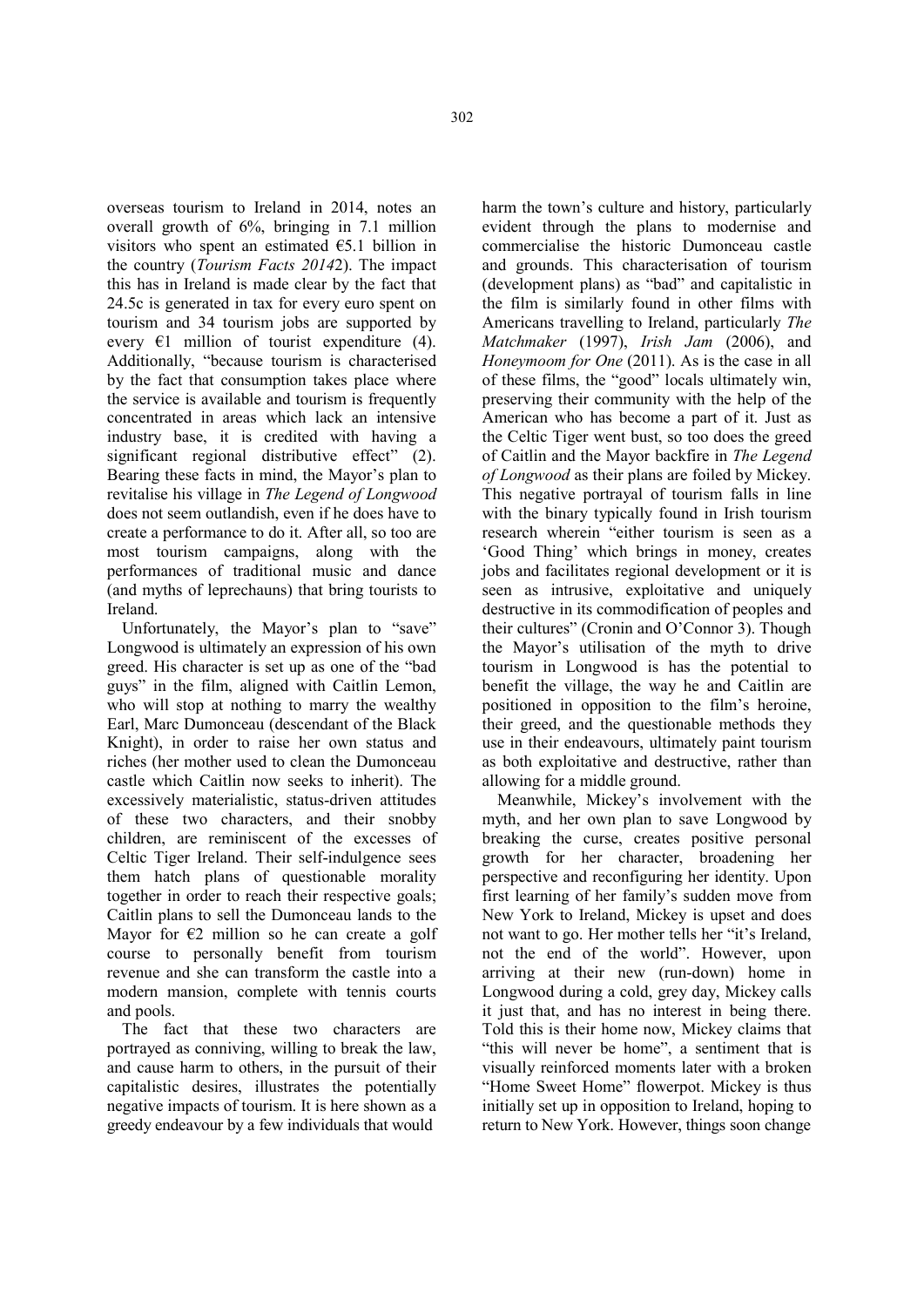overseas tourism to Ireland in 2014, notes an overall growth of 6%, bringing in 7.1 million visitors who spent an estimated €5.1 billion in the country (*Tourism Facts 2014*2). The impact this has in Ireland is made clear by the fact that 24.5c is generated in tax for every euro spent on tourism and 34 tourism jobs are supported by every €1 million of tourist expenditure (4). Additionally, "because tourism is characterised by the fact that consumption takes place where the service is available and tourism is frequently concentrated in areas which lack an intensive industry base, it is credited with having a significant regional distributive effect" (2). Bearing these facts in mind, the Mayor's plan to revitalise his village in *The Legend of Longwood* does not seem outlandish, even if he does have to create a performance to do it. After all, so too are most tourism campaigns, along with the performances of traditional music and dance (and myths of leprechauns) that bring tourists to Ireland.

Unfortunately, the Mayor's plan to "save" Longwood is ultimately an expression of his own greed. His character is set up as one of the "bad guys" in the film, aligned with Caitlin Lemon, who will stop at nothing to marry the wealthy Earl, Marc Dumonceau (descendant of the Black Knight), in order to raise her own status and riches (her mother used to clean the Dumonceau castle which Caitlin now seeks to inherit). The excessively materialistic, status-driven attitudes of these two characters, and their snobby children, are reminiscent of the excesses of Celtic Tiger Ireland. Their self-indulgence sees them hatch plans of questionable morality together in order to reach their respective goals; Caitlin plans to sell the Dumonceau lands to the Mayor for €2 million so he can create a golf course to personally benefit from tourism revenue and she can transform the castle into a modern mansion, complete with tennis courts and pools.

The fact that these two characters are portrayed as conniving, willing to break the law, and cause harm to others, in the pursuit of their capitalistic desires, illustrates the potentially negative impacts of tourism. It is here shown as a greedy endeavour by a few individuals that would harm the town's culture and history, particularly evident through the plans to modernise and commercialise the historic Dumonceau castle and grounds. This characterisation of tourism (development plans) as "bad" and capitalistic in the film is similarly found in other films with Americans travelling to Ireland, particularly *The Matchmaker* (1997), *Irish Jam* (2006), and *Honeymoom for One* (2011). As is the case in all of these films, the "good" locals ultimately win, preserving their community with the help of the American who has become a part of it. Just as the Celtic Tiger went bust, so too does the greed of Caitlin and the Mayor backfire in *The Legend of Longwood* as their plans are foiled by Mickey. This negative portrayal of tourism falls in line with the binary typically found in Irish tourism research wherein "either tourism is seen as a 'Good Thing' which brings in money, creates jobs and facilitates regional development or it is seen as intrusive, exploitative and uniquely destructive in its commodification of peoples and their cultures" (Cronin and O'Connor 3). Though the Mayor's utilisation of the myth to drive tourism in Longwood is has the potential to benefit the village, the way he and Caitlin are positioned in opposition to the film's heroine, their greed, and the questionable methods they use in their endeavours, ultimately paint tourism as both exploitative and destructive, rather than allowing for a middle ground.

Meanwhile, Mickey's involvement with the myth, and her own plan to save Longwood by breaking the curse, creates positive personal growth for her character, broadening her perspective and reconfiguring her identity. Upon first learning of her family's sudden move from New York to Ireland, Mickey is upset and does not want to go. Her mother tells her "it's Ireland, not the end of the world". However, upon arriving at their new (run-down) home in Longwood during a cold, grey day, Mickey calls it just that, and has no interest in being there. Told this is their home now, Mickey claims that "this will never be home", a sentiment that is visually reinforced moments later with a broken "Home Sweet Home" flowerpot. Mickey is thus initially set up in opposition to Ireland, hoping to return to New York. However, things soon change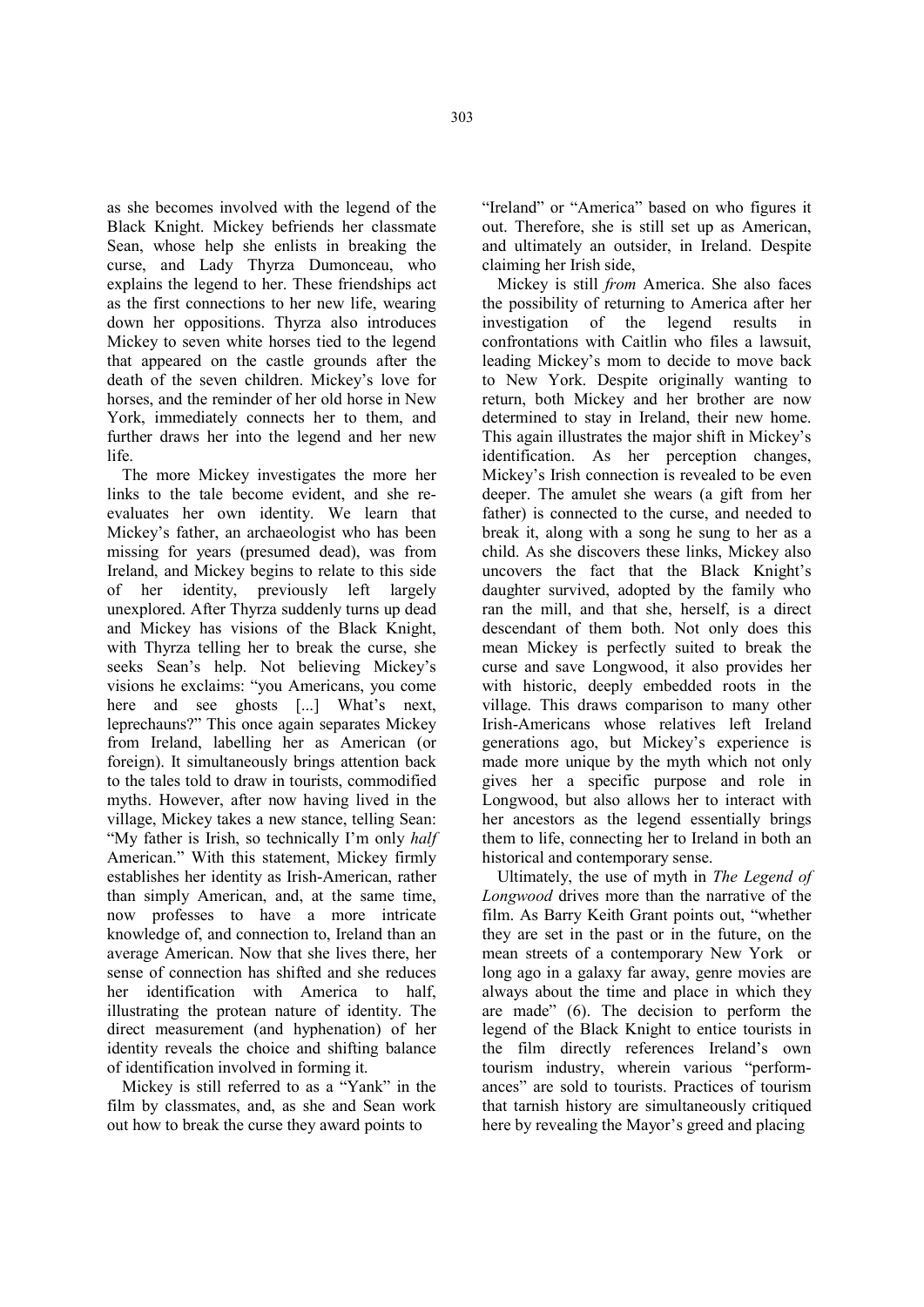as she becomes involved with the legend of the Black Knight. Mickey befriends her classmate Sean, whose help she enlists in breaking the curse, and Lady Thyrza Dumonceau, who explains the legend to her. These friendships act as the first connections to her new life, wearing down her oppositions. Thyrza also introduces Mickey to seven white horses tied to the legend that appeared on the castle grounds after the death of the seven children. Mickey's love for horses, and the reminder of her old horse in New York, immediately connects her to them, and further draws her into the legend and her new life.

The more Mickey investigates the more her links to the tale become evident, and she re-evaluates her own identity. We learn that Mickey's father, an archaeologist who has been missing for years (presumed dead), was from Ireland, and Mickey begins to relate to this side of her identity, previously left largely unexplored. After Thyrza suddenly turns up dead and Mickey has visions of the Black Knight, with Thyrza telling her to break the curse, she seeks Sean's help. Not believing Mickey's visions he exclaims: "you Americans, you come here and see ghosts [...] What's next, leprechauns?" This once again separates Mickey from Ireland, labelling her as American (or foreign). It simultaneously brings attention back to the tales told to draw in tourists, commodified myths. However, after now having lived in the village, Mickey takes a new stance, telling Sean: "My father is Irish, so technically I'm only *half* American." With this statement, Mickey firmly establishes her identity as Irish-American, rather than simply American, and, at the same time, now professes to have a more intricate knowledge of, and connection to, Ireland than an average American. Now that she lives there, her sense of connection has shifted and she reduces her identification with America to half, illustrating the protean nature of identity. The direct measurement (and hyphenation) of her identity reveals the choice and shifting balance of identification involved in forming it.

Mickey is still referred to as a "Yank" in the film by classmates, and, as she and Sean work out how to break the curse they award points to "Ireland" or "America" based on who figures it out. Therefore, she is still set up as American, and ultimately an outsider, in Ireland. Despite claiming her Irish side,

Mickey is still *from* America. She also faces the possibility of returning to America after her investigation of the legend results in confrontations with Caitlin who files a lawsuit, leading Mickey's mom to decide to move back to New York. Despite originally wanting to return, both Mickey and her brother are now determined to stay in Ireland, their new home. This again illustrates the major shift in Mickey's identification. As her perception changes, Mickey's Irish connection is revealed to be even deeper. The amulet she wears (a gift from her father) is connected to the curse, and needed to break it, along with a song he sung to her as a child. As she discovers these links, Mickey also uncovers the fact that the Black Knight's daughter survived, adopted by the family who ran the mill, and that she, herself, is a direct descendant of them both. Not only does this mean Mickey is perfectly suited to break the curse and save Longwood, it also provides her with historic, deeply embedded roots in the village. This draws comparison to many other Irish-Americans whose relatives left Ireland generations ago, but Mickey's experience is made more unique by the myth which not only gives her a specific purpose and role in Longwood, but also allows her to interact with her ancestors as the legend essentially brings them to life, connecting her to Ireland in both an historical and contemporary sense.

Ultimately, the use of myth in *The Legend of Longwood* drives more than the narrative of the film. As Barry Keith Grant points out, "whether they are set in the past or in the future, on the mean streets of a contemporary New York or long ago in a galaxy far away, genre movies are always about the time and place in which they are made" (6). The decision to perform the legend of the Black Knight to entice tourists in the film directly references Ireland's own tourism industry, wherein various "performances" are sold to tourists. Practices of tourism that tarnish history are simultaneously critiqued here by revealing the Mayor's greed and placing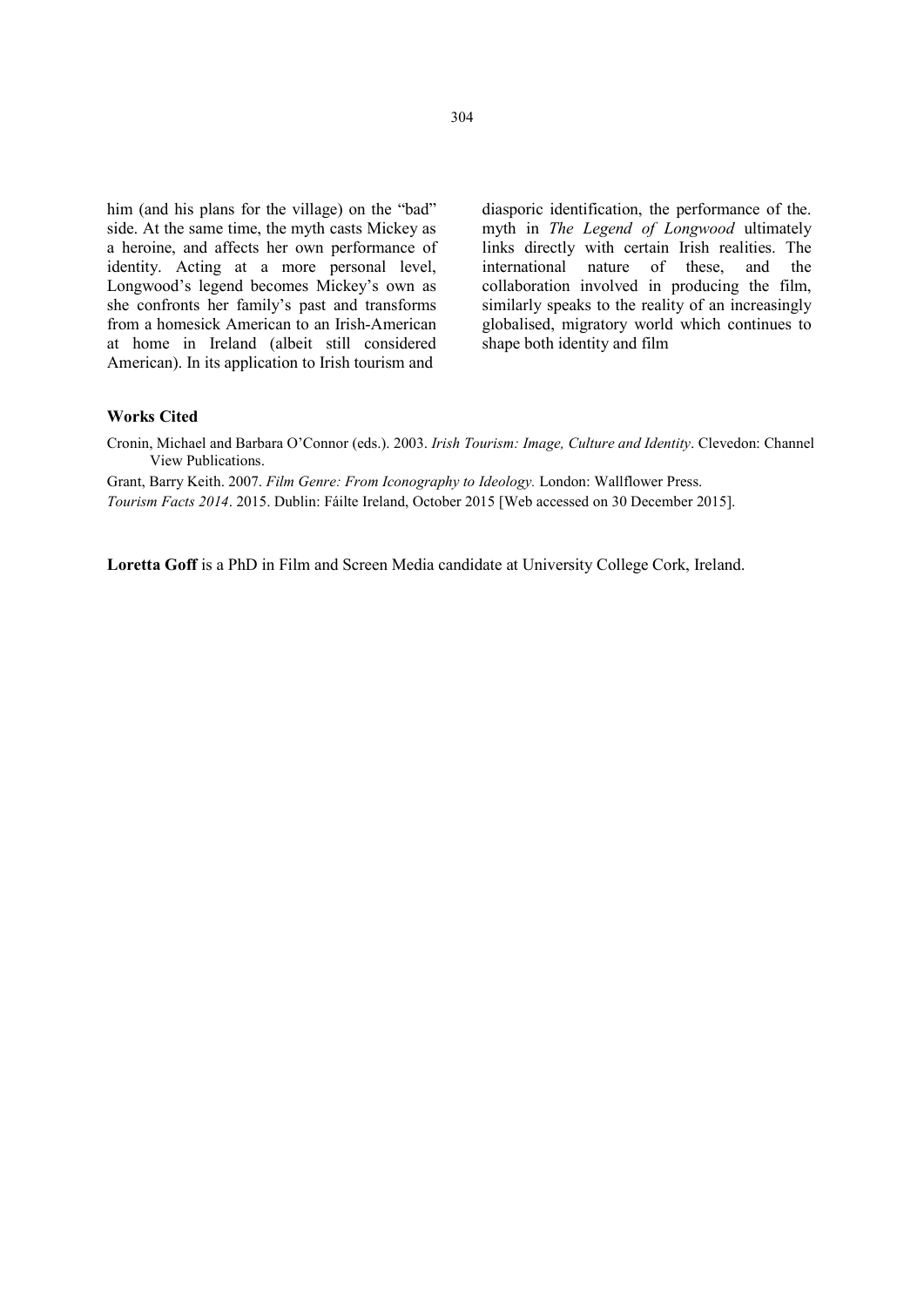him (and his plans for the village) on the "bad" side. At the same time, the myth casts Mickey as a heroine, and affects her own performance of identity. Acting at a more personal level, Longwood's legend becomes Mickey's own as she confronts her family's past and transforms from a homesick American to an Irish-American at home in Ireland (albeit still considered American). In its application to Irish tourism and diasporic identification, the performance of the. myth in *The Legend of Longwood* ultimately links directly with certain Irish realities. The international nature of these, and the collaboration involved in producing the film, similarly speaks to the reality of an increasingly globalised, migratory world which continues to shape both identity and film

### Works Cited

Cronin, Michael and Barbara O'Connor (eds.). 2003. *Irish Tourism: Image, Culture and Identity*. Clevedon: Channel View Publications.

Grant, Barry Keith. 2007. *Film Genre: From Iconography to Ideology.* London: Wallflower Press.

*Tourism Facts 2014*. 2015. Dublin: Fáilte Ireland, October 2015 [Web accessed on 30 December 2015].

**Loretta Goff** is a PhD in Film and Screen Media candidate at University College Cork, Ireland.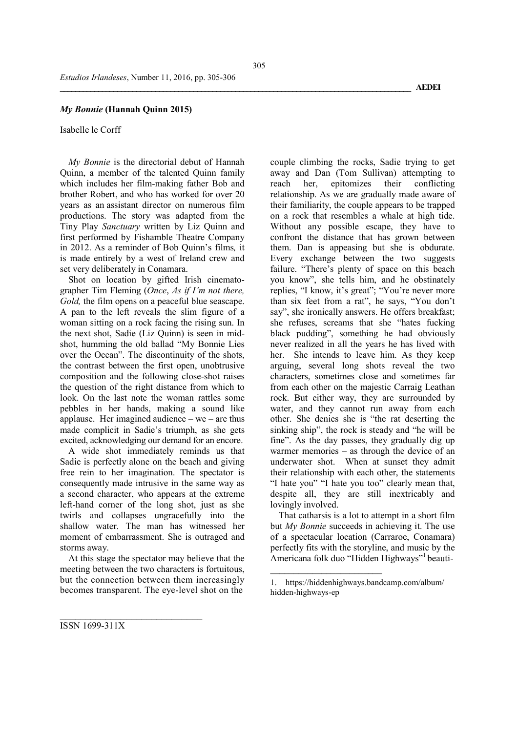## *My Bonnie* (Hannah Quinn 2015)

Isabelle le Corff

*My Bonnie* is the directorial debut of Hannah Quinn, a member of the talented Quinn family which includes her film-making father Bob and brother Robert, and who has worked for over 20 years as an assistant director on numerous film productions. The story was adapted from the Tiny Play *Sanctuary* written by Liz Quinn and first performed by Fishamble Theatre Company in 2012. As a reminder of Bob Quinn's films*,* it is made entirely by a west of Ireland crew and set very deliberately in Conamara.

Shot on location by gifted Irish cinematographer Tim Fleming (*Once*, *As if I'm not there, Gold,* the film opens on a peaceful blue seascape. A pan to the left reveals the slim figure of a woman sitting on a rock facing the rising sun. In the next shot, Sadie (Liz Quinn) is seen in mid-shot, humming the old ballad "My Bonnie Lies over the Ocean". The discontinuity of the shots, the contrast between the first open, unobtrusive composition and the following close-shot raises the question of the right distance from which to look. On the last note the woman rattles some pebbles in her hands, making a sound like applause. Her imagined audience – we – are thus made complicit in Sadie's triumph, as she gets excited, acknowledging our demand for an encore.

A wide shot immediately reminds us that Sadie is perfectly alone on the beach and giving free rein to her imagination. The spectator is consequently made intrusive in the same way as a second character, who appears at the extreme left-hand corner of the long shot, just as she twirls and collapses ungracefully into the shallow water. The man has witnessed her moment of embarrassment. She is outraged and storms away.

At this stage the spectator may believe that the meeting between the two characters is fortuitous, but the connection between them increasingly becomes transparent. The eye-level shot on the couple climbing the rocks, Sadie trying to get away and Dan (Tom Sullivan) attempting to reach her, epitomizes their conflicting relationship. As we are gradually made aware of their familiarity, the couple appears to be trapped on a rock that resembles a whale at high tide. Without any possible escape, they have to confront the distance that has grown between them. Dan is appeasing but she is obdurate. Every exchange between the two suggests failure. "There's plenty of space on this beach you know", she tells him, and he obstinately replies, "I know, it's great"; "You're never more than six feet from a rat", he says, "You don't say", she ironically answers. He offers breakfast; she refuses, screams that she "hates fucking black pudding", something he had obviously never realized in all the years he has lived with her. She intends to leave him. As they keep arguing, several long shots reveal the two characters, sometimes close and sometimes far from each other on the majestic Carraig Leathan rock. But either way, they are surrounded by water, and they cannot run away from each other. She denies she is "the rat deserting the sinking ship", the rock is steady and "he will be fine". As the day passes, they gradually dig up warmer memories – as through the device of an underwater shot. When at sunset they admit their relationship with each other, the statements "I hate you" "I hate you too" clearly mean that, despite all, they are still inextricably and lovingly involved.

That catharsis is a lot to attempt in a short film but *My Bonnie* succeeds in achieving it. The use of a spectacular location (Carraroe, Conamara) perfectly fits with the storyline, and music by the Americana folk duo "Hidden Highways"[1] beauti-

1. https://hiddenhighways.bandcamp.com/album/hidden-highways-ep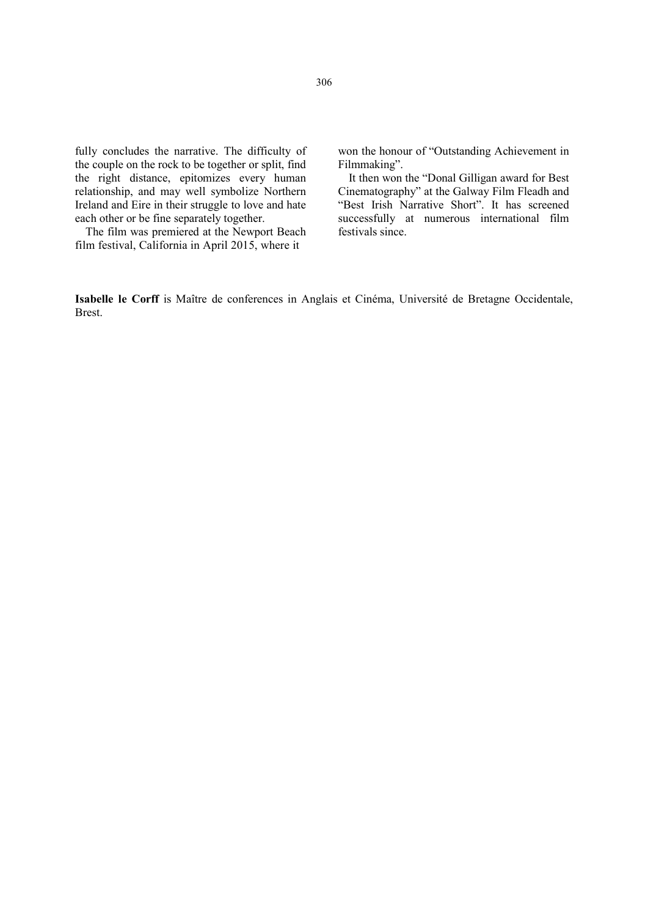fully concludes the narrative. The difficulty of the couple on the rock to be together or split, find the right distance, epitomizes every human relationship, and may well symbolize Northern Ireland and Eire in their struggle to love and hate each other or be fine separately together.

The film was premiered at the Newport Beach film festival, California in April 2015, where it won the honour of "Outstanding Achievement in Filmmaking".

It then won the "Donal Gilligan award for Best Cinematography" at the Galway Film Fleadh and "Best Irish Narrative Short". It has screened successfully at numerous international film festivals since.

**Isabelle le Corff** is Maître de conferences in Anglais et Cinéma, Université de Bretagne Occidentale, Brest.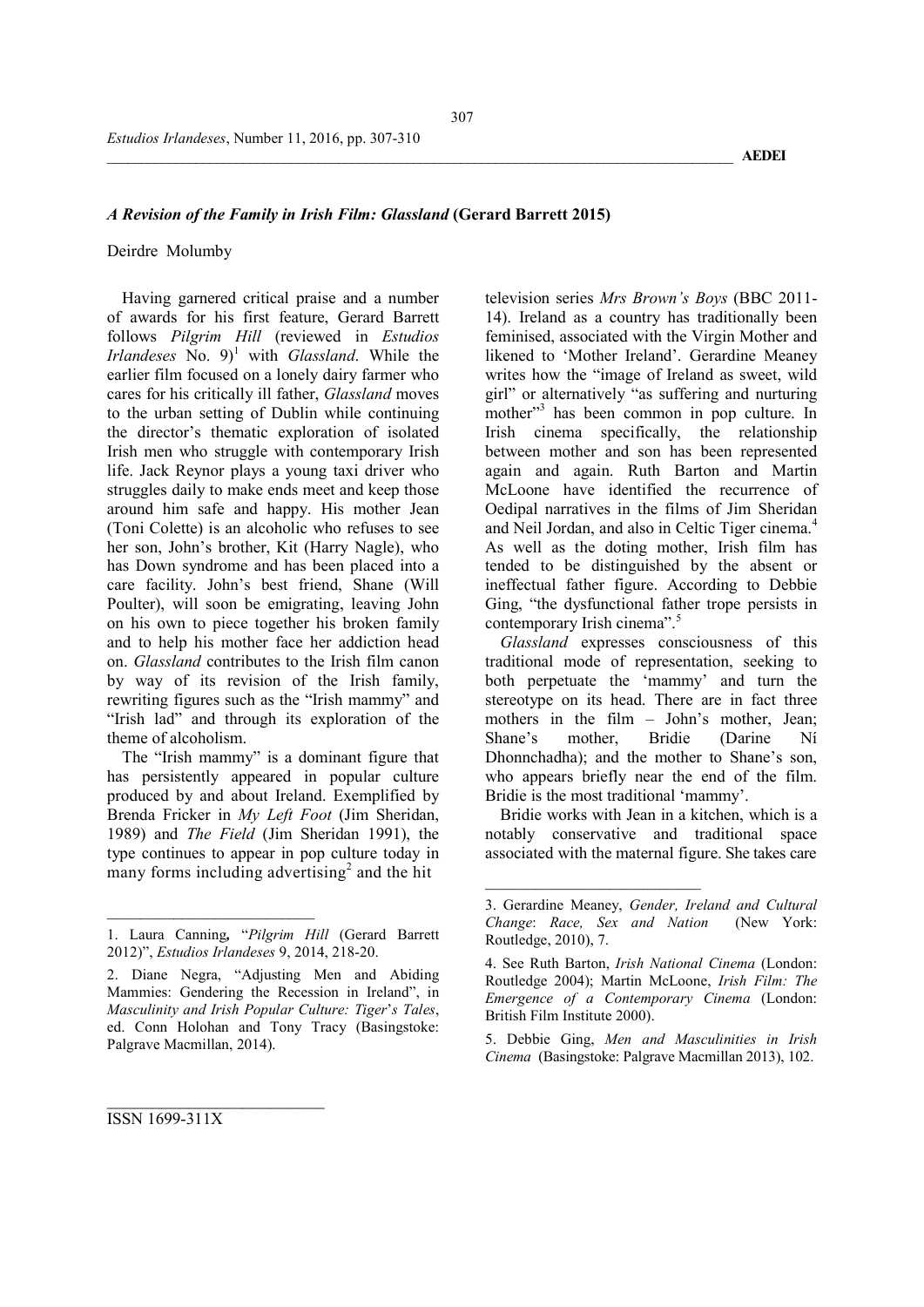## *A Revision of the Family in Irish Film: Glassland* (Gerard Barrett 2015)

Deirdre Molumby

Having garnered critical praise and a number of awards for his first feature, Gerard Barrett follows *Pilgrim Hill* (reviewed in *Estudios Irlandeses* No. 9)[1] with *Glassland*. While the earlier film focused on a lonely dairy farmer who cares for his critically ill father, *Glassland* moves to the urban setting of Dublin while continuing the director's thematic exploration of isolated Irish men who struggle with contemporary Irish life. Jack Reynor plays a young taxi driver who struggles daily to make ends meet and keep those around him safe and happy. His mother Jean (Toni Colette) is an alcoholic who refuses to see her son, John's brother, Kit (Harry Nagle), who has Down syndrome and has been placed into a care facility. John's best friend, Shane (Will Poulter), will soon be emigrating, leaving John on his own to piece together his broken family and to help his mother face her addiction head on. *Glassland* contributes to the Irish film canon by way of its revision of the Irish family, rewriting figures such as the "Irish mammy" and "Irish lad" and through its exploration of the theme of alcoholism.

The "Irish mammy" is a dominant figure that has persistently appeared in popular culture produced by and about Ireland. Exemplified by Brenda Fricker in *My Left Foot* (Jim Sheridan, 1989) and *The Field* (Jim Sheridan 1991), the type continues to appear in pop culture today in many forms including advertising[2] and the hit television series *Mrs Brown's Boys* (BBC 2011-14). Ireland as a country has traditionally been feminised, associated with the Virgin Mother and likened to 'Mother Ireland'. Gerardine Meaney writes how the "image of Ireland as sweet, wild girl" or alternatively "as suffering and nurturing mother"[3] has been common in pop culture. In Irish cinema specifically, the relationship between mother and son has been represented again and again. Ruth Barton and Martin McLoone have identified the recurrence of Oedipal narratives in the films of Jim Sheridan and Neil Jordan, and also in Celtic Tiger cinema.[4] As well as the doting mother, Irish film has tended to be distinguished by the absent or ineffectual father figure. According to Debbie Ging, "the dysfunctional father trope persists in contemporary Irish cinema".[5]

*Glassland* expresses consciousness of this traditional mode of representation, seeking to both perpetuate the 'mammy' and turn the stereotype on its head. There are in fact three mothers in the film – John's mother, Jean; Shane's mother, Bridie (Darine Ní Dhonnchadha); and the mother to Shane's son, who appears briefly near the end of the film. Bridie is the most traditional 'mammy'.

Bridie works with Jean in a kitchen, which is a notably conservative and traditional space associated with the maternal figure. She takes care

---

1. Laura Canning, "*Pilgrim Hill* (Gerard Barrett 2012)", *Estudios Irlandeses* 9, 2014, 218-20.

2. Diane Negra, "Adjusting Men and Abiding Mammies: Gendering the Recession in Ireland", in *Masculinity and Irish Popular Culture: Tiger's Tales*, ed. Conn Holohan and Tony Tracy (Basingstoke: Palgrave Macmillan, 2014).

3. Gerardine Meaney, *Gender, Ireland and Cultural Change*: *Race, Sex and Nation* (New York: Routledge, 2010), 7.

4. See Ruth Barton, *Irish National Cinema* (London: Routledge 2004); Martin McLoone, *Irish Film: The Emergence of a Contemporary Cinema* (London: British Film Institute 2000).

5. Debbie Ging, *Men and Masculinities in Irish Cinema* (Basingstoke: Palgrave Macmillan 2013), 102.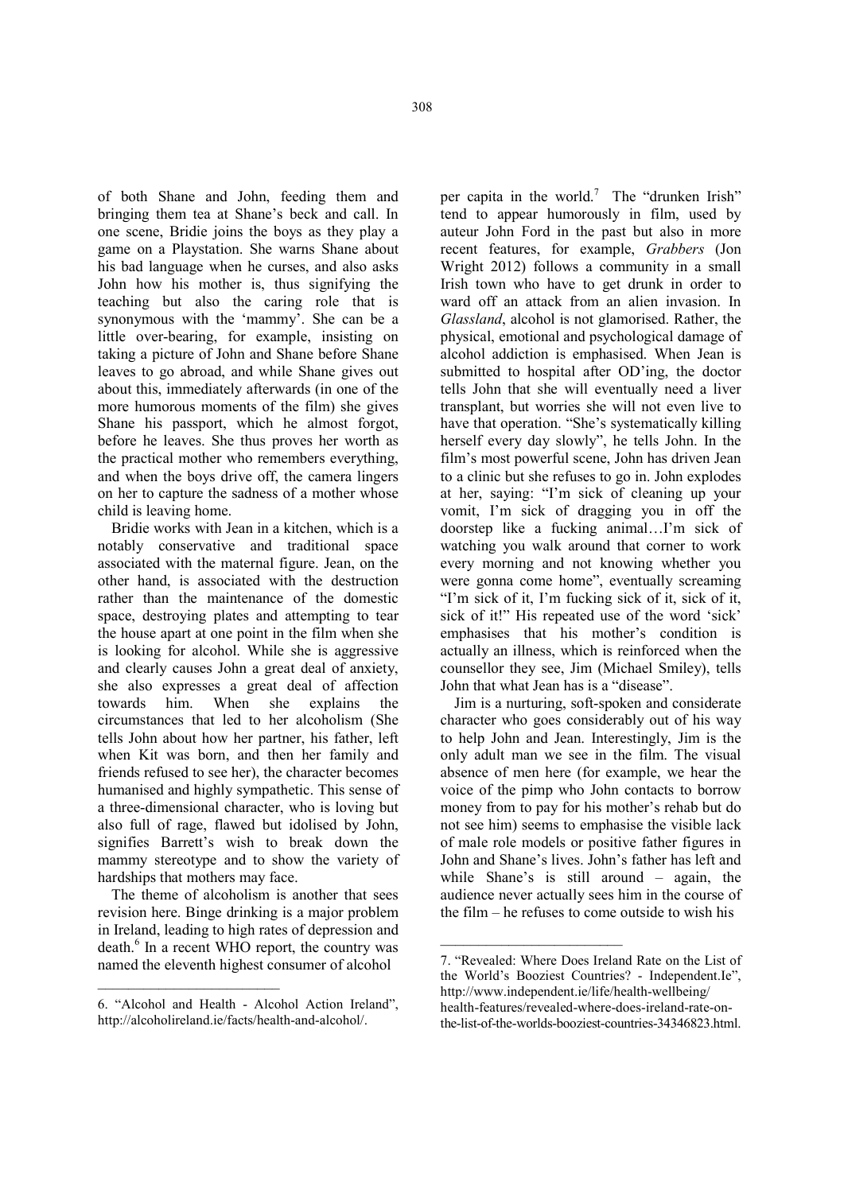of both Shane and John, feeding them and bringing them tea at Shane's beck and call. In one scene, Bridie joins the boys as they play a game on a Playstation. She warns Shane about his bad language when he curses, and also asks John how his mother is, thus signifying the teaching but also the caring role that is synonymous with the 'mammy'. She can be a little over-bearing, for example, insisting on taking a picture of John and Shane before Shane leaves to go abroad, and while Shane gives out about this, immediately afterwards (in one of the more humorous moments of the film) she gives Shane his passport, which he almost forgot, before he leaves. She thus proves her worth as the practical mother who remembers everything, and when the boys drive off, the camera lingers on her to capture the sadness of a mother whose child is leaving home.

Bridie works with Jean in a kitchen, which is a notably conservative and traditional space associated with the maternal figure. Jean, on the other hand, is associated with the destruction rather than the maintenance of the domestic space, destroying plates and attempting to tear the house apart at one point in the film when she is looking for alcohol. While she is aggressive and clearly causes John a great deal of anxiety, she also expresses a great deal of affection towards him. When she explains the circumstances that led to her alcoholism (She tells John about how her partner, his father, left when Kit was born, and then her family and friends refused to see her), the character becomes humanised and highly sympathetic. This sense of a three-dimensional character, who is loving but also full of rage, flawed but idolised by John, signifies Barrett's wish to break down the mammy stereotype and to show the variety of hardships that mothers may face.

The theme of alcoholism is another that sees revision here. Binge drinking is a major problem in Ireland, leading to high rates of depression and death.[6] In a recent WHO report, the country was named the eleventh highest consumer of alcohol per capita in the world.[7] The "drunken Irish" tend to appear humorously in film, used by auteur John Ford in the past but also in more recent features, for example, *Grabbers* (Jon Wright 2012) follows a community in a small Irish town who have to get drunk in order to ward off an attack from an alien invasion. In *Glassland*, alcohol is not glamorised. Rather, the physical, emotional and psychological damage of alcohol addiction is emphasised. When Jean is submitted to hospital after OD'ing, the doctor tells John that she will eventually need a liver transplant, but worries she will not even live to have that operation. "She's systematically killing herself every day slowly", he tells John. In the film's most powerful scene, John has driven Jean to a clinic but she refuses to go in. John explodes at her, saying: "I'm sick of cleaning up your vomit, I'm sick of dragging you in off the doorstep like a fucking animal…I'm sick of watching you walk around that corner to work every morning and not knowing whether you were gonna come home", eventually screaming "I'm sick of it, I'm fucking sick of it, sick of it, sick of it!" His repeated use of the word 'sick' emphasises that his mother's condition is actually an illness, which is reinforced when the counsellor they see, Jim (Michael Smiley), tells John that what Jean has is a "disease".

Jim is a nurturing, soft-spoken and considerate character who goes considerably out of his way to help John and Jean. Interestingly, Jim is the only adult man we see in the film. The visual absence of men here (for example, we hear the voice of the pimp who John contacts to borrow money from to pay for his mother's rehab but do not see him) seems to emphasise the visible lack of male role models or positive father figures in John and Shane's lives. John's father has left and while Shane's is still around – again, the audience never actually sees him in the course of the film – he refuses to come outside to wish his

---

6. "Alcohol and Health - Alcohol Action Ireland", http://alcoholireland.ie/facts/health-and-alcohol/.

7. "Revealed: Where Does Ireland Rate on the List of the World's Booziest Countries? - Independent.Ie", http://www.independent.ie/life/health-wellbeing/health-features/revealed-where-does-ireland-rate-on-the-list-of-the-worlds-booziest-countries-34346823.html.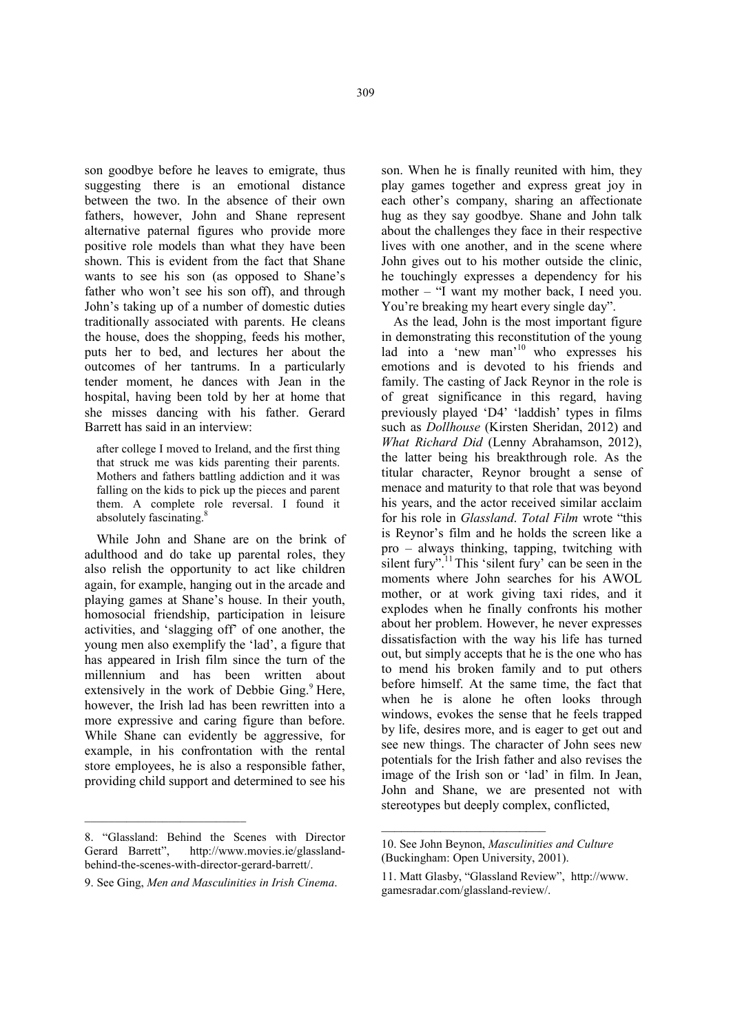son goodbye before he leaves to emigrate, thus suggesting there is an emotional distance between the two. In the absence of their own fathers, however, John and Shane represent alternative paternal figures who provide more positive role models than what they have been shown. This is evident from the fact that Shane wants to see his son (as opposed to Shane's father who won't see his son off), and through John's taking up of a number of domestic duties traditionally associated with parents. He cleans the house, does the shopping, feeds his mother, puts her to bed, and lectures her about the outcomes of her tantrums. In a particularly tender moment, he dances with Jean in the hospital, having been told by her at home that she misses dancing with his father. Gerard Barrett has said in an interview:

> after college I moved to Ireland, and the first thing that struck me was kids parenting their parents. Mothers and fathers battling addiction and it was falling on the kids to pick up the pieces and parent them. A complete role reversal. I found it absolutely fascinating.[8]

While John and Shane are on the brink of adulthood and do take up parental roles, they also relish the opportunity to act like children again, for example, hanging out in the arcade and playing games at Shane's house. In their youth, homosocial friendship, participation in leisure activities, and 'slagging off' of one another, the young men also exemplify the 'lad', a figure that has appeared in Irish film since the turn of the millennium and has been written about extensively in the work of Debbie Ging.[9] Here, however, the Irish lad has been rewritten into a more expressive and caring figure than before. While Shane can evidently be aggressive, for example, in his confrontation with the rental store employees, he is also a responsible father, providing child support and determined to see his son. When he is finally reunited with him, they play games together and express great joy in each other's company, sharing an affectionate hug as they say goodbye. Shane and John talk about the challenges they face in their respective lives with one another, and in the scene where John gives out to his mother outside the clinic, he touchingly expresses a dependency for his mother – "I want my mother back, I need you. You're breaking my heart every single day".

As the lead, John is the most important figure in demonstrating this reconstitution of the young lad into a 'new man'[10] who expresses his emotions and is devoted to his friends and family. The casting of Jack Reynor in the role is of great significance in this regard, having previously played 'D4' 'laddish' types in films such as *Dollhouse* (Kirsten Sheridan, 2012) and *What Richard Did* (Lenny Abrahamson, 2012), the latter being his breakthrough role. As the titular character, Reynor brought a sense of menace and maturity to that role that was beyond his years, and the actor received similar acclaim for his role in *Glassland*. *Total Film* wrote "this is Reynor's film and he holds the screen like a pro – always thinking, tapping, twitching with silent fury".[11] This 'silent fury' can be seen in the moments where John searches for his AWOL mother, or at work giving taxi rides, and it explodes when he finally confronts his mother about her problem. However, he never expresses dissatisfaction with the way his life has turned out, but simply accepts that he is the one who has to mend his broken family and to put others before himself. At the same time, the fact that when he is alone he often looks through windows, evokes the sense that he feels trapped by life, desires more, and is eager to get out and see new things. The character of John sees new potentials for the Irish father and also revises the image of the Irish son or 'lad' in film. In Jean, John and Shane, we are presented not with stereotypes but deeply complex, conflicted,

---

8. "Glassland: Behind the Scenes with Director Gerard Barrett", http://www.movies.ie/glassland-behind-the-scenes-with-director-gerard-barrett/.

9. See Ging, *Men and Masculinities in Irish Cinema*.

10. See John Beynon, *Masculinities and Culture* (Buckingham: Open University, 2001).

11. Matt Glasby, "Glassland Review", http://www.gamesradar.com/glassland-review/.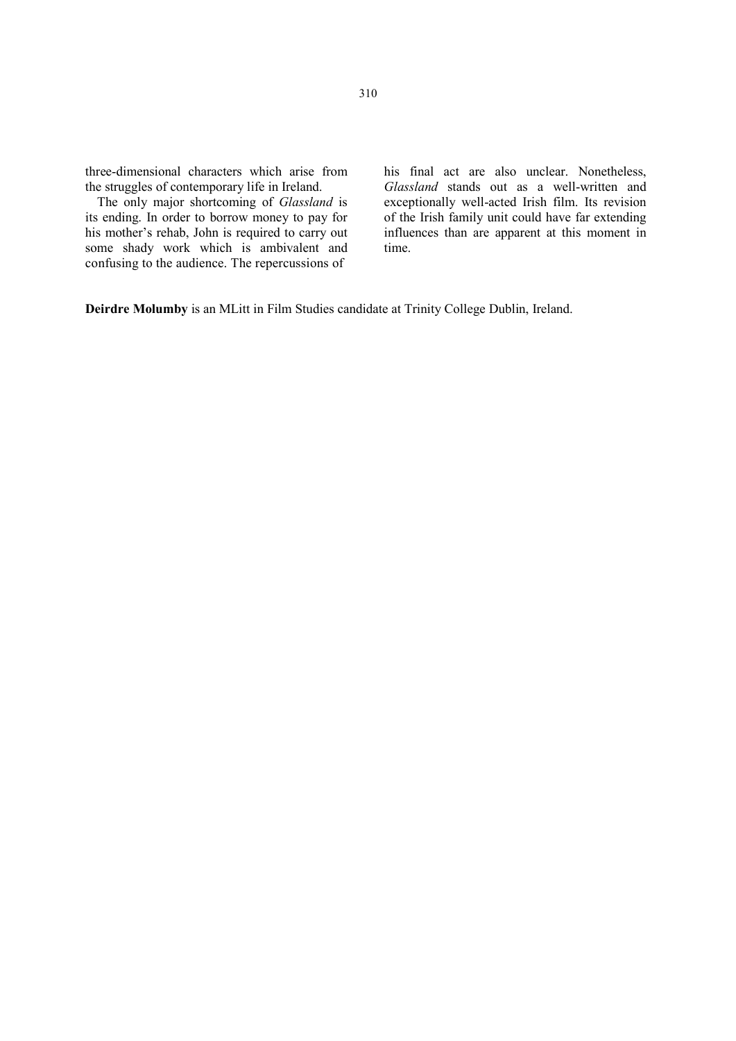three-dimensional characters which arise from the struggles of contemporary life in Ireland.

The only major shortcoming of *Glassland* is its ending. In order to borrow money to pay for his mother's rehab, John is required to carry out some shady work which is ambivalent and confusing to the audience. The repercussions of his final act are also unclear. Nonetheless, *Glassland* stands out as a well-written and exceptionally well-acted Irish film. Its revision of the Irish family unit could have far extending influences than are apparent at this moment in time.

**Deirdre Molumby** is an MLitt in Film Studies candidate at Trinity College Dublin, Ireland.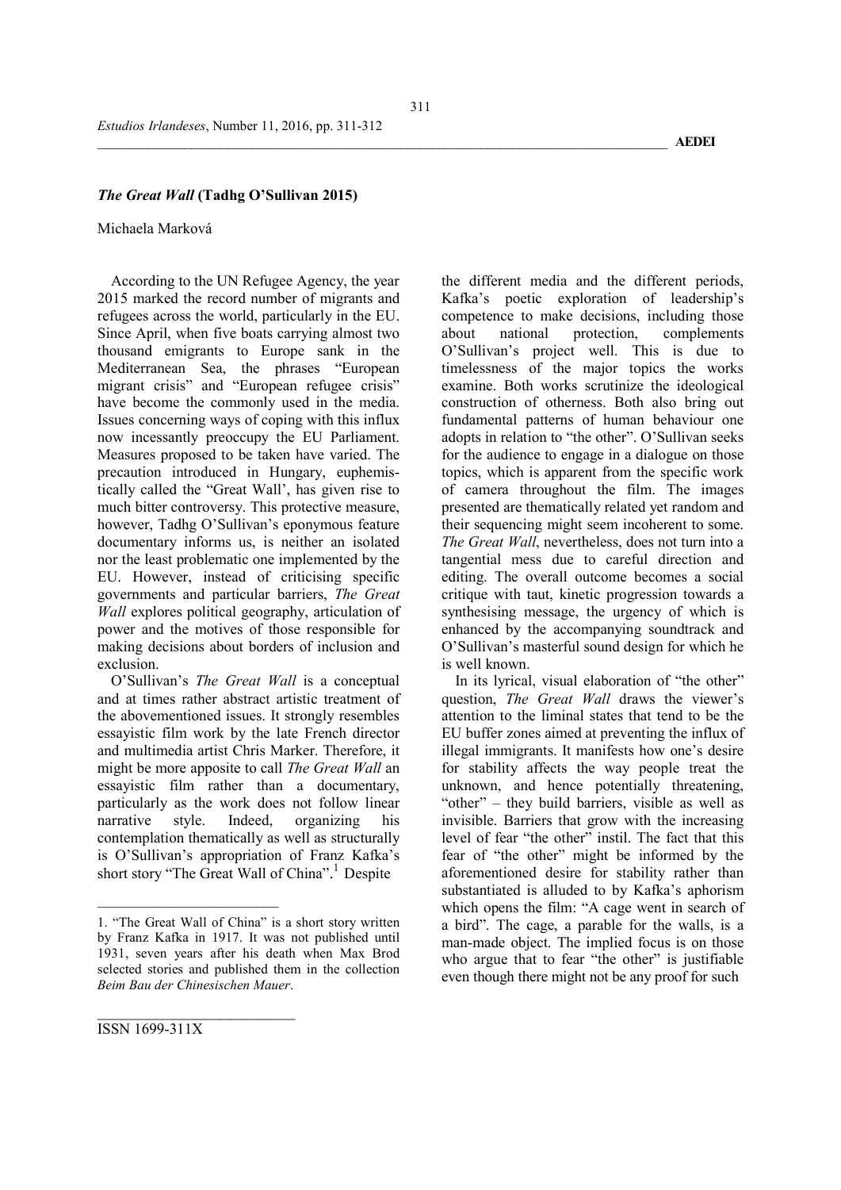### *The Great Wall* (Tadhg O'Sullivan 2015)

Michaela Marková

According to the UN Refugee Agency, the year 2015 marked the record number of migrants and refugees across the world, particularly in the EU. Since April, when five boats carrying almost two thousand emigrants to Europe sank in the Mediterranean Sea, the phrases "European migrant crisis" and "European refugee crisis" have become the commonly used in the media. Issues concerning ways of coping with this influx now incessantly preoccupy the EU Parliament. Measures proposed to be taken have varied. The precaution introduced in Hungary, euphemistically called the "Great Wall', has given rise to much bitter controversy. This protective measure, however, Tadhg O'Sullivan's eponymous feature documentary informs us, is neither an isolated nor the least problematic one implemented by the EU. However, instead of criticising specific governments and particular barriers, *The Great Wall* explores political geography, articulation of power and the motives of those responsible for making decisions about borders of inclusion and exclusion.

O'Sullivan's *The Great Wall* is a conceptual and at times rather abstract artistic treatment of the abovementioned issues. It strongly resembles essayistic film work by the late French director and multimedia artist Chris Marker. Therefore, it might be more apposite to call *The Great Wall* an essayistic film rather than a documentary, particularly as the work does not follow linear narrative style. Indeed, organizing his contemplation thematically as well as structurally is O'Sullivan's appropriation of Franz Kafka's short story "The Great Wall of China".[1] Despite the different media and the different periods, Kafka's poetic exploration of leadership's competence to make decisions, including those about national protection, complements O'Sullivan's project well. This is due to timelessness of the major topics the works examine. Both works scrutinize the ideological construction of otherness. Both also bring out fundamental patterns of human behaviour one adopts in relation to "the other". O'Sullivan seeks for the audience to engage in a dialogue on those topics, which is apparent from the specific work of camera throughout the film. The images presented are thematically related yet random and their sequencing might seem incoherent to some. *The Great Wall*, nevertheless, does not turn into a tangential mess due to careful direction and editing. The overall outcome becomes a social critique with taut, kinetic progression towards a synthesising message, the urgency of which is enhanced by the accompanying soundtrack and O'Sullivan's masterful sound design for which he is well known.

In its lyrical, visual elaboration of "the other" question, *The Great Wall* draws the viewer's attention to the liminal states that tend to be the EU buffer zones aimed at preventing the influx of illegal immigrants. It manifests how one's desire for stability affects the way people treat the unknown, and hence potentially threatening, "other" – they build barriers, visible as well as invisible. Barriers that grow with the increasing level of fear "the other" instil. The fact that this fear of "the other" might be informed by the aforementioned desire for stability rather than substantiated is alluded to by Kafka's aphorism which opens the film: "A cage went in search of a bird". The cage, a parable for the walls, is a man-made object. The implied focus is on those who argue that to fear "the other" is justifiable even though there might not be any proof for such

---

1. "The Great Wall of China" is a short story written by Franz Kafka in 1917. It was not published until 1931, seven years after his death when Max Brod selected stories and published them in the collection *Beim Bau der Chinesischen Mauer*.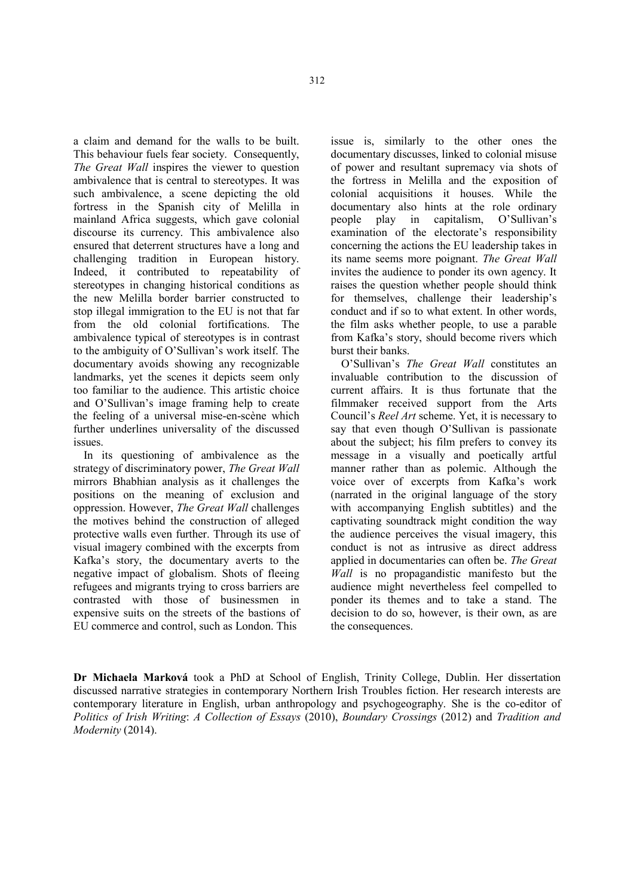a claim and demand for the walls to be built. This behaviour fuels fear society. Consequently, *The Great Wall* inspires the viewer to question ambivalence that is central to stereotypes. It was such ambivalence, a scene depicting the old fortress in the Spanish city of Melilla in mainland Africa suggests, which gave colonial discourse its currency. This ambivalence also ensured that deterrent structures have a long and challenging tradition in European history. Indeed, it contributed to repeatability of stereotypes in changing historical conditions as the new Melilla border barrier constructed to stop illegal immigration to the EU is not that far from the old colonial fortifications. The ambivalence typical of stereotypes is in contrast to the ambiguity of O'Sullivan's work itself. The documentary avoids showing any recognizable landmarks, yet the scenes it depicts seem only too familiar to the audience. This artistic choice and O'Sullivan's image framing help to create the feeling of a universal mise-en-scène which further underlines universality of the discussed issues.

In its questioning of ambivalence as the strategy of discriminatory power, *The Great Wall* mirrors Bhabhian analysis as it challenges the positions on the meaning of exclusion and oppression. However, *The Great Wall* challenges the motives behind the construction of alleged protective walls even further. Through its use of visual imagery combined with the excerpts from Kafka's story, the documentary averts to the negative impact of globalism. Shots of fleeing refugees and migrants trying to cross barriers are contrasted with those of businessmen in expensive suits on the streets of the bastions of EU commerce and control, such as London. This issue is, similarly to the other ones the documentary discusses, linked to colonial misuse of power and resultant supremacy via shots of the fortress in Melilla and the exposition of colonial acquisitions it houses. While the documentary also hints at the role ordinary people play in capitalism, O'Sullivan's examination of the electorate's responsibility concerning the actions the EU leadership takes in its name seems more poignant. *The Great Wall* invites the audience to ponder its own agency. It raises the question whether people should think for themselves, challenge their leadership's conduct and if so to what extent. In other words, the film asks whether people, to use a parable from Kafka's story, should become rivers which burst their banks.

O'Sullivan's *The Great Wall* constitutes an invaluable contribution to the discussion of current affairs. It is thus fortunate that the filmmaker received support from the Arts Council's *Reel Art* scheme. Yet, it is necessary to say that even though O'Sullivan is passionate about the subject; his film prefers to convey its message in a visually and poetically artful manner rather than as polemic. Although the voice over of excerpts from Kafka's work (narrated in the original language of the story with accompanying English subtitles) and the captivating soundtrack might condition the way the audience perceives the visual imagery, this conduct is not as intrusive as direct address applied in documentaries can often be. *The Great Wall* is no propagandistic manifesto but the audience might nevertheless feel compelled to ponder its themes and to take a stand. The decision to do so, however, is their own, as are the consequences.

**Dr Michaela Marková** took a PhD at School of English, Trinity College, Dublin. Her dissertation discussed narrative strategies in contemporary Northern Irish Troubles fiction. Her research interests are contemporary literature in English, urban anthropology and psychogeography. She is the co-editor of *Politics of Irish Writing*: *A Collection of Essays* (2010), *Boundary Crossings* (2012) and *Tradition and Modernity* (2014).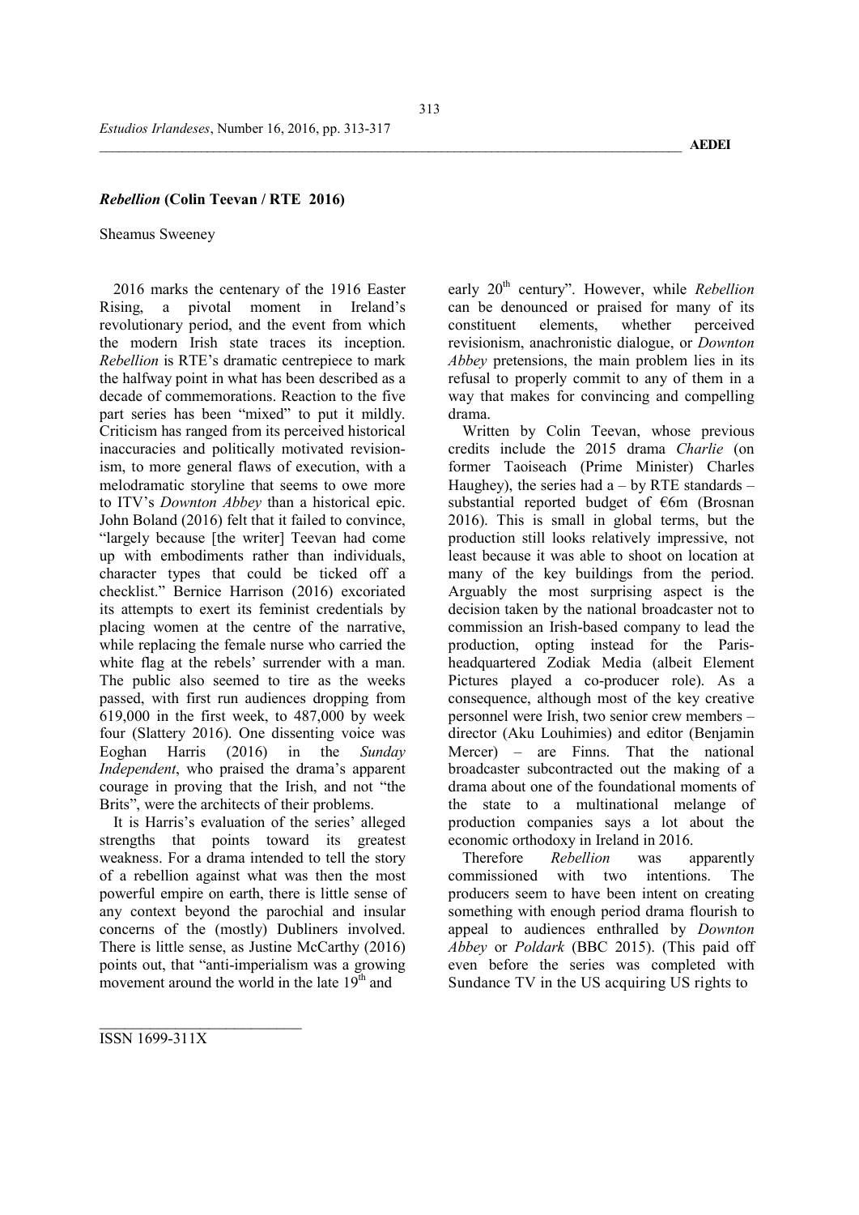### *Rebellion* (Colin Teevan / RTE 2016)

Sheamus Sweeney

2016 marks the centenary of the 1916 Easter Rising, a pivotal moment in Ireland's revolutionary period, and the event from which the modern Irish state traces its inception. *Rebellion* is RTE's dramatic centrepiece to mark the halfway point in what has been described as a decade of commemorations. Reaction to the five part series has been "mixed" to put it mildly. Criticism has ranged from its perceived historical inaccuracies and politically motivated revisionism, to more general flaws of execution, with a melodramatic storyline that seems to owe more to ITV's *Downton Abbey* than a historical epic. John Boland (2016) felt that it failed to convince, "largely because [the writer] Teevan had come up with embodiments rather than individuals, character types that could be ticked off a checklist." Bernice Harrison (2016) excoriated its attempts to exert its feminist credentials by placing women at the centre of the narrative, while replacing the female nurse who carried the white flag at the rebels' surrender with a man. The public also seemed to tire as the weeks passed, with first run audiences dropping from 619,000 in the first week, to 487,000 by week four (Slattery 2016). One dissenting voice was Eoghan Harris (2016) in the *Sunday Independent*, who praised the drama's apparent courage in proving that the Irish, and not "the Brits", were the architects of their problems.

It is Harris's evaluation of the series' alleged strengths that points toward its greatest weakness. For a drama intended to tell the story of a rebellion against what was then the most powerful empire on earth, there is little sense of any context beyond the parochial and insular concerns of the (mostly) Dubliners involved. There is little sense, as Justine McCarthy (2016) points out, that "anti-imperialism was a growing movement around the world in the late 19th and early 20th century". However, while *Rebellion* can be denounced or praised for many of its constituent elements, whether perceived revisionism, anachronistic dialogue, or *Downton Abbey* pretensions, the main problem lies in its refusal to properly commit to any of them in a way that makes for convincing and compelling drama.

Written by Colin Teevan, whose previous credits include the 2015 drama *Charlie* (on former Taoiseach (Prime Minister) Charles Haughey), the series had a – by RTE standards – substantial reported budget of €6m (Brosnan 2016). This is small in global terms, but the production still looks relatively impressive, not least because it was able to shoot on location at many of the key buildings from the period. Arguably the most surprising aspect is the decision taken by the national broadcaster not to commission an Irish-based company to lead the production, opting instead for the Paris-headquartered Zodiak Media (albeit Element Pictures played a co-producer role). As a consequence, although most of the key creative personnel were Irish, two senior crew members – director (Aku Louhimies) and editor (Benjamin Mercer) – are Finns. That the national broadcaster subcontracted out the making of a drama about one of the foundational moments of the state to a multinational melange of production companies says a lot about the economic orthodoxy in Ireland in 2016.

Therefore *Rebellion* was apparently commissioned with two intentions. The producers seem to have been intent on creating something with enough period drama flourish to appeal to audiences enthralled by *Downton Abbey* or *Poldark* (BBC 2015). (This paid off even before the series was completed with Sundance TV in the US acquiring US rights to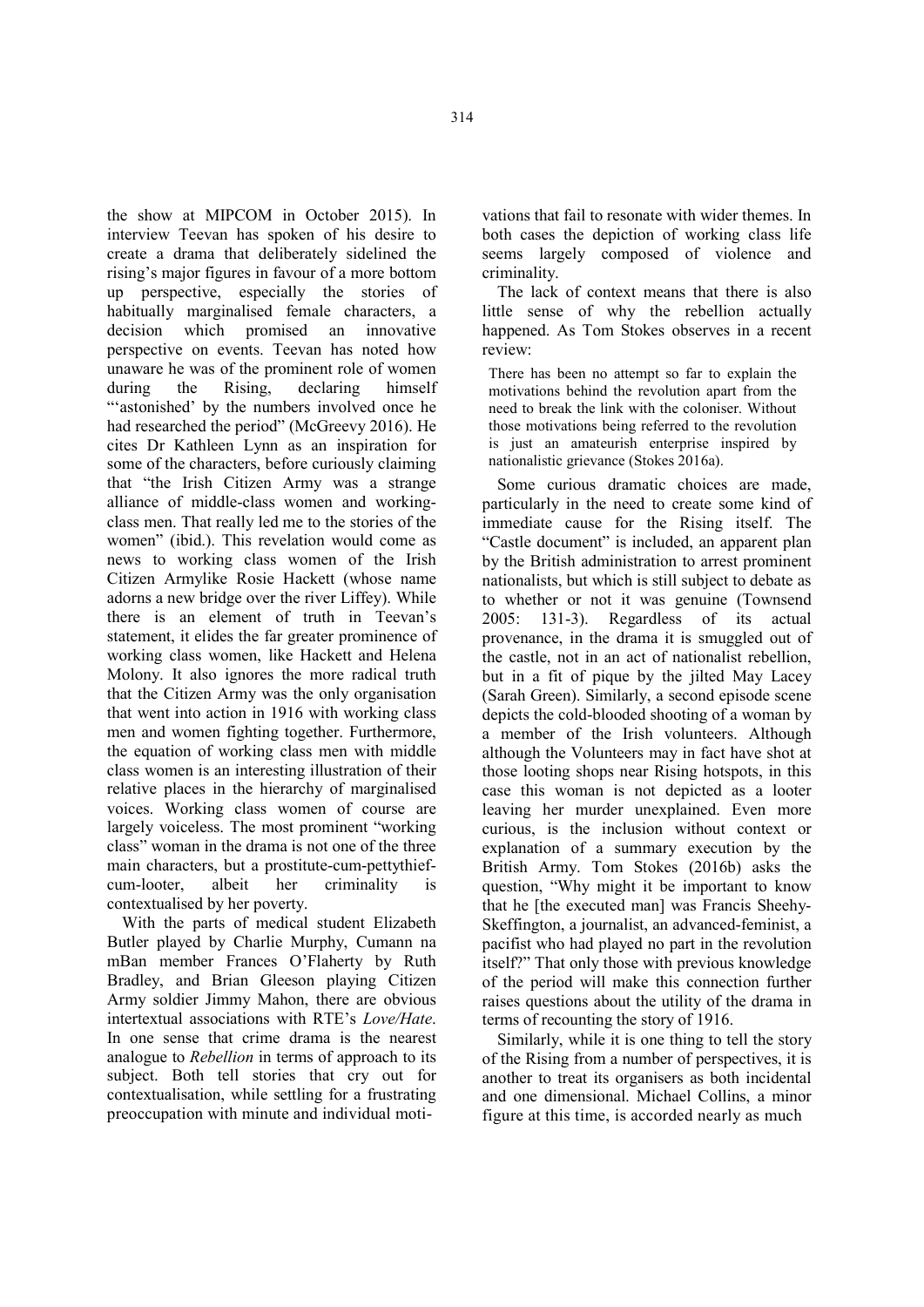the show at MIPCOM in October 2015). In interview Teevan has spoken of his desire to create a drama that deliberately sidelined the rising's major figures in favour of a more bottom up perspective, especially the stories of habitually marginalised female characters, a decision which promised an innovative perspective on events. Teevan has noted how unaware he was of the prominent role of women during the Rising, declaring himself "'astonished' by the numbers involved once he had researched the period" (McGreevy 2016). He cites Dr Kathleen Lynn as an inspiration for some of the characters, before curiously claiming that "the Irish Citizen Army was a strange alliance of middle-class women and working-class men. That really led me to the stories of the women" (ibid.). This revelation would come as news to working class women of the Irish Citizen Armylike Rosie Hackett (whose name adorns a new bridge over the river Liffey). While there is an element of truth in Teevan's statement, it elides the far greater prominence of working class women, like Hackett and Helena Molony. It also ignores the more radical truth that the Citizen Army was the only organisation that went into action in 1916 with working class men and women fighting together. Furthermore, the equation of working class men with middle class women is an interesting illustration of their relative places in the hierarchy of marginalised voices. Working class women of course are largely voiceless. The most prominent "working class" woman in the drama is not one of the three main characters, but a prostitute-cum-pettythief-cum-looter, albeit her criminality is contextualised by her poverty.

With the parts of medical student Elizabeth Butler played by Charlie Murphy, Cumann na mBan member Frances O'Flaherty by Ruth Bradley, and Brian Gleeson playing Citizen Army soldier Jimmy Mahon, there are obvious intertextual associations with RTE's *Love/Hate*. In one sense that crime drama is the nearest analogue to *Rebellion* in terms of approach to its subject. Both tell stories that cry out for contextualisation, while settling for a frustrating preoccupation with minute and individual motivations that fail to resonate with wider themes. In both cases the depiction of working class life seems largely composed of violence and criminality.

The lack of context means that there is also little sense of why the rebellion actually happened. As Tom Stokes observes in a recent review:

> There has been no attempt so far to explain the motivations behind the revolution apart from the need to break the link with the coloniser. Without those motivations being referred to the revolution is just an amateurish enterprise inspired by nationalistic grievance (Stokes 2016a).

Some curious dramatic choices are made, particularly in the need to create some kind of immediate cause for the Rising itself. The "Castle document" is included, an apparent plan by the British administration to arrest prominent nationalists, but which is still subject to debate as to whether or not it was genuine (Townsend 2005: 131-3). Regardless of its actual provenance, in the drama it is smuggled out of the castle, not in an act of nationalist rebellion, but in a fit of pique by the jilted May Lacey (Sarah Green). Similarly, a second episode scene depicts the cold-blooded shooting of a woman by a member of the Irish volunteers. Although although the Volunteers may in fact have shot at those looting shops near Rising hotspots, in this case this woman is not depicted as a looter leaving her murder unexplained. Even more curious, is the inclusion without context or explanation of a summary execution by the British Army. Tom Stokes (2016b) asks the question, "Why might it be important to know that he [the executed man] was Francis Sheehy-Skeffington, a journalist, an advanced-feminist, a pacifist who had played no part in the revolution itself?" That only those with previous knowledge of the period will make this connection further raises questions about the utility of the drama in terms of recounting the story of 1916.

Similarly, while it is one thing to tell the story of the Rising from a number of perspectives, it is another to treat its organisers as both incidental and one dimensional. Michael Collins, a minor figure at this time, is accorded nearly as much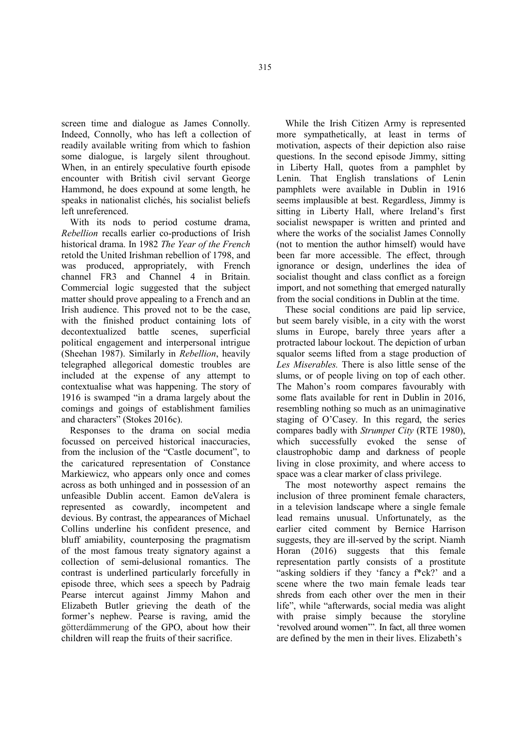screen time and dialogue as James Connolly. Indeed, Connolly, who has left a collection of readily available writing from which to fashion some dialogue, is largely silent throughout. When, in an entirely speculative fourth episode encounter with British civil servant George Hammond, he does expound at some length, he speaks in nationalist clichés, his socialist beliefs left unreferenced.

With its nods to period costume drama, *Rebellion* recalls earlier co-productions of Irish historical drama. In 1982 *The Year of the French* retold the United Irishman rebellion of 1798, and was produced, appropriately, with French channel FR3 and Channel 4 in Britain. Commercial logic suggested that the subject matter should prove appealing to a French and an Irish audience. This proved not to be the case, with the finished product containing lots of decontextualized battle scenes, superficial political engagement and interpersonal intrigue (Sheehan 1987). Similarly in *Rebellion*, heavily telegraphed allegorical domestic troubles are included at the expense of any attempt to contextualise what was happening. The story of 1916 is swamped "in a drama largely about the comings and goings of establishment families and characters" (Stokes 2016c).

Responses to the drama on social media focussed on perceived historical inaccuracies, from the inclusion of the "Castle document", to the caricatured representation of Constance Markiewicz, who appears only once and comes across as both unhinged and in possession of an unfeasible Dublin accent. Eamon deValera is represented as cowardly, incompetent and devious. By contrast, the appearances of Michael Collins underline his confident presence, and bluff amiability, counterposing the pragmatism of the most famous treaty signatory against a collection of semi-delusional romantics. The contrast is underlined particularly forcefully in episode three, which sees a speech by Padraig Pearse intercut against Jimmy Mahon and Elizabeth Butler grieving the death of the former's nephew. Pearse is raving, amid the götterdämmerung of the GPO, about how their children will reap the fruits of their sacrifice.

While the Irish Citizen Army is represented more sympathetically, at least in terms of motivation, aspects of their depiction also raise questions. In the second episode Jimmy, sitting in Liberty Hall, quotes from a pamphlet by Lenin. That English translations of Lenin pamphlets were available in Dublin in 1916 seems implausible at best. Regardless, Jimmy is sitting in Liberty Hall, where Ireland's first socialist newspaper is written and printed and where the works of the socialist James Connolly (not to mention the author himself) would have been far more accessible. The effect, through ignorance or design, underlines the idea of socialist thought and class conflict as a foreign import, and not something that emerged naturally from the social conditions in Dublin at the time.

These social conditions are paid lip service, but seem barely visible, in a city with the worst slums in Europe, barely three years after a protracted labour lockout. The depiction of urban squalor seems lifted from a stage production of *Les Miserables.* There is also little sense of the slums, or of people living on top of each other. The Mahon's room compares favourably with some flats available for rent in Dublin in 2016, resembling nothing so much as an unimaginative staging of O'Casey. In this regard, the series compares badly with *Strumpet City* (RTE 1980), which successfully evoked the sense of claustrophobic damp and darkness of people living in close proximity, and where access to space was a clear marker of class privilege.

The most noteworthy aspect remains the inclusion of three prominent female characters, in a television landscape where a single female lead remains unusual. Unfortunately, as the earlier cited comment by Bernice Harrison suggests, they are ill-served by the script. Niamh Horan (2016) suggests that this female representation partly consists of a prostitute "asking soldiers if they 'fancy a f*ck?' and a scene where the two main female leads tear shreds from each other over the men in their life", while "afterwards, social media was alight with praise simply because the storyline 'revolved around women'". In fact, all three women are defined by the men in their lives. Elizabeth's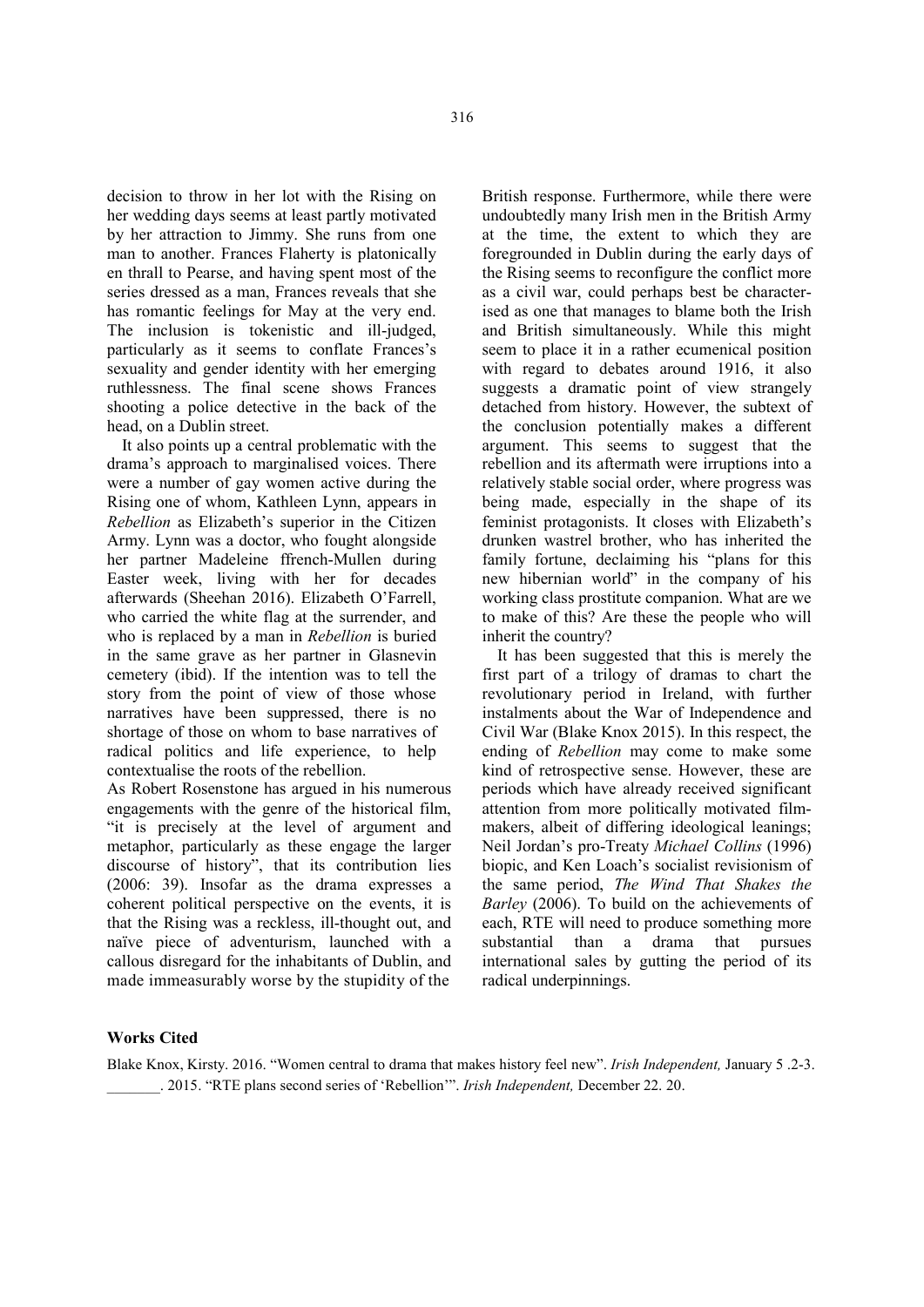decision to throw in her lot with the Rising on her wedding days seems at least partly motivated by her attraction to Jimmy. She runs from one man to another. Frances Flaherty is platonically en thrall to Pearse, and having spent most of the series dressed as a man, Frances reveals that she has romantic feelings for May at the very end. The inclusion is tokenistic and ill-judged, particularly as it seems to conflate Frances's sexuality and gender identity with her emerging ruthlessness. The final scene shows Frances shooting a police detective in the back of the head, on a Dublin street.

It also points up a central problematic with the drama's approach to marginalised voices. There were a number of gay women active during the Rising one of whom, Kathleen Lynn, appears in *Rebellion* as Elizabeth's superior in the Citizen Army. Lynn was a doctor, who fought alongside her partner Madeleine ffrench-Mullen during Easter week, living with her for decades afterwards (Sheehan 2016). Elizabeth O'Farrell, who carried the white flag at the surrender, and who is replaced by a man in *Rebellion* is buried in the same grave as her partner in Glasnevin cemetery (ibid). If the intention was to tell the story from the point of view of those whose narratives have been suppressed, there is no shortage of those on whom to base narratives of radical politics and life experience, to help contextualise the roots of the rebellion.

As Robert Rosenstone has argued in his numerous engagements with the genre of the historical film, "it is precisely at the level of argument and metaphor, particularly as these engage the larger discourse of history", that its contribution lies (2006: 39). Insofar as the drama expresses a coherent political perspective on the events, it is that the Rising was a reckless, ill-thought out, and naïve piece of adventurism, launched with a callous disregard for the inhabitants of Dublin, and made immeasurably worse by the stupidity of the British response. Furthermore, while there were undoubtedly many Irish men in the British Army at the time, the extent to which they are foregrounded in Dublin during the early days of the Rising seems to reconfigure the conflict more as a civil war, could perhaps best be characterised as one that manages to blame both the Irish and British simultaneously. While this might seem to place it in a rather ecumenical position with regard to debates around 1916, it also suggests a dramatic point of view strangely detached from history. However, the subtext of the conclusion potentially makes a different argument. This seems to suggest that the rebellion and its aftermath were irruptions into a relatively stable social order, where progress was being made, especially in the shape of its feminist protagonists. It closes with Elizabeth's drunken wastrel brother, who has inherited the family fortune, declaiming his "plans for this new hibernian world" in the company of his working class prostitute companion. What are we to make of this? Are these the people who will inherit the country?

It has been suggested that this is merely the first part of a trilogy of dramas to chart the revolutionary period in Ireland, with further instalments about the War of Independence and Civil War (Blake Knox 2015). In this respect, the ending of *Rebellion* may come to make some kind of retrospective sense. However, these are periods which have already received significant attention from more politically motivated filmmakers, albeit of differing ideological leanings; Neil Jordan's pro-Treaty *Michael Collins* (1996) biopic, and Ken Loach's socialist revisionism of the same period, *The Wind That Shakes the Barley* (2006). To build on the achievements of each, RTE will need to produce something more substantial than a drama that pursues international sales by gutting the period of its radical underpinnings.

### Works Cited

Blake Knox, Kirsty. 2016. "Women central to drama that makes history feel new". *Irish Independent,* January 5 .2-3.

_______. 2015. "RTE plans second series of 'Rebellion'". *Irish Independent,* December 22. 20.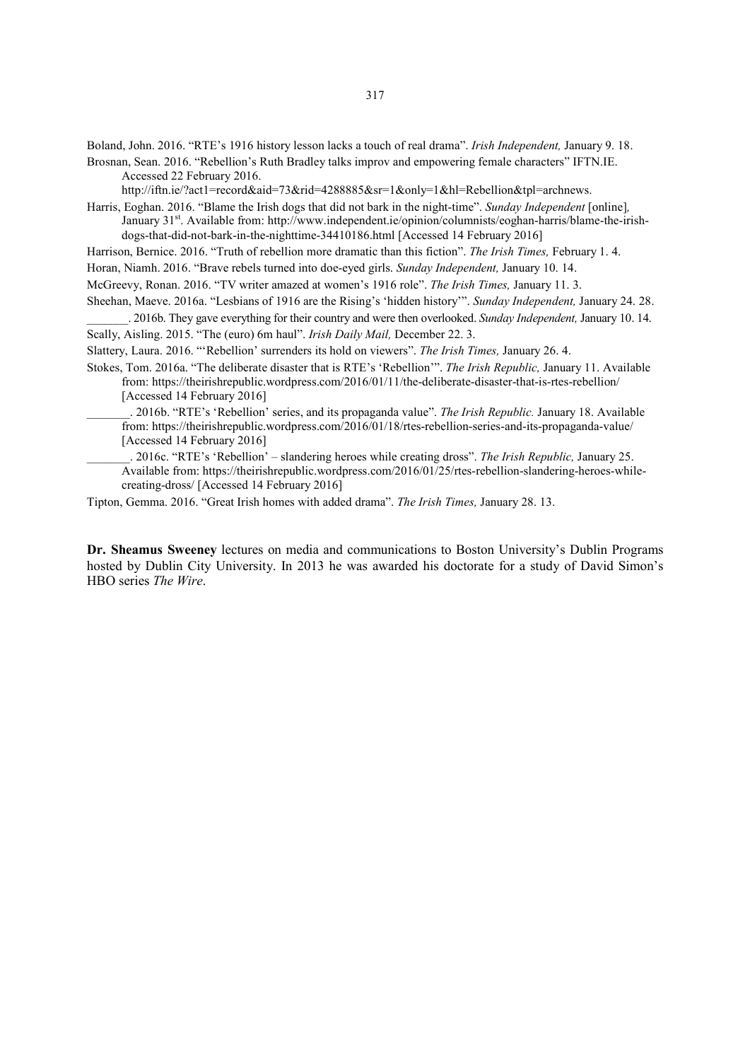Boland, John. 2016. "RTE's 1916 history lesson lacks a touch of real drama". *Irish Independent,* January 9. 18.

Brosnan, Sean. 2016. "Rebellion's Ruth Bradley talks improv and empowering female characters" IFTN.IE. Accessed 22 February 2016. http://iftn.ie/?act1=record&aid=73&rid=4288885&sr=1&only=1&hl=Rebellion&tpl=archnews.

Harris, Eoghan. 2016. "Blame the Irish dogs that did not bark in the night-time". *Sunday Independent* [online], January 31st. Available from: http://www.independent.ie/opinion/columnists/eoghan-harris/blame-the-irish-dogs-that-did-not-bark-in-the-nighttime-34410186.html [Accessed 14 February 2016]

Harrison, Bernice. 2016. "Truth of rebellion more dramatic than this fiction". *The Irish Times,* February 1. 4.

Horan, Niamh. 2016. "Brave rebels turned into doe-eyed girls. *Sunday Independent,* January 10. 14.

McGreevy, Ronan. 2016. "TV writer amazed at women's 1916 role". *The Irish Times,* January 11. 3.

Sheehan, Maeve. 2016a. "Lesbians of 1916 are the Rising's 'hidden history'". *Sunday Independent,* January 24. 28.

_______. 2016b. They gave everything for their country and were then overlooked. *Sunday Independent,* January 10. 14.

Scally, Aisling. 2015. "The (euro) 6m haul". *Irish Daily Mail,* December 22. 3.

Slattery, Laura. 2016. "'Rebellion' surrenders its hold on viewers". *The Irish Times,* January 26. 4.

Stokes, Tom. 2016a. "The deliberate disaster that is RTE's 'Rebellion'". *The Irish Republic,* January 11. Available from: https://theirishrepublic.wordpress.com/2016/01/11/the-deliberate-disaster-that-is-rtes-rebellion/ [Accessed 14 February 2016]

_______. 2016b. "RTE's 'Rebellion' series, and its propaganda value". *The Irish Republic.* January 18. Available from: https://theirishrepublic.wordpress.com/2016/01/18/rtes-rebellion-series-and-its-propaganda-value/ [Accessed 14 February 2016]

_______. 2016c. "RTE's 'Rebellion' – slandering heroes while creating dross". *The Irish Republic,* January 25. Available from: https://theirishrepublic.wordpress.com/2016/01/25/rtes-rebellion-slandering-heroes-while-creating-dross/ [Accessed 14 February 2016]

Tipton, Gemma. 2016. "Great Irish homes with added drama". *The Irish Times,* January 28. 13.

**Dr. Sheamus Sweeney** lectures on media and communications to Boston University's Dublin Programs hosted by Dublin City University. In 2013 he was awarded his doctorate for a study of David Simon's HBO series *The Wire*.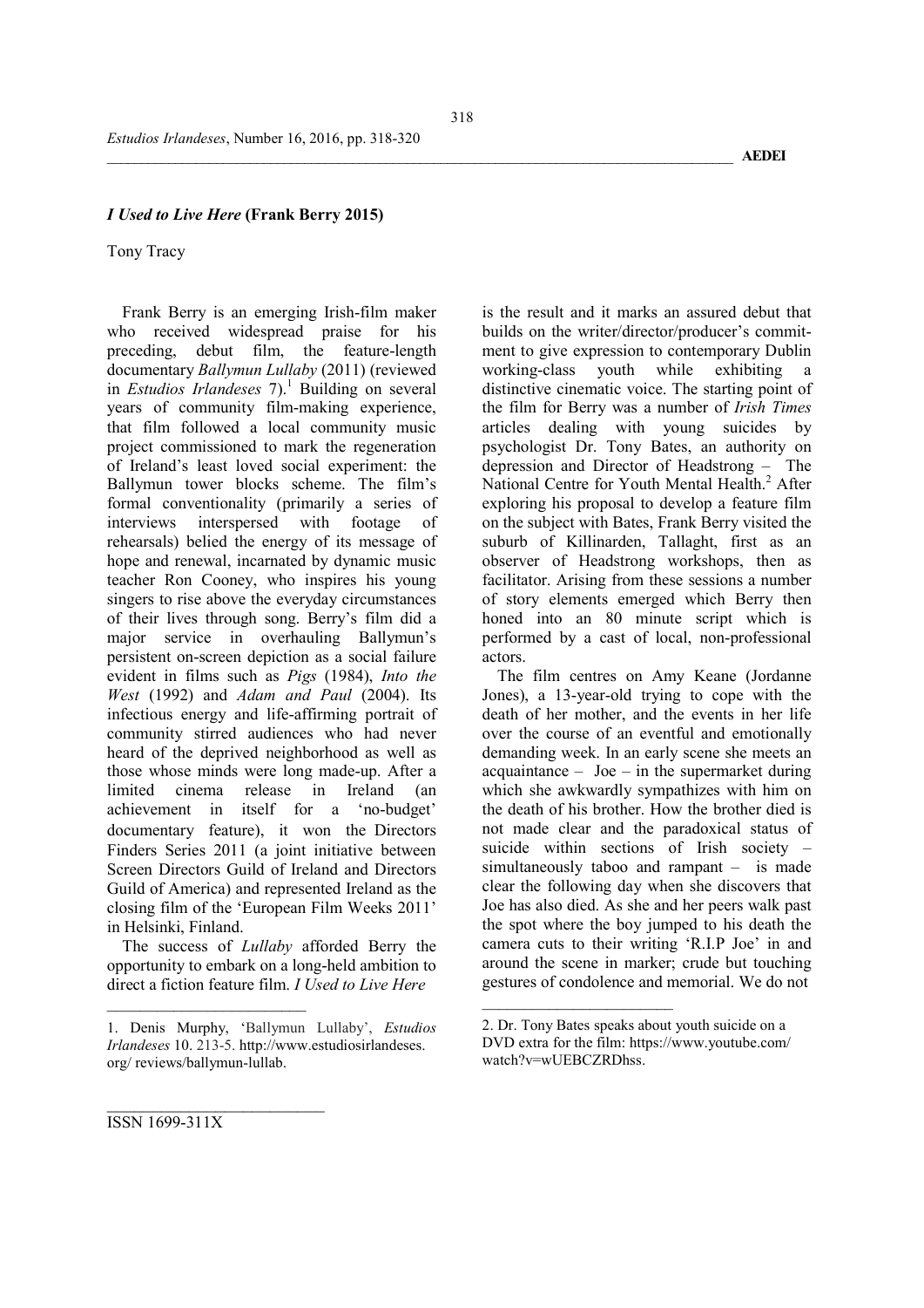## *I Used to Live Here* (Frank Berry 2015)

Tony Tracy

Frank Berry is an emerging Irish-film maker who received widespread praise for his preceding, debut film, the feature-length documentary *Ballymun Lullaby* (2011) (reviewed in *Estudios Irlandeses* 7).[1] Building on several years of community film-making experience, that film followed a local community music project commissioned to mark the regeneration of Ireland's least loved social experiment: the Ballymun tower blocks scheme. The film's formal conventionality (primarily a series of interviews interspersed with footage of rehearsals) belied the energy of its message of hope and renewal, incarnated by dynamic music teacher Ron Cooney, who inspires his young singers to rise above the everyday circumstances of their lives through song. Berry's film did a major service in overhauling Ballymun's persistent on-screen depiction as a social failure evident in films such as *Pigs* (1984), *Into the West* (1992) and *Adam and Paul* (2004). Its infectious energy and life-affirming portrait of community stirred audiences who had never heard of the deprived neighborhood as well as those whose minds were long made-up. After a limited cinema release in Ireland (an achievement in itself for a 'no-budget' documentary feature), it won the Directors Finders Series 2011 (a joint initiative between Screen Directors Guild of Ireland and Directors Guild of America) and represented Ireland as the closing film of the 'European Film Weeks 2011' in Helsinki, Finland.

The success of *Lullaby* afforded Berry the opportunity to embark on a long-held ambition to direct a fiction feature film. *I Used to Live Here* is the result and it marks an assured debut that builds on the writer/director/producer's commitment to give expression to contemporary Dublin working-class youth while exhibiting a distinctive cinematic voice. The starting point of the film for Berry was a number of *Irish Times* articles dealing with young suicides by psychologist Dr. Tony Bates, an authority on depression and Director of Headstrong – The National Centre for Youth Mental Health.[2] After exploring his proposal to develop a feature film on the subject with Bates, Frank Berry visited the suburb of Killinarden, Tallaght, first as an observer of Headstrong workshops, then as facilitator. Arising from these sessions a number of story elements emerged which Berry then honed into an 80 minute script which is performed by a cast of local, non-professional actors.

The film centres on Amy Keane (Jordanne Jones), a 13-year-old trying to cope with the death of her mother, and the events in her life over the course of an eventful and emotionally demanding week. In an early scene she meets an acquaintance – Joe – in the supermarket during which she awkwardly sympathizes with him on the death of his brother. How the brother died is not made clear and the paradoxical status of suicide within sections of Irish society – simultaneously taboo and rampant – is made clear the following day when she discovers that Joe has also died. As she and her peers walk past the spot where the boy jumped to his death the camera cuts to their writing 'R.I.P Joe' in and around the scene in marker; crude but touching gestures of condolence and memorial. We do not

---

1. Denis Murphy, 'Ballymun Lullaby', *Estudios Irlandeses* 10. 213-5. http://www.estudiosirlandeses.org/ reviews/ballymun-lullab.

2. Dr. Tony Bates speaks about youth suicide on a DVD extra for the film: https://www.youtube.com/watch?v=wUEBCZRDhss.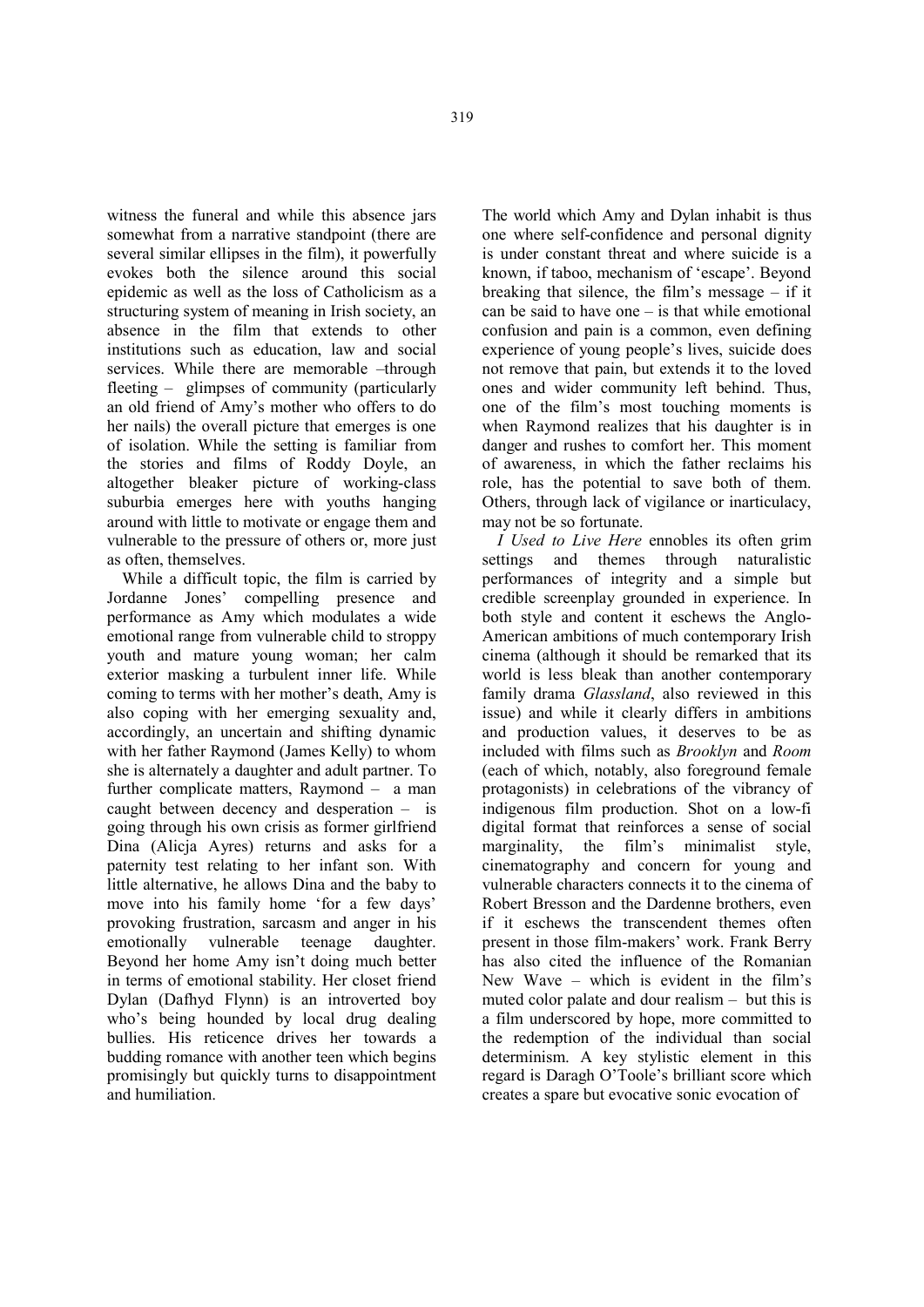witness the funeral and while this absence jars somewhat from a narrative standpoint (there are several similar ellipses in the film), it powerfully evokes both the silence around this social epidemic as well as the loss of Catholicism as a structuring system of meaning in Irish society, an absence in the film that extends to other institutions such as education, law and social services. While there are memorable –through fleeting – glimpses of community (particularly an old friend of Amy's mother who offers to do her nails) the overall picture that emerges is one of isolation. While the setting is familiar from the stories and films of Roddy Doyle, an altogether bleaker picture of working-class suburbia emerges here with youths hanging around with little to motivate or engage them and vulnerable to the pressure of others or, more just as often, themselves.

While a difficult topic, the film is carried by Jordanne Jones' compelling presence and performance as Amy which modulates a wide emotional range from vulnerable child to stroppy youth and mature young woman; her calm exterior masking a turbulent inner life. While coming to terms with her mother's death, Amy is also coping with her emerging sexuality and, accordingly, an uncertain and shifting dynamic with her father Raymond (James Kelly) to whom she is alternately a daughter and adult partner. To further complicate matters, Raymond – a man caught between decency and desperation – is going through his own crisis as former girlfriend Dina (Alicja Ayres) returns and asks for a paternity test relating to her infant son. With little alternative, he allows Dina and the baby to move into his family home 'for a few days' provoking frustration, sarcasm and anger in his emotionally vulnerable teenage daughter. Beyond her home Amy isn't doing much better in terms of emotional stability. Her closet friend Dylan (Dafhyd Flynn) is an introverted boy who's being hounded by local drug dealing bullies. His reticence drives her towards a budding romance with another teen which begins promisingly but quickly turns to disappointment and humiliation.

The world which Amy and Dylan inhabit is thus one where self-confidence and personal dignity is under constant threat and where suicide is a known, if taboo, mechanism of 'escape'. Beyond breaking that silence, the film's message – if it can be said to have one – is that while emotional confusion and pain is a common, even defining experience of young people's lives, suicide does not remove that pain, but extends it to the loved ones and wider community left behind. Thus, one of the film's most touching moments is when Raymond realizes that his daughter is in danger and rushes to comfort her. This moment of awareness, in which the father reclaims his role, has the potential to save both of them. Others, through lack of vigilance or inarticulacy, may not be so fortunate.

*I Used to Live Here* ennobles its often grim settings and themes through naturalistic performances of integrity and a simple but credible screenplay grounded in experience. In both style and content it eschews the Anglo-American ambitions of much contemporary Irish cinema (although it should be remarked that its world is less bleak than another contemporary family drama *Glassland*, also reviewed in this issue) and while it clearly differs in ambitions and production values, it deserves to be as included with films such as *Brooklyn* and *Room* (each of which, notably, also foreground female protagonists) in celebrations of the vibrancy of indigenous film production. Shot on a low-fi digital format that reinforces a sense of social marginality, the film's minimalist style, cinematography and concern for young and vulnerable characters connects it to the cinema of Robert Bresson and the Dardenne brothers, even if it eschews the transcendent themes often present in those film-makers' work. Frank Berry has also cited the influence of the Romanian New Wave – which is evident in the film's muted color palate and dour realism – but this is a film underscored by hope, more committed to the redemption of the individual than social determinism. A key stylistic element in this regard is Daragh O'Toole's brilliant score which creates a spare but evocative sonic evocation of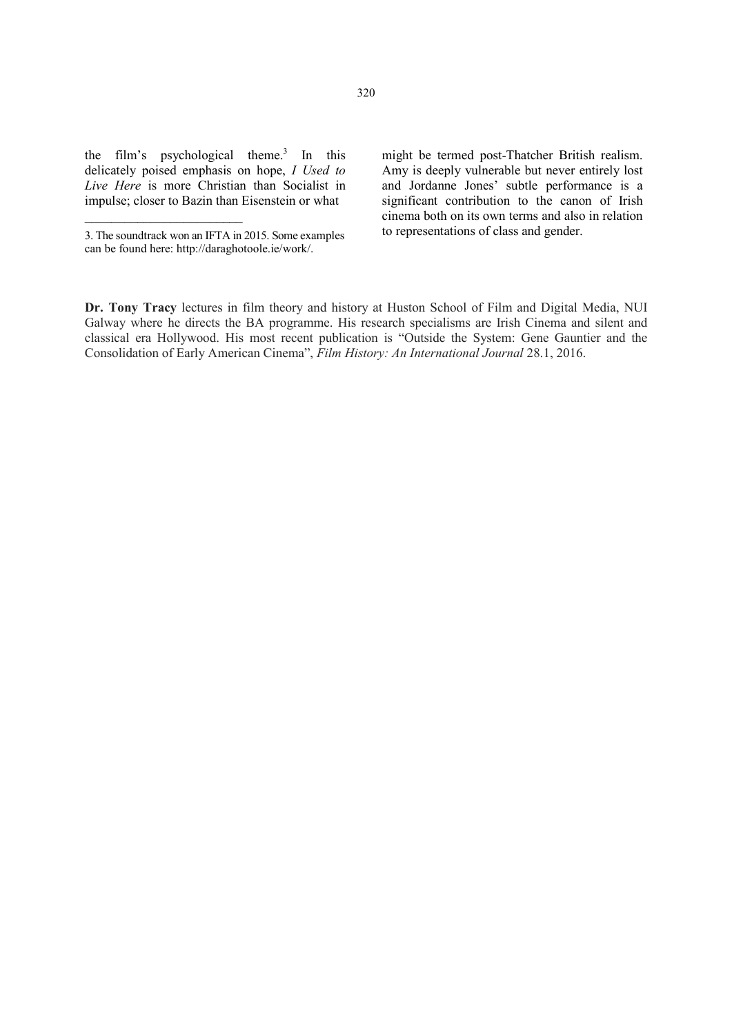the film's psychological theme.[3] In this delicately poised emphasis on hope, *I Used to Live Here* is more Christian than Socialist in impulse; closer to Bazin than Eisenstein or what might be termed post-Thatcher British realism. Amy is deeply vulnerable but never entirely lost and Jordanne Jones' subtle performance is a significant contribution to the canon of Irish cinema both on its own terms and also in relation to representations of class and gender.

3. The soundtrack won an IFTA in 2015. Some examples can be found here: http://daraghotoole.ie/work/.

**Dr. Tony Tracy** lectures in film theory and history at Huston School of Film and Digital Media, NUI Galway where he directs the BA programme. His research specialisms are Irish Cinema and silent and classical era Hollywood. His most recent publication is "Outside the System: Gene Gauntier and the Consolidation of Early American Cinema", *Film History: An International Journal* 28.1, 2016.